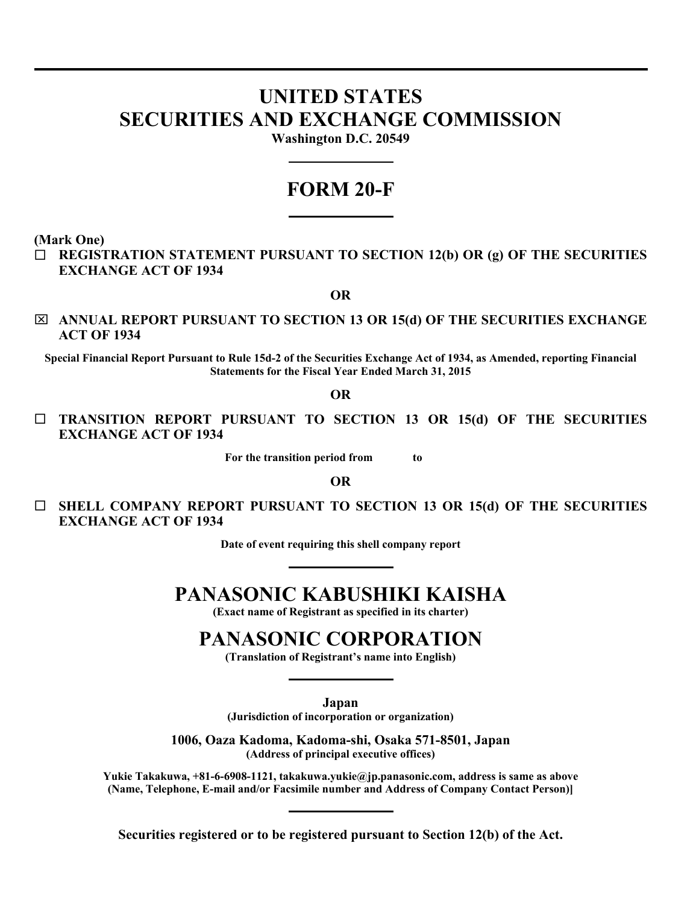# UNITED STATES
# SECURITIES AND EXCHANGE COMMISSION

**Washington D.C. 20549**

---

# FORM 20-F

---

**(Mark One)**

☐ **REGISTRATION STATEMENT PURSUANT TO SECTION 12(b) OR (g) OF THE SECURITIES EXCHANGE ACT OF 1934**

**OR**

☒ **ANNUAL REPORT PURSUANT TO SECTION 13 OR 15(d) OF THE SECURITIES EXCHANGE ACT OF 1934**

**Special Financial Report Pursuant to Rule 15d-2 of the Securities Exchange Act of 1934, as Amended, reporting Financial Statements for the Fiscal Year Ended March 31, 2015**

**OR**

☐ **TRANSITION REPORT PURSUANT TO SECTION 13 OR 15(d) OF THE SECURITIES EXCHANGE ACT OF 1934**

**For the transition period from to**

**OR**

☐ **SHELL COMPANY REPORT PURSUANT TO SECTION 13 OR 15(d) OF THE SECURITIES EXCHANGE ACT OF 1934**

**Date of event requiring this shell company report**

---

# PANASONIC KABUSHIKI KAISHA

**(Exact name of Registrant as specified in its charter)**

# PANASONIC CORPORATION

**(Translation of Registrant's name into English)**

---

**Japan**
**(Jurisdiction of incorporation or organization)**

**1006, Oaza Kadoma, Kadoma-shi, Osaka 571-8501, Japan**
**(Address of principal executive offices)**

**Yukie Takakuwa, +81-6-6908-1121, takakuwa.yukie@jp.panasonic.com, address is same as above**
**(Name, Telephone, E-mail and/or Facsimile number and Address of Company Contact Person)]**

---

**Securities registered or to be registered pursuant to Section 12(b) of the Act.**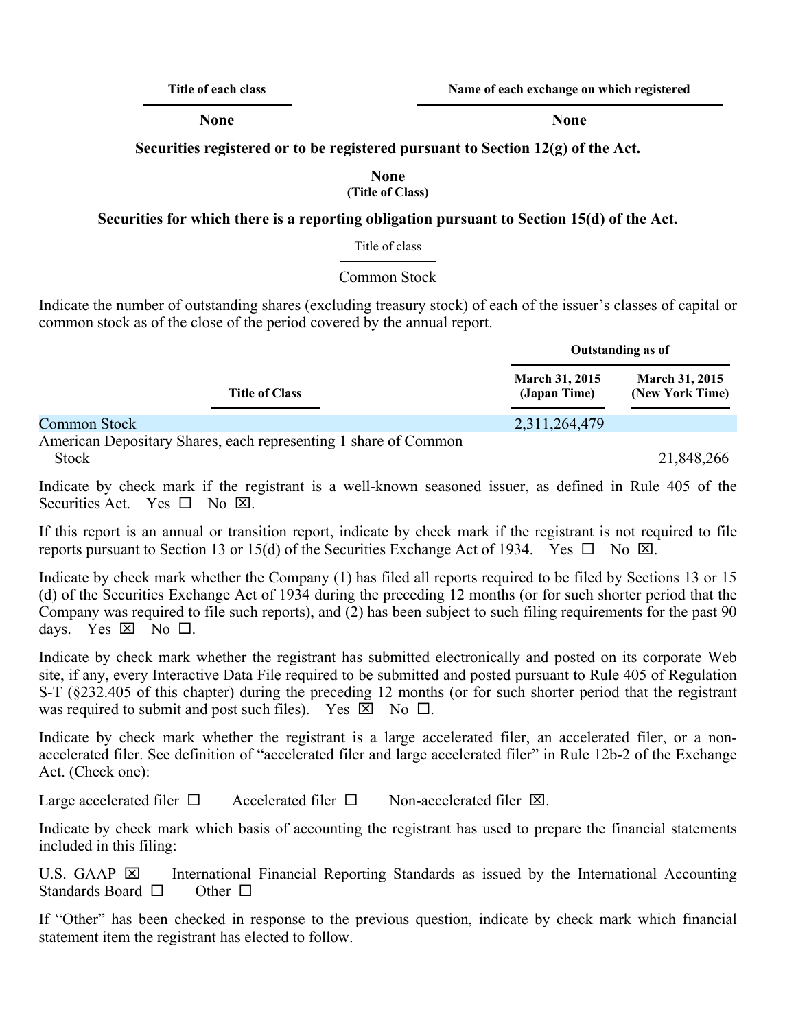| Title of each class | Name of each exchange on which registered |
|---|---|
| None | None |

**Securities registered or to be registered pursuant to Section 12(g) of the Act.**

**None**
**(Title of Class)**

**Securities for which there is a reporting obligation pursuant to Section 15(d) of the Act.**

| Title of class |
|---|
| Common Stock |

Indicate the number of outstanding shares (excluding treasury stock) of each of the issuer's classes of capital or common stock as of the close of the period covered by the annual report.

| Title of Class | Outstanding as of March 31, 2015 (Japan Time) | Outstanding as of March 31, 2015 (New York Time) |
|---|---|---|
| Common Stock | 2,311,264,479 | |
| American Depositary Shares, each representing 1 share of Common Stock | | 21,848,266 |

Indicate by check mark if the registrant is a well-known seasoned issuer, as defined in Rule 405 of the Securities Act. Yes ☐ No ☒.

If this report is an annual or transition report, indicate by check mark if the registrant is not required to file reports pursuant to Section 13 or 15(d) of the Securities Exchange Act of 1934. Yes ☐ No ☒.

Indicate by check mark whether the Company (1) has filed all reports required to be filed by Sections 13 or 15 (d) of the Securities Exchange Act of 1934 during the preceding 12 months (or for such shorter period that the Company was required to file such reports), and (2) has been subject to such filing requirements for the past 90 days. Yes ☒ No ☐.

Indicate by check mark whether the registrant has submitted electronically and posted on its corporate Web site, if any, every Interactive Data File required to be submitted and posted pursuant to Rule 405 of Regulation S-T (§232.405 of this chapter) during the preceding 12 months (or for such shorter period that the registrant was required to submit and post such files). Yes ☒ No ☐.

Indicate by check mark whether the registrant is a large accelerated filer, an accelerated filer, or a non-accelerated filer. See definition of "accelerated filer and large accelerated filer" in Rule 12b-2 of the Exchange Act. (Check one):

Large accelerated filer ☐ Accelerated filer ☐ Non-accelerated filer ☒.

Indicate by check mark which basis of accounting the registrant has used to prepare the financial statements included in this filing:

U.S. GAAP ☒ International Financial Reporting Standards as issued by the International Accounting Standards Board ☐ Other ☐

If "Other" has been checked in response to the previous question, indicate by check mark which financial statement item the registrant has elected to follow.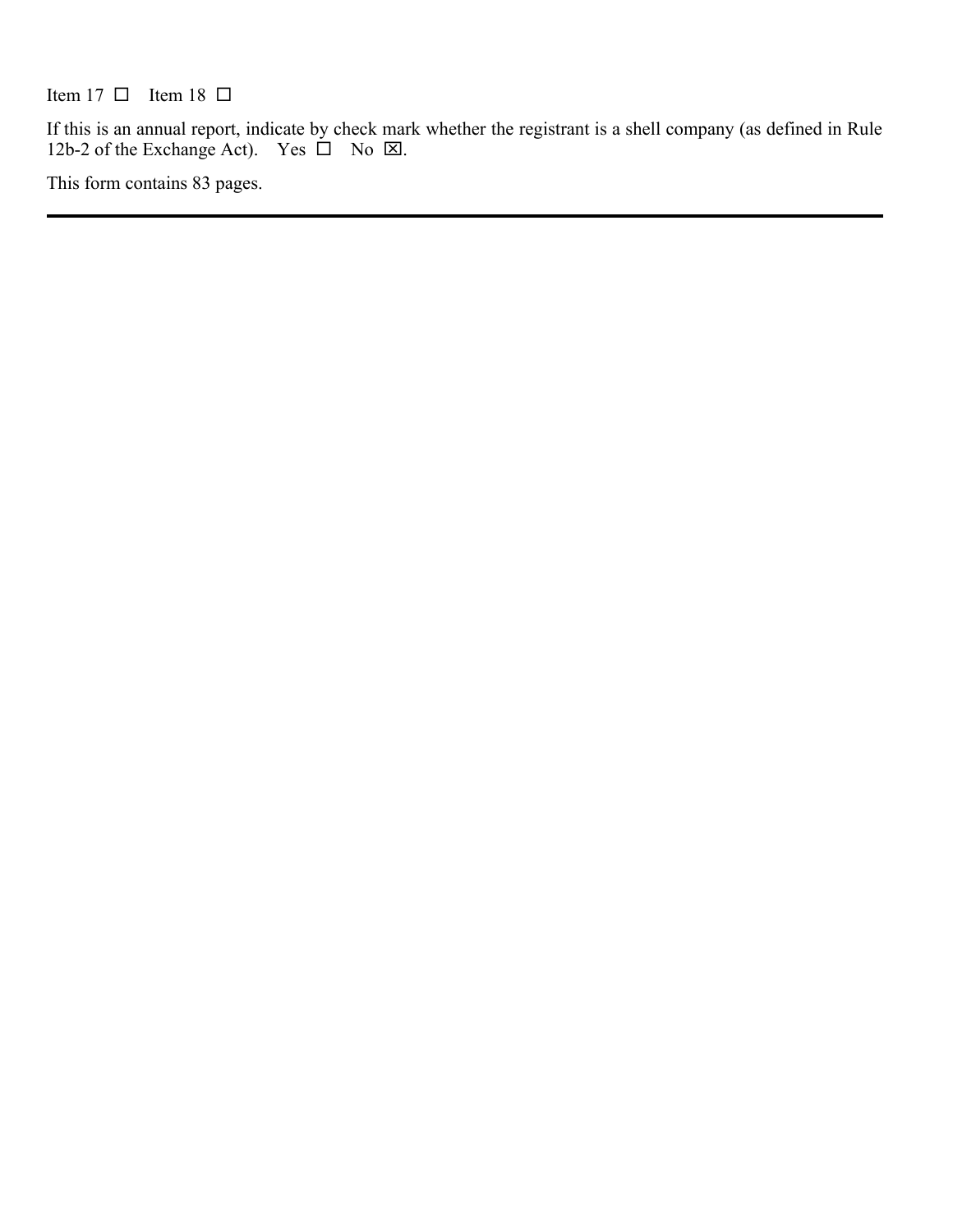Item 17 ☐ Item 18 ☐

If this is an annual report, indicate by check mark whether the registrant is a shell company (as defined in Rule 12b-2 of the Exchange Act). Yes ☐ No ☒.

This form contains 83 pages.

---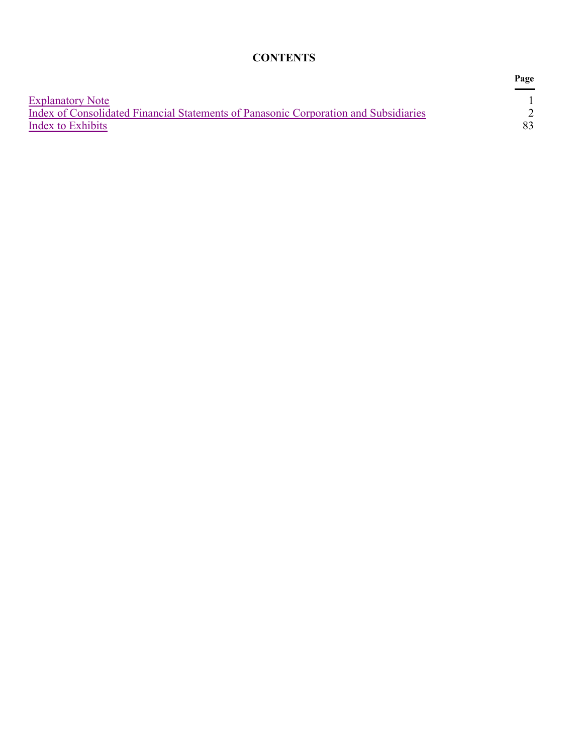# CONTENTS

| | Page |
|---|---|
| Explanatory Note | 1 |
| Index of Consolidated Financial Statements of Panasonic Corporation and Subsidiaries | 2 |
| Index to Exhibits | 83 |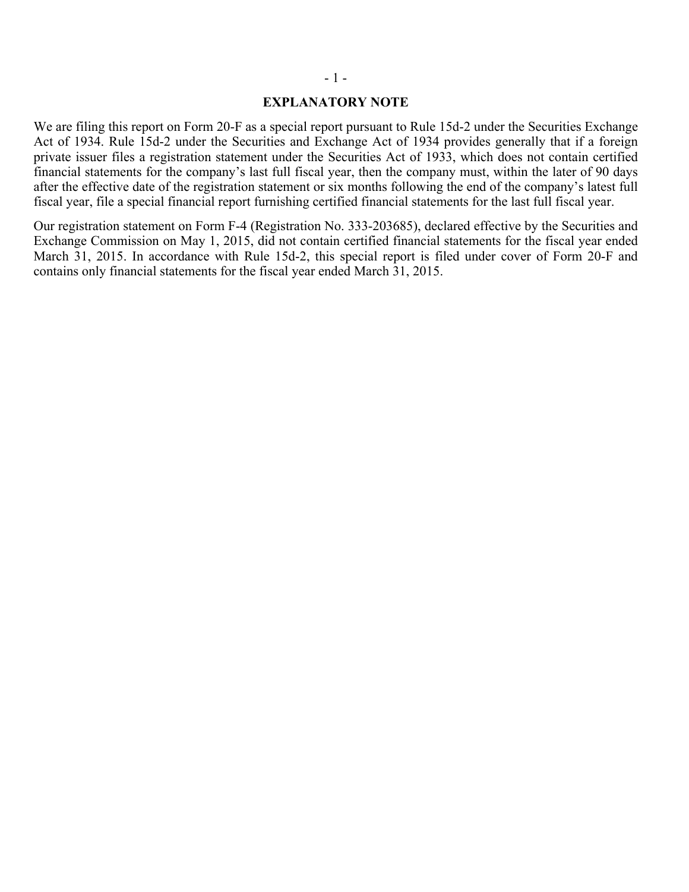# EXPLANATORY NOTE

We are filing this report on Form 20-F as a special report pursuant to Rule 15d-2 under the Securities Exchange Act of 1934. Rule 15d-2 under the Securities and Exchange Act of 1934 provides generally that if a foreign private issuer files a registration statement under the Securities Act of 1933, which does not contain certified financial statements for the company's last full fiscal year, then the company must, within the later of 90 days after the effective date of the registration statement or six months following the end of the company's latest full fiscal year, file a special financial report furnishing certified financial statements for the last full fiscal year.

Our registration statement on Form F-4 (Registration No. 333-203685), declared effective by the Securities and Exchange Commission on May 1, 2015, did not contain certified financial statements for the fiscal year ended March 31, 2015. In accordance with Rule 15d-2, this special report is filed under cover of Form 20-F and contains only financial statements for the fiscal year ended March 31, 2015.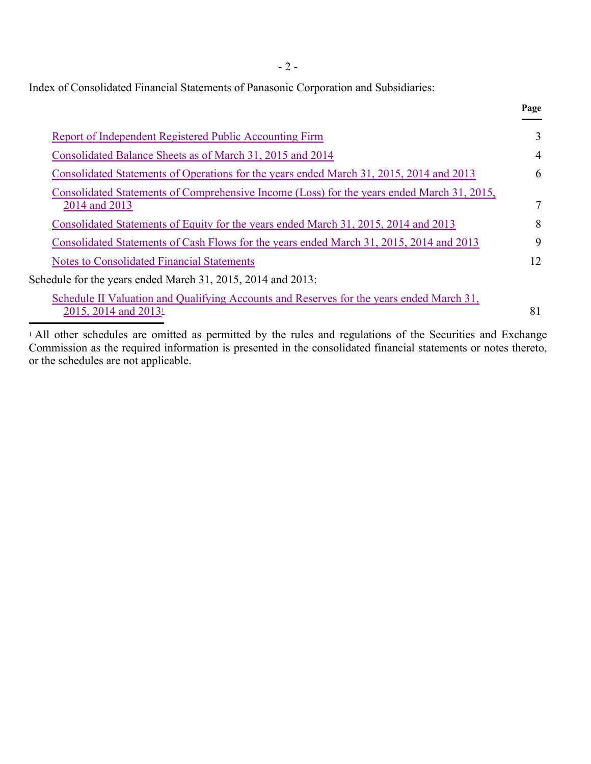Index of Consolidated Financial Statements of Panasonic Corporation and Subsidiaries:

| | Page |
|---|---|
| Report of Independent Registered Public Accounting Firm | 3 |
| Consolidated Balance Sheets as of March 31, 2015 and 2014 | 4 |
| Consolidated Statements of Operations for the years ended March 31, 2015, 2014 and 2013 | 6 |
| Consolidated Statements of Comprehensive Income (Loss) for the years ended March 31, 2015, 2014 and 2013 | 7 |
| Consolidated Statements of Equity for the years ended March 31, 2015, 2014 and 2013 | 8 |
| Consolidated Statements of Cash Flows for the years ended March 31, 2015, 2014 and 2013 | 9 |
| Notes to Consolidated Financial Statements | 12 |
| Schedule for the years ended March 31, 2015, 2014 and 2013: | |
| Schedule II Valuation and Qualifying Accounts and Reserves for the years ended March 31, 2015, 2014 and 2013[1] | 81 |

[1] All other schedules are omitted as permitted by the rules and regulations of the Securities and Exchange Commission as the required information is presented in the consolidated financial statements or notes thereto, or the schedules are not applicable.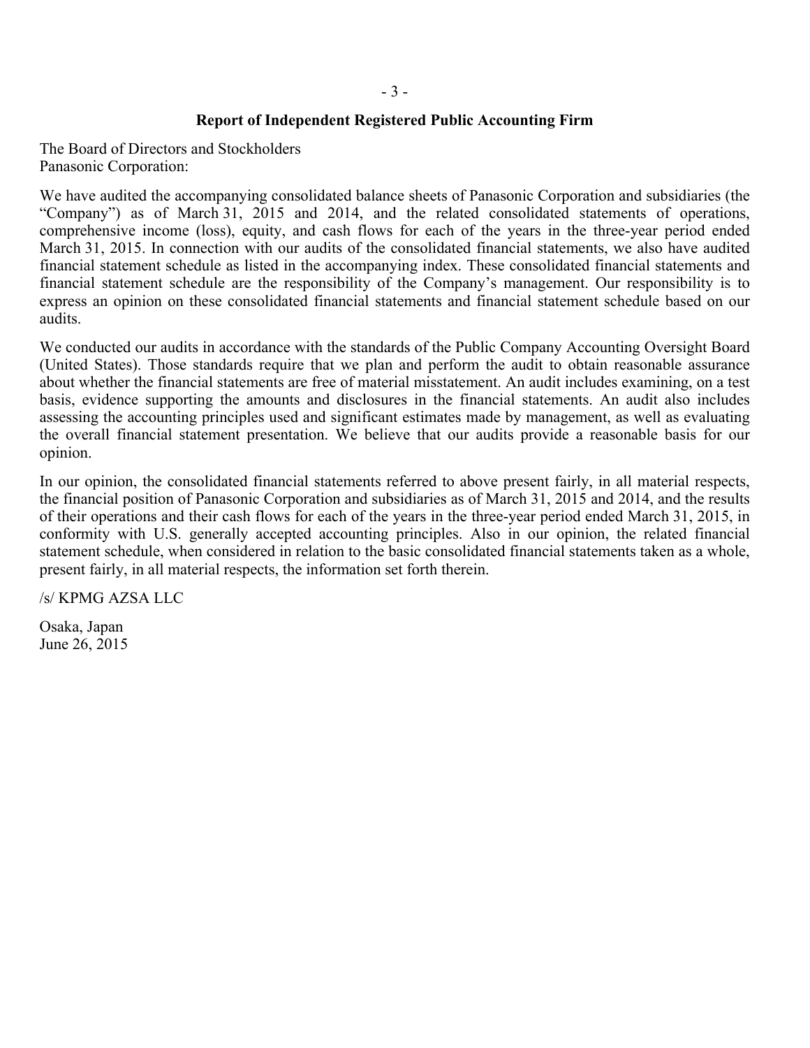## Report of Independent Registered Public Accounting Firm

The Board of Directors and Stockholders
Panasonic Corporation:

We have audited the accompanying consolidated balance sheets of Panasonic Corporation and subsidiaries (the "Company") as of March 31, 2015 and 2014, and the related consolidated statements of operations, comprehensive income (loss), equity, and cash flows for each of the years in the three-year period ended March 31, 2015. In connection with our audits of the consolidated financial statements, we also have audited financial statement schedule as listed in the accompanying index. These consolidated financial statements and financial statement schedule are the responsibility of the Company's management. Our responsibility is to express an opinion on these consolidated financial statements and financial statement schedule based on our audits.

We conducted our audits in accordance with the standards of the Public Company Accounting Oversight Board (United States). Those standards require that we plan and perform the audit to obtain reasonable assurance about whether the financial statements are free of material misstatement. An audit includes examining, on a test basis, evidence supporting the amounts and disclosures in the financial statements. An audit also includes assessing the accounting principles used and significant estimates made by management, as well as evaluating the overall financial statement presentation. We believe that our audits provide a reasonable basis for our opinion.

In our opinion, the consolidated financial statements referred to above present fairly, in all material respects, the financial position of Panasonic Corporation and subsidiaries as of March 31, 2015 and 2014, and the results of their operations and their cash flows for each of the years in the three-year period ended March 31, 2015, in conformity with U.S. generally accepted accounting principles. Also in our opinion, the related financial statement schedule, when considered in relation to the basic consolidated financial statements taken as a whole, present fairly, in all material respects, the information set forth therein.

/s/ KPMG AZSA LLC

Osaka, Japan
June 26, 2015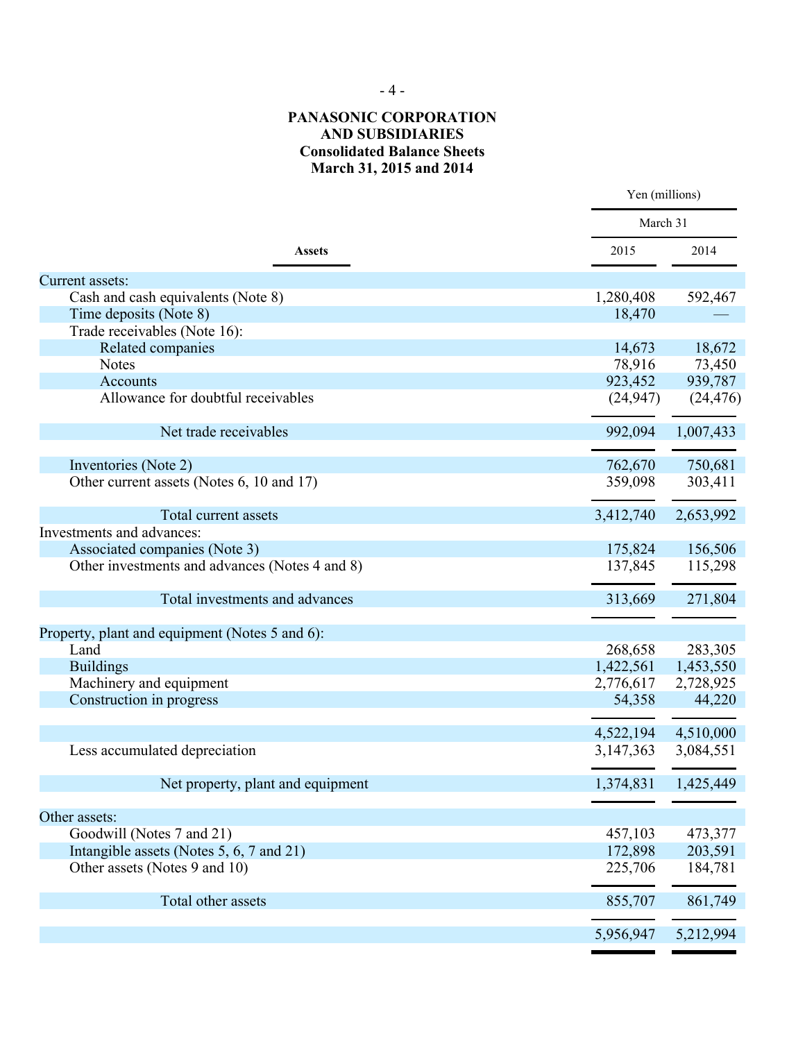# PANASONIC CORPORATION AND SUBSIDIARIES
## Consolidated Balance Sheets
### March 31, 2015 and 2014

| | Yen (millions) | |
|---|---|---|
| | March 31 | |
| **Assets** | 2015 | 2014 |
| Current assets: | | |
| Cash and cash equivalents (Note 8) | 1,280,408 | 592,467 |
| Time deposits (Note 8) | 18,470 | — |
| Trade receivables (Note 16): | | |
| Related companies | 14,673 | 18,672 |
| Notes | 78,916 | 73,450 |
| Accounts | 923,452 | 939,787 |
| Allowance for doubtful receivables | (24,947) | (24,476) |
| Net trade receivables | 992,094 | 1,007,433 |
| Inventories (Note 2) | 762,670 | 750,681 |
| Other current assets (Notes 6, 10 and 17) | 359,098 | 303,411 |
| Total current assets | 3,412,740 | 2,653,992 |
| Investments and advances: | | |
| Associated companies (Note 3) | 175,824 | 156,506 |
| Other investments and advances (Notes 4 and 8) | 137,845 | 115,298 |
| Total investments and advances | 313,669 | 271,804 |
| Property, plant and equipment (Notes 5 and 6): | | |
| Land | 268,658 | 283,305 |
| Buildings | 1,422,561 | 1,453,550 |
| Machinery and equipment | 2,776,617 | 2,728,925 |
| Construction in progress | 54,358 | 44,220 |
| | 4,522,194 | 4,510,000 |
| Less accumulated depreciation | 3,147,363 | 3,084,551 |
| Net property, plant and equipment | 1,374,831 | 1,425,449 |
| Other assets: | | |
| Goodwill (Notes 7 and 21) | 457,103 | 473,377 |
| Intangible assets (Notes 5, 6, 7 and 21) | 172,898 | 203,591 |
| Other assets (Notes 9 and 10) | 225,706 | 184,781 |
| Total other assets | 855,707 | 861,749 |
| | 5,956,947 | 5,212,994 |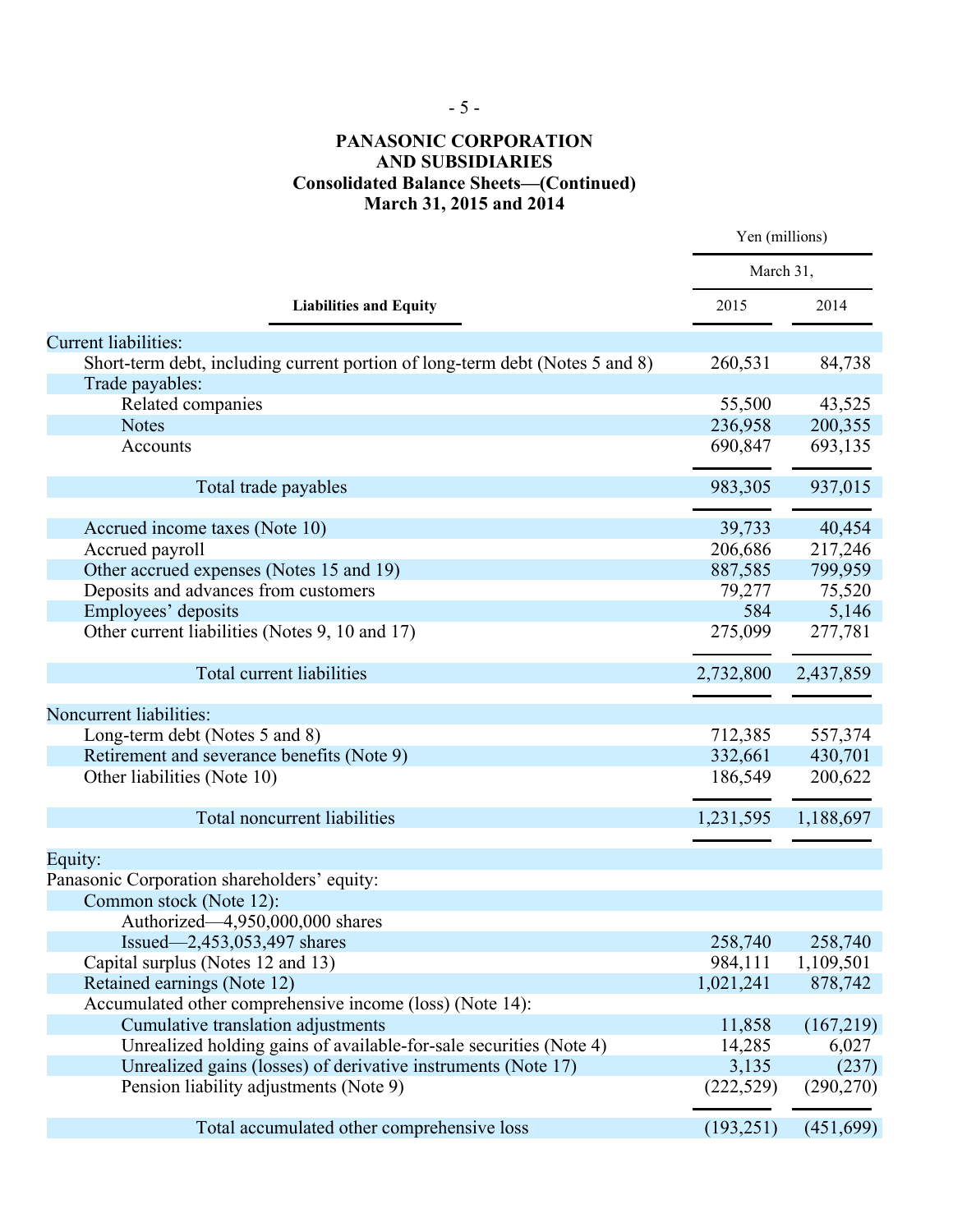# PANASONIC CORPORATION AND SUBSIDIARIES
## Consolidated Balance Sheets—(Continued)
### March 31, 2015 and 2014

| Liabilities and Equity | Yen (millions) | |
|---|---|---|
| | March 31, | |
| | 2015 | 2014 |
| **Current liabilities:** | | |
| Short-term debt, including current portion of long-term debt (Notes 5 and 8) | 260,531 | 84,738 |
| Trade payables: | | |
| Related companies | 55,500 | 43,525 |
| Notes | 236,958 | 200,355 |
| Accounts | 690,847 | 693,135 |
| Total trade payables | 983,305 | 937,015 |
| Accrued income taxes (Note 10) | 39,733 | 40,454 |
| Accrued payroll | 206,686 | 217,246 |
| Other accrued expenses (Notes 15 and 19) | 887,585 | 799,959 |
| Deposits and advances from customers | 79,277 | 75,520 |
| Employees' deposits | 584 | 5,146 |
| Other current liabilities (Notes 9, 10 and 17) | 275,099 | 277,781 |
| Total current liabilities | 2,732,800 | 2,437,859 |
| **Noncurrent liabilities:** | | |
| Long-term debt (Notes 5 and 8) | 712,385 | 557,374 |
| Retirement and severance benefits (Note 9) | 332,661 | 430,701 |
| Other liabilities (Note 10) | 186,549 | 200,622 |
| Total noncurrent liabilities | 1,231,595 | 1,188,697 |
| **Equity:** | | |
| Panasonic Corporation shareholders' equity: | | |
| Common stock (Note 12): | | |
| Authorized—4,950,000,000 shares | | |
| Issued—2,453,053,497 shares | 258,740 | 258,740 |
| Capital surplus (Notes 12 and 13) | 984,111 | 1,109,501 |
| Retained earnings (Note 12) | 1,021,241 | 878,742 |
| Accumulated other comprehensive income (loss) (Note 14): | | |
| Cumulative translation adjustments | 11,858 | (167,219) |
| Unrealized holding gains of available-for-sale securities (Note 4) | 14,285 | 6,027 |
| Unrealized gains (losses) of derivative instruments (Note 17) | 3,135 | (237) |
| Pension liability adjustments (Note 9) | (222,529) | (290,270) |
| Total accumulated other comprehensive loss | (193,251) | (451,699) |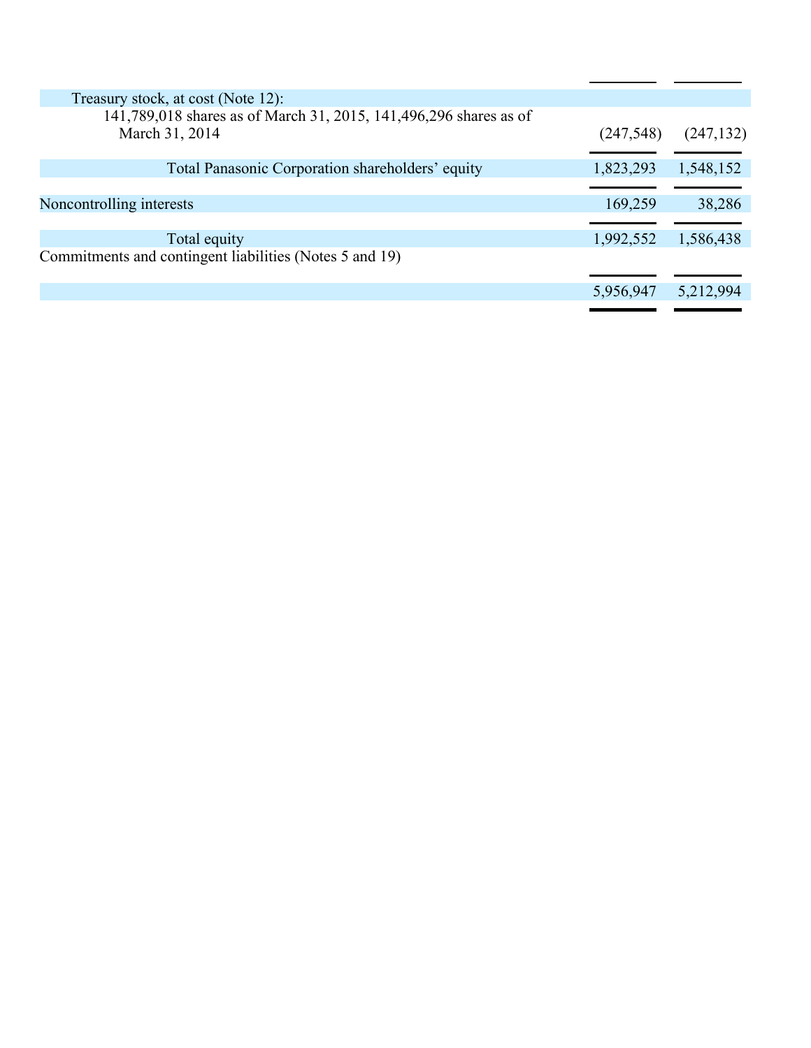| | | |
|---|---|---|
| Treasury stock, at cost (Note 12): | | |
| 141,789,018 shares as of March 31, 2015, 141,496,296 shares as of March 31, 2014 | (247,548) | (247,132) |
| Total Panasonic Corporation shareholders' equity | 1,823,293 | 1,548,152 |
| Noncontrolling interests | 169,259 | 38,286 |
| Total equity | 1,992,552 | 1,586,438 |
| Commitments and contingent liabilities (Notes 5 and 19) | | |
| | 5,956,947 | 5,212,994 |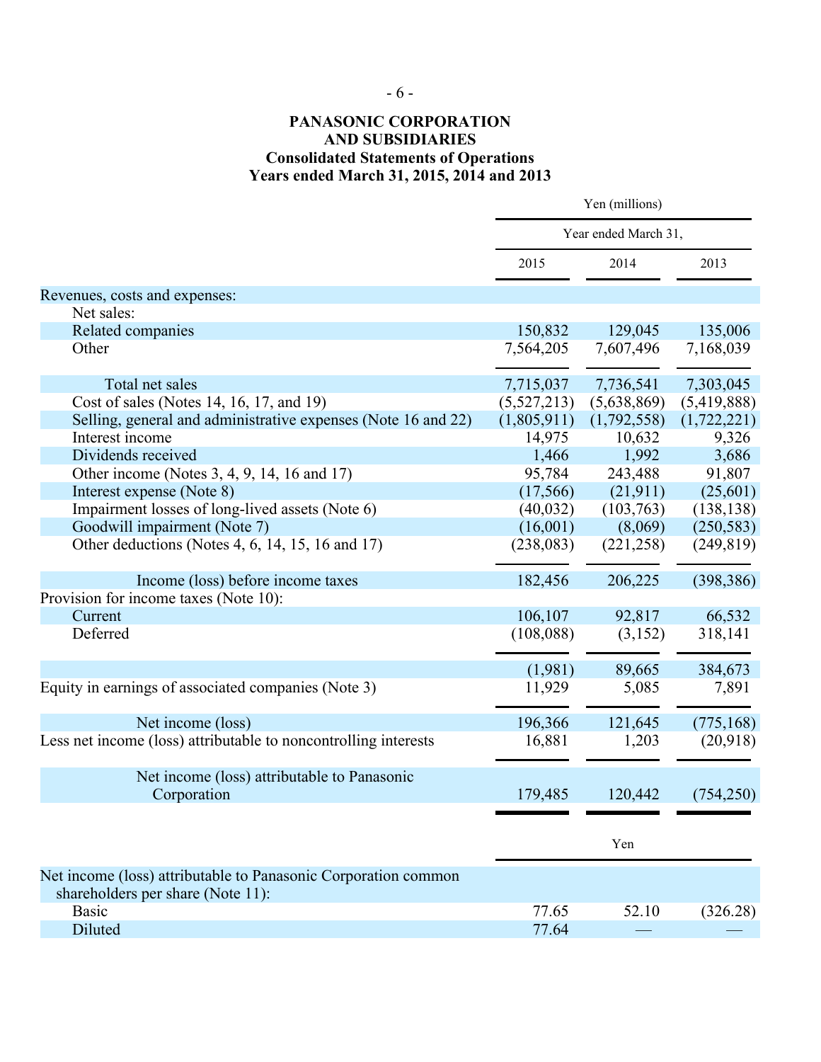# PANASONIC CORPORATION AND SUBSIDIARIES

## Consolidated Statements of Operations

### Years ended March 31, 2015, 2014 and 2013

| | Yen (millions) | | |
|---|---|---|---|
| | Year ended March 31, | | |
| | 2015 | 2014 | 2013 |
| Revenues, costs and expenses: | | | |
| Net sales: | | | |
| Related companies | 150,832 | 129,045 | 135,006 |
| Other | 7,564,205 | 7,607,496 | 7,168,039 |
| Total net sales | 7,715,037 | 7,736,541 | 7,303,045 |
| Cost of sales (Notes 14, 16, 17, and 19) | (5,527,213) | (5,638,869) | (5,419,888) |
| Selling, general and administrative expenses (Note 16 and 22) | (1,805,911) | (1,792,558) | (1,722,221) |
| Interest income | 14,975 | 10,632 | 9,326 |
| Dividends received | 1,466 | 1,992 | 3,686 |
| Other income (Notes 3, 4, 9, 14, 16 and 17) | 95,784 | 243,488 | 91,807 |
| Interest expense (Note 8) | (17,566) | (21,911) | (25,601) |
| Impairment losses of long-lived assets (Note 6) | (40,032) | (103,763) | (138,138) |
| Goodwill impairment (Note 7) | (16,001) | (8,069) | (250,583) |
| Other deductions (Notes 4, 6, 14, 15, 16 and 17) | (238,083) | (221,258) | (249,819) |
| Income (loss) before income taxes | 182,456 | 206,225 | (398,386) |
| Provision for income taxes (Note 10): | | | |
| Current | 106,107 | 92,817 | 66,532 |
| Deferred | (108,088) | (3,152) | 318,141 |
| | (1,981) | 89,665 | 384,673 |
| Equity in earnings of associated companies (Note 3) | 11,929 | 5,085 | 7,891 |
| Net income (loss) | 196,366 | 121,645 | (775,168) |
| Less net income (loss) attributable to noncontrolling interests | 16,881 | 1,203 | (20,918) |
| Net income (loss) attributable to Panasonic Corporation | 179,485 | 120,442 | (754,250) |

| | Yen | | |
|---|---|---|---|
| Net income (loss) attributable to Panasonic Corporation common shareholders per share (Note 11): | | | |
| Basic | 77.65 | 52.10 | (326.28) |
| Diluted | 77.64 | — | — |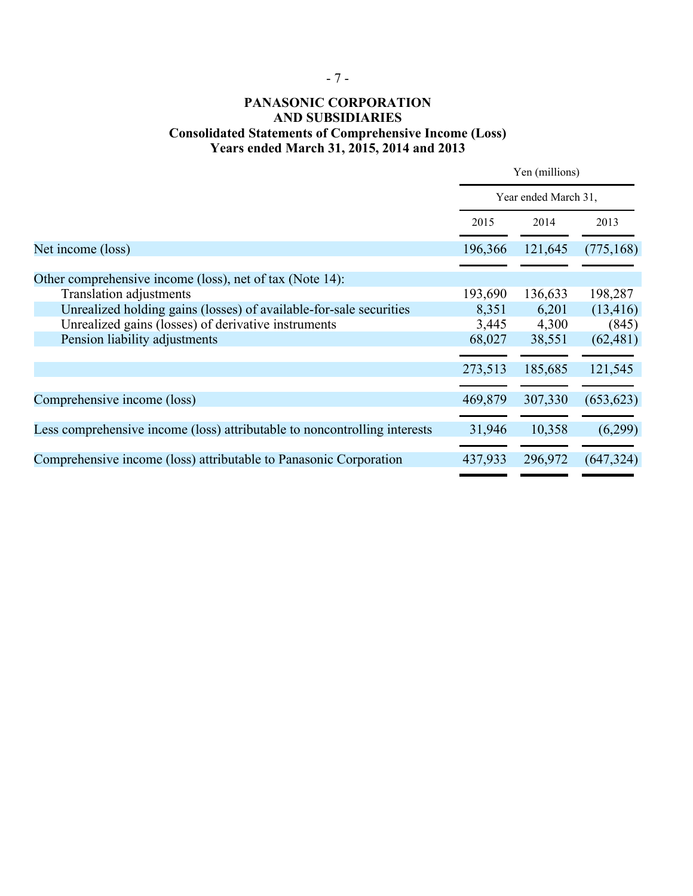**PANASONIC CORPORATION**
**AND SUBSIDIARIES**
**Consolidated Statements of Comprehensive Income (Loss)**
**Years ended March 31, 2015, 2014 and 2013**

| | Yen (millions) | | |
|---|---|---|---|
| | Year ended March 31, | | |
| | 2015 | 2014 | 2013 |
| Net income (loss) | 196,366 | 121,645 | (775,168) |
| Other comprehensive income (loss), net of tax (Note 14): | | | |
| Translation adjustments | 193,690 | 136,633 | 198,287 |
| Unrealized holding gains (losses) of available-for-sale securities | 8,351 | 6,201 | (13,416) |
| Unrealized gains (losses) of derivative instruments | 3,445 | 4,300 | (845) |
| Pension liability adjustments | 68,027 | 38,551 | (62,481) |
| | 273,513 | 185,685 | 121,545 |
| Comprehensive income (loss) | 469,879 | 307,330 | (653,623) |
| Less comprehensive income (loss) attributable to noncontrolling interests | 31,946 | 10,358 | (6,299) |
| Comprehensive income (loss) attributable to Panasonic Corporation | 437,933 | 296,972 | (647,324) |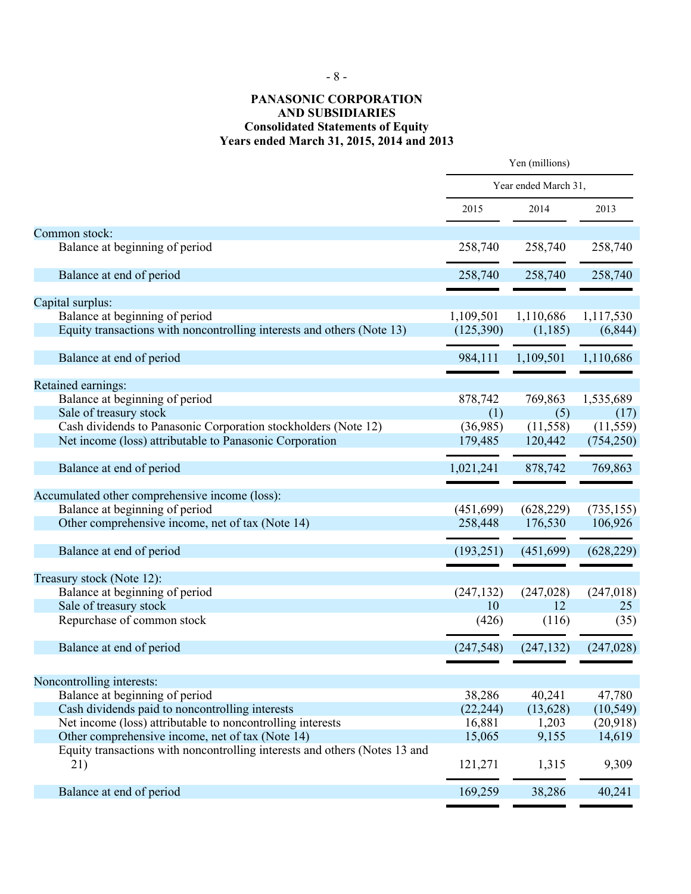# PANASONIC CORPORATION AND SUBSIDIARIES

## Consolidated Statements of Equity

### Years ended March 31, 2015, 2014 and 2013

| | Yen (millions) | | |
|---|---|---|---|
| | Year ended March 31, | | |
| | 2015 | 2014 | 2013 |
| **Common stock:** | | | |
| Balance at beginning of period | 258,740 | 258,740 | 258,740 |
| Balance at end of period | 258,740 | 258,740 | 258,740 |
| **Capital surplus:** | | | |
| Balance at beginning of period | 1,109,501 | 1,110,686 | 1,117,530 |
| Equity transactions with noncontrolling interests and others (Note 13) | (125,390) | (1,185) | (6,844) |
| Balance at end of period | 984,111 | 1,109,501 | 1,110,686 |
| **Retained earnings:** | | | |
| Balance at beginning of period | 878,742 | 769,863 | 1,535,689 |
| Sale of treasury stock | (1) | (5) | (17) |
| Cash dividends to Panasonic Corporation stockholders (Note 12) | (36,985) | (11,558) | (11,559) |
| Net income (loss) attributable to Panasonic Corporation | 179,485 | 120,442 | (754,250) |
| Balance at end of period | 1,021,241 | 878,742 | 769,863 |
| **Accumulated other comprehensive income (loss):** | | | |
| Balance at beginning of period | (451,699) | (628,229) | (735,155) |
| Other comprehensive income, net of tax (Note 14) | 258,448 | 176,530 | 106,926 |
| Balance at end of period | (193,251) | (451,699) | (628,229) |
| **Treasury stock (Note 12):** | | | |
| Balance at beginning of period | (247,132) | (247,028) | (247,018) |
| Sale of treasury stock | 10 | 12 | 25 |
| Repurchase of common stock | (426) | (116) | (35) |
| Balance at end of period | (247,548) | (247,132) | (247,028) |
| **Noncontrolling interests:** | | | |
| Balance at beginning of period | 38,286 | 40,241 | 47,780 |
| Cash dividends paid to noncontrolling interests | (22,244) | (13,628) | (10,549) |
| Net income (loss) attributable to noncontrolling interests | 16,881 | 1,203 | (20,918) |
| Other comprehensive income, net of tax (Note 14) | 15,065 | 9,155 | 14,619 |
| Equity transactions with noncontrolling interests and others (Notes 13 and 21) | 121,271 | 1,315 | 9,309 |
| Balance at end of period | 169,259 | 38,286 | 40,241 |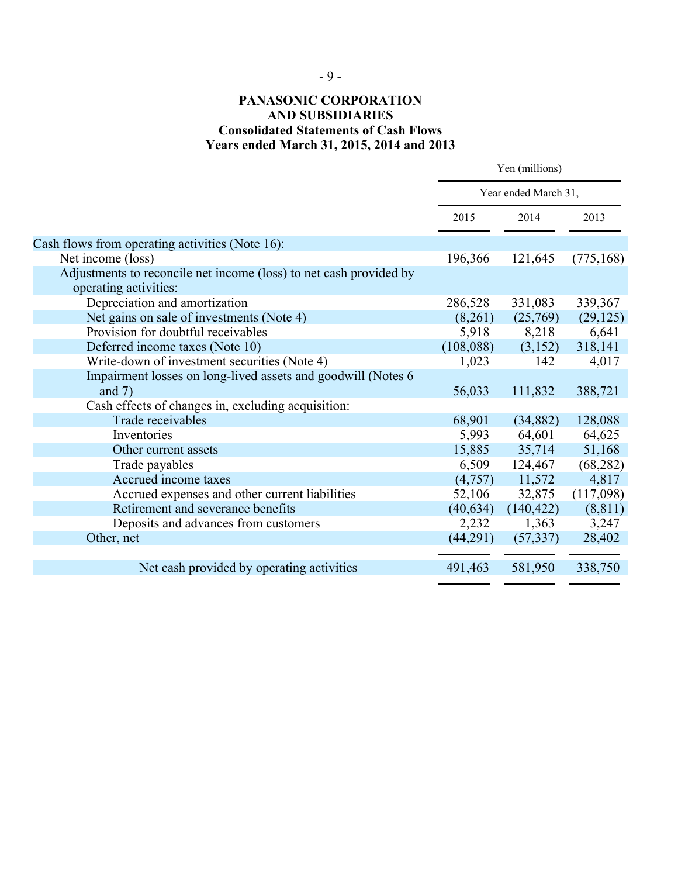# PANASONIC CORPORATION AND SUBSIDIARIES

## Consolidated Statements of Cash Flows

## Years ended March 31, 2015, 2014 and 2013

| | Yen (millions) | | |
|---|---|---|---|
| | Year ended March 31, | | |
| | 2015 | 2014 | 2013 |
| Cash flows from operating activities (Note 16): | | | |
| Net income (loss) | 196,366 | 121,645 | (775,168) |
| Adjustments to reconcile net income (loss) to net cash provided by operating activities: | | | |
| Depreciation and amortization | 286,528 | 331,083 | 339,367 |
| Net gains on sale of investments (Note 4) | (8,261) | (25,769) | (29,125) |
| Provision for doubtful receivables | 5,918 | 8,218 | 6,641 |
| Deferred income taxes (Note 10) | (108,088) | (3,152) | 318,141 |
| Write-down of investment securities (Note 4) | 1,023 | 142 | 4,017 |
| Impairment losses on long-lived assets and goodwill (Notes 6 and 7) | 56,033 | 111,832 | 388,721 |
| Cash effects of changes in, excluding acquisition: | | | |
| Trade receivables | 68,901 | (34,882) | 128,088 |
| Inventories | 5,993 | 64,601 | 64,625 |
| Other current assets | 15,885 | 35,714 | 51,168 |
| Trade payables | 6,509 | 124,467 | (68,282) |
| Accrued income taxes | (4,757) | 11,572 | 4,817 |
| Accrued expenses and other current liabilities | 52,106 | 32,875 | (117,098) |
| Retirement and severance benefits | (40,634) | (140,422) | (8,811) |
| Deposits and advances from customers | 2,232 | 1,363 | 3,247 |
| Other, net | (44,291) | (57,337) | 28,402 |
| Net cash provided by operating activities | 491,463 | 581,950 | 338,750 |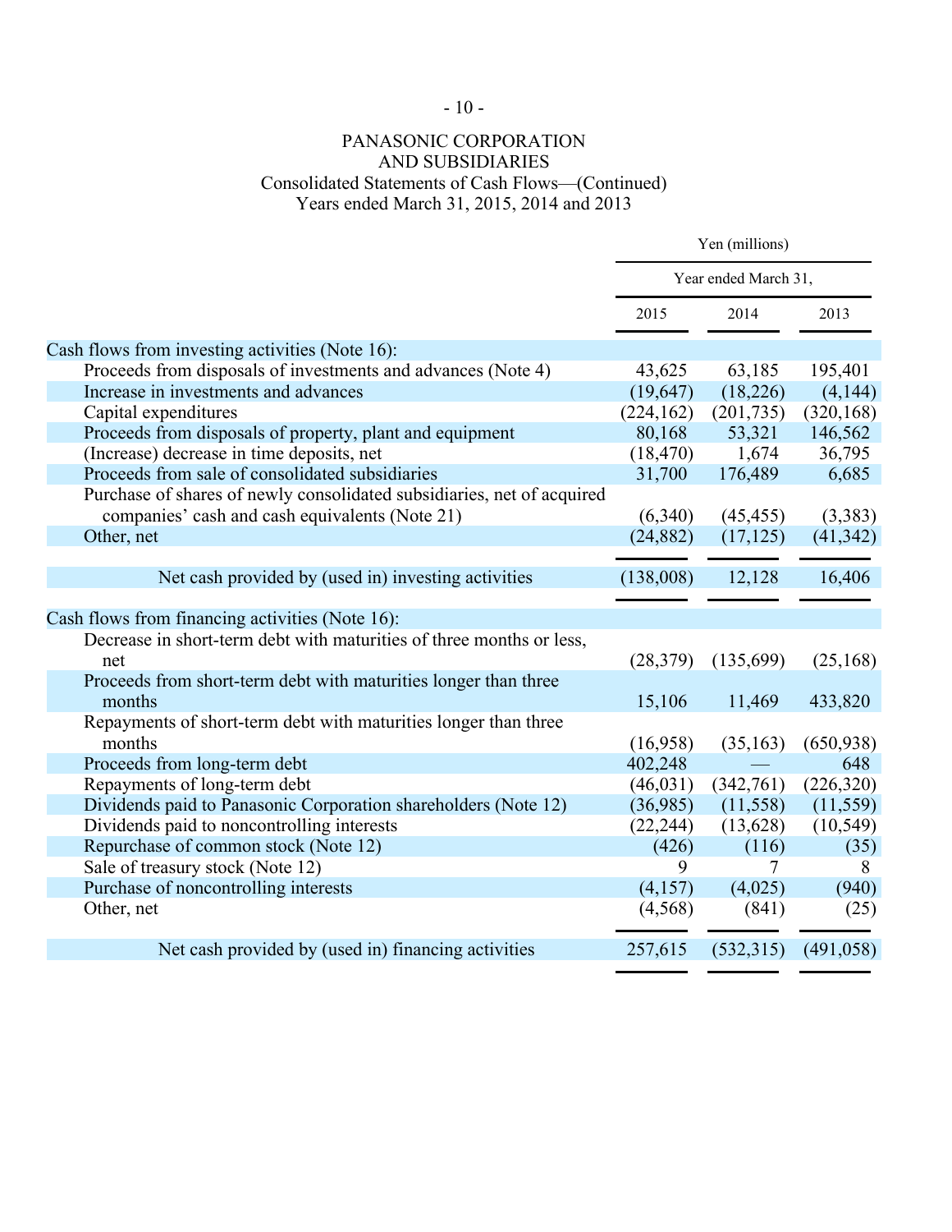PANASONIC CORPORATION
AND SUBSIDIARIES
Consolidated Statements of Cash Flows—(Continued)
Years ended March 31, 2015, 2014 and 2013

| | Yen (millions) | | |
|---|---|---|---|
| | Year ended March 31, | | |
| | 2015 | 2014 | 2013 |
| **Cash flows from investing activities (Note 16):** | | | |
| Proceeds from disposals of investments and advances (Note 4) | 43,625 | 63,185 | 195,401 |
| Increase in investments and advances | (19,647) | (18,226) | (4,144) |
| Capital expenditures | (224,162) | (201,735) | (320,168) |
| Proceeds from disposals of property, plant and equipment | 80,168 | 53,321 | 146,562 |
| (Increase) decrease in time deposits, net | (18,470) | 1,674 | 36,795 |
| Proceeds from sale of consolidated subsidiaries | 31,700 | 176,489 | 6,685 |
| Purchase of shares of newly consolidated subsidiaries, net of acquired companies' cash and cash equivalents (Note 21) | (6,340) | (45,455) | (3,383) |
| Other, net | (24,882) | (17,125) | (41,342) |
| Net cash provided by (used in) investing activities | (138,008) | 12,128 | 16,406 |
| **Cash flows from financing activities (Note 16):** | | | |
| Decrease in short-term debt with maturities of three months or less, net | (28,379) | (135,699) | (25,168) |
| Proceeds from short-term debt with maturities longer than three months | 15,106 | 11,469 | 433,820 |
| Repayments of short-term debt with maturities longer than three months | (16,958) | (35,163) | (650,938) |
| Proceeds from long-term debt | 402,248 | — | 648 |
| Repayments of long-term debt | (46,031) | (342,761) | (226,320) |
| Dividends paid to Panasonic Corporation shareholders (Note 12) | (36,985) | (11,558) | (11,559) |
| Dividends paid to noncontrolling interests | (22,244) | (13,628) | (10,549) |
| Repurchase of common stock (Note 12) | (426) | (116) | (35) |
| Sale of treasury stock (Note 12) | 9 | 7 | 8 |
| Purchase of noncontrolling interests | (4,157) | (4,025) | (940) |
| Other, net | (4,568) | (841) | (25) |
| Net cash provided by (used in) financing activities | 257,615 | (532,315) | (491,058) |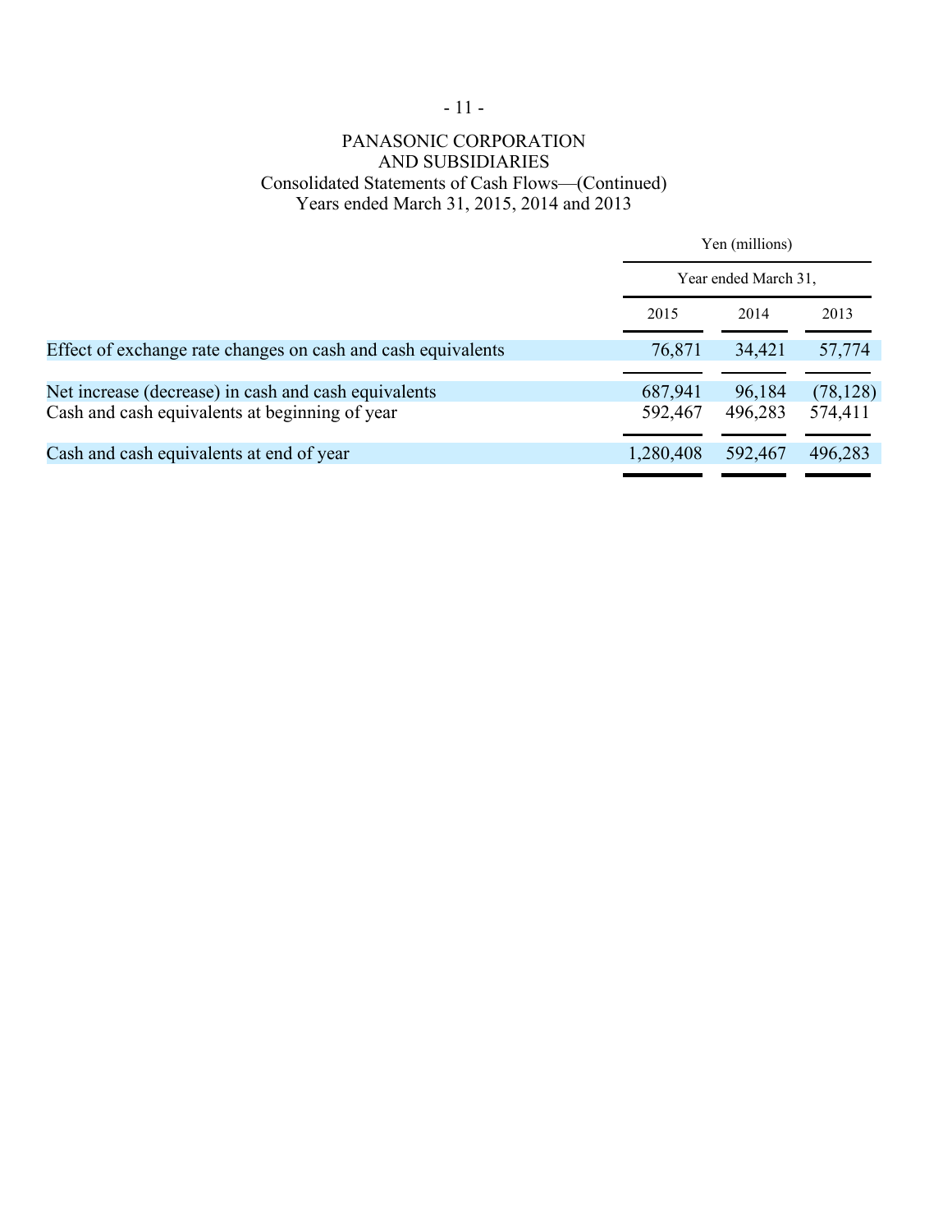PANASONIC CORPORATION
AND SUBSIDIARIES
Consolidated Statements of Cash Flows—(Continued)
Years ended March 31, 2015, 2014 and 2013

| | Yen (millions) | | |
|---|---|---|---|
| | Year ended March 31, | | |
| | 2015 | 2014 | 2013 |
| Effect of exchange rate changes on cash and cash equivalents | 76,871 | 34,421 | 57,774 |
| Net increase (decrease) in cash and cash equivalents | 687,941 | 96,184 | (78,128) |
| Cash and cash equivalents at beginning of year | 592,467 | 496,283 | 574,411 |
| Cash and cash equivalents at end of year | 1,280,408 | 592,467 | 496,283 |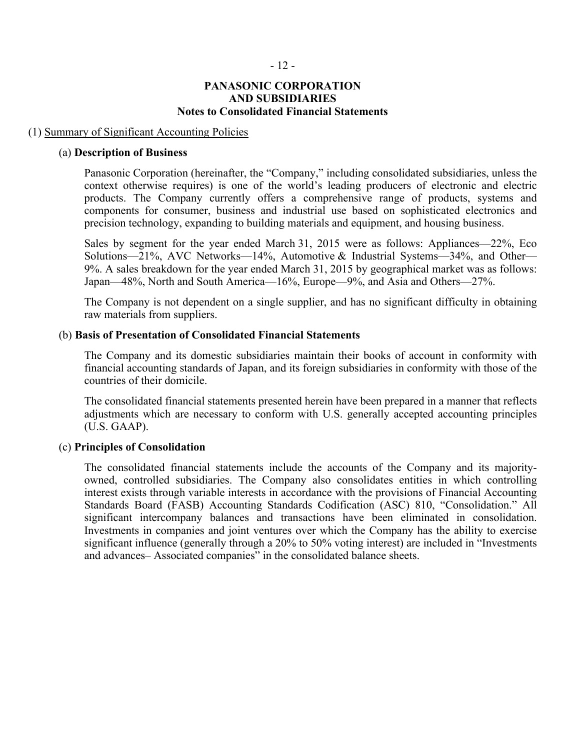# PANASONIC CORPORATION AND SUBSIDIARIES
## Notes to Consolidated Financial Statements

(1) Summary of Significant Accounting Policies

(a) **Description of Business**

Panasonic Corporation (hereinafter, the "Company," including consolidated subsidiaries, unless the context otherwise requires) is one of the world's leading producers of electronic and electric products. The Company currently offers a comprehensive range of products, systems and components for consumer, business and industrial use based on sophisticated electronics and precision technology, expanding to building materials and equipment, and housing business.

Sales by segment for the year ended March 31, 2015 were as follows: Appliances—22%, Eco Solutions—21%, AVC Networks—14%, Automotive & Industrial Systems—34%, and Other—9%. A sales breakdown for the year ended March 31, 2015 by geographical market was as follows: Japan—48%, North and South America—16%, Europe—9%, and Asia and Others—27%.

The Company is not dependent on a single supplier, and has no significant difficulty in obtaining raw materials from suppliers.

(b) **Basis of Presentation of Consolidated Financial Statements**

The Company and its domestic subsidiaries maintain their books of account in conformity with financial accounting standards of Japan, and its foreign subsidiaries in conformity with those of the countries of their domicile.

The consolidated financial statements presented herein have been prepared in a manner that reflects adjustments which are necessary to conform with U.S. generally accepted accounting principles (U.S. GAAP).

(c) **Principles of Consolidation**

The consolidated financial statements include the accounts of the Company and its majority-owned, controlled subsidiaries. The Company also consolidates entities in which controlling interest exists through variable interests in accordance with the provisions of Financial Accounting Standards Board (FASB) Accounting Standards Codification (ASC) 810, "Consolidation." All significant intercompany balances and transactions have been eliminated in consolidation. Investments in companies and joint ventures over which the Company has the ability to exercise significant influence (generally through a 20% to 50% voting interest) are included in "Investments and advances– Associated companies" in the consolidated balance sheets.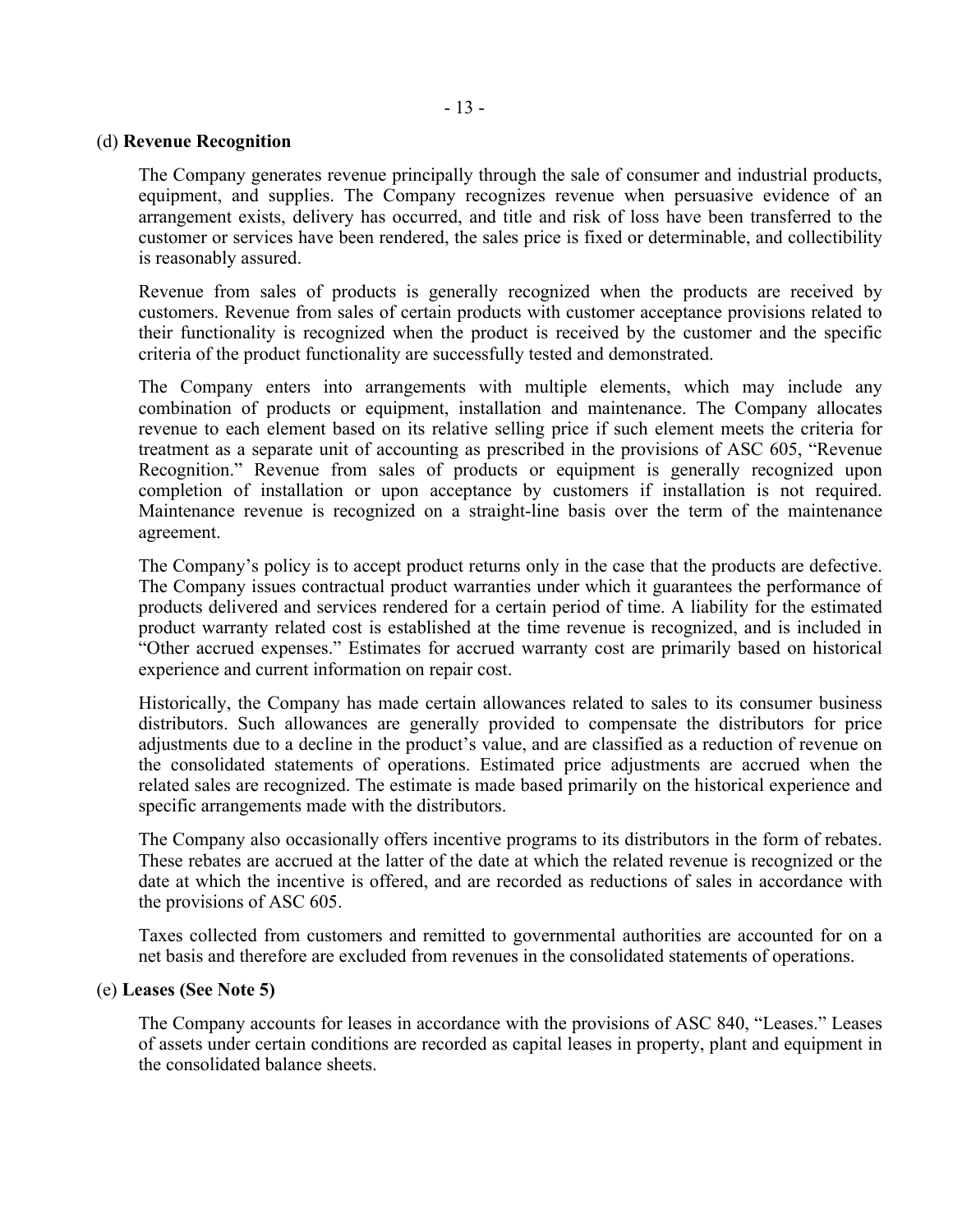(d) **Revenue Recognition**

The Company generates revenue principally through the sale of consumer and industrial products, equipment, and supplies. The Company recognizes revenue when persuasive evidence of an arrangement exists, delivery has occurred, and title and risk of loss have been transferred to the customer or services have been rendered, the sales price is fixed or determinable, and collectibility is reasonably assured.

Revenue from sales of products is generally recognized when the products are received by customers. Revenue from sales of certain products with customer acceptance provisions related to their functionality is recognized when the product is received by the customer and the specific criteria of the product functionality are successfully tested and demonstrated.

The Company enters into arrangements with multiple elements, which may include any combination of products or equipment, installation and maintenance. The Company allocates revenue to each element based on its relative selling price if such element meets the criteria for treatment as a separate unit of accounting as prescribed in the provisions of ASC 605, "Revenue Recognition." Revenue from sales of products or equipment is generally recognized upon completion of installation or upon acceptance by customers if installation is not required. Maintenance revenue is recognized on a straight-line basis over the term of the maintenance agreement.

The Company's policy is to accept product returns only in the case that the products are defective. The Company issues contractual product warranties under which it guarantees the performance of products delivered and services rendered for a certain period of time. A liability for the estimated product warranty related cost is established at the time revenue is recognized, and is included in "Other accrued expenses." Estimates for accrued warranty cost are primarily based on historical experience and current information on repair cost.

Historically, the Company has made certain allowances related to sales to its consumer business distributors. Such allowances are generally provided to compensate the distributors for price adjustments due to a decline in the product's value, and are classified as a reduction of revenue on the consolidated statements of operations. Estimated price adjustments are accrued when the related sales are recognized. The estimate is made based primarily on the historical experience and specific arrangements made with the distributors.

The Company also occasionally offers incentive programs to its distributors in the form of rebates. These rebates are accrued at the latter of the date at which the related revenue is recognized or the date at which the incentive is offered, and are recorded as reductions of sales in accordance with the provisions of ASC 605.

Taxes collected from customers and remitted to governmental authorities are accounted for on a net basis and therefore are excluded from revenues in the consolidated statements of operations.

(e) **Leases (See Note 5)**

The Company accounts for leases in accordance with the provisions of ASC 840, "Leases." Leases of assets under certain conditions are recorded as capital leases in property, plant and equipment in the consolidated balance sheets.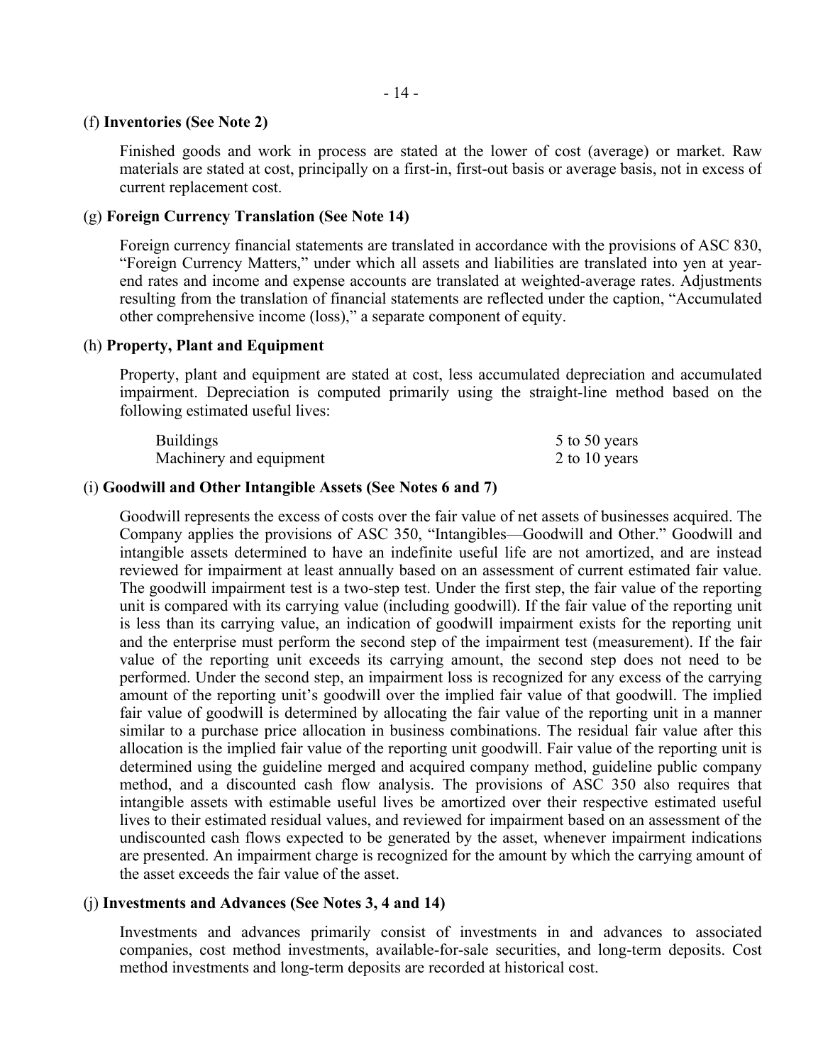(f) **Inventories (See Note 2)**

Finished goods and work in process are stated at the lower of cost (average) or market. Raw materials are stated at cost, principally on a first-in, first-out basis or average basis, not in excess of current replacement cost.

(g) **Foreign Currency Translation (See Note 14)**

Foreign currency financial statements are translated in accordance with the provisions of ASC 830, "Foreign Currency Matters," under which all assets and liabilities are translated into yen at year-end rates and income and expense accounts are translated at weighted-average rates. Adjustments resulting from the translation of financial statements are reflected under the caption, "Accumulated other comprehensive income (loss)," a separate component of equity.

(h) **Property, Plant and Equipment**

Property, plant and equipment are stated at cost, less accumulated depreciation and accumulated impairment. Depreciation is computed primarily using the straight-line method based on the following estimated useful lives:

| | |
|---|---|
| Buildings | 5 to 50 years |
| Machinery and equipment | 2 to 10 years |

(i) **Goodwill and Other Intangible Assets (See Notes 6 and 7)**

Goodwill represents the excess of costs over the fair value of net assets of businesses acquired. The Company applies the provisions of ASC 350, "Intangibles—Goodwill and Other." Goodwill and intangible assets determined to have an indefinite useful life are not amortized, and are instead reviewed for impairment at least annually based on an assessment of current estimated fair value. The goodwill impairment test is a two-step test. Under the first step, the fair value of the reporting unit is compared with its carrying value (including goodwill). If the fair value of the reporting unit is less than its carrying value, an indication of goodwill impairment exists for the reporting unit and the enterprise must perform the second step of the impairment test (measurement). If the fair value of the reporting unit exceeds its carrying amount, the second step does not need to be performed. Under the second step, an impairment loss is recognized for any excess of the carrying amount of the reporting unit's goodwill over the implied fair value of that goodwill. The implied fair value of goodwill is determined by allocating the fair value of the reporting unit in a manner similar to a purchase price allocation in business combinations. The residual fair value after this allocation is the implied fair value of the reporting unit goodwill. Fair value of the reporting unit is determined using the guideline merged and acquired company method, guideline public company method, and a discounted cash flow analysis. The provisions of ASC 350 also requires that intangible assets with estimable useful lives be amortized over their respective estimated useful lives to their estimated residual values, and reviewed for impairment based on an assessment of the undiscounted cash flows expected to be generated by the asset, whenever impairment indications are presented. An impairment charge is recognized for the amount by which the carrying amount of the asset exceeds the fair value of the asset.

(j) **Investments and Advances (See Notes 3, 4 and 14)**

Investments and advances primarily consist of investments in and advances to associated companies, cost method investments, available-for-sale securities, and long-term deposits. Cost method investments and long-term deposits are recorded at historical cost.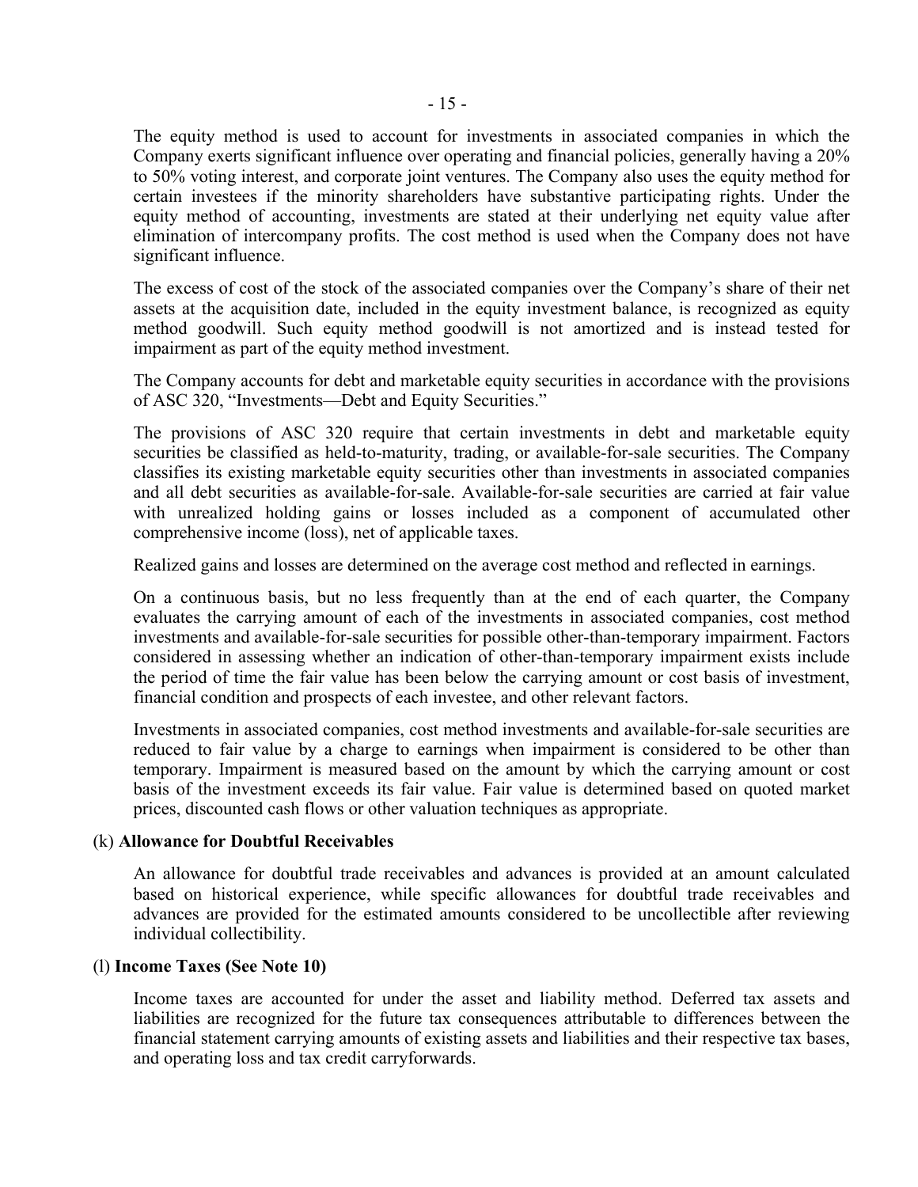The equity method is used to account for investments in associated companies in which the Company exerts significant influence over operating and financial policies, generally having a 20% to 50% voting interest, and corporate joint ventures. The Company also uses the equity method for certain investees if the minority shareholders have substantive participating rights. Under the equity method of accounting, investments are stated at their underlying net equity value after elimination of intercompany profits. The cost method is used when the Company does not have significant influence.

The excess of cost of the stock of the associated companies over the Company's share of their net assets at the acquisition date, included in the equity investment balance, is recognized as equity method goodwill. Such equity method goodwill is not amortized and is instead tested for impairment as part of the equity method investment.

The Company accounts for debt and marketable equity securities in accordance with the provisions of ASC 320, "Investments—Debt and Equity Securities."

The provisions of ASC 320 require that certain investments in debt and marketable equity securities be classified as held-to-maturity, trading, or available-for-sale securities. The Company classifies its existing marketable equity securities other than investments in associated companies and all debt securities as available-for-sale. Available-for-sale securities are carried at fair value with unrealized holding gains or losses included as a component of accumulated other comprehensive income (loss), net of applicable taxes.

Realized gains and losses are determined on the average cost method and reflected in earnings.

On a continuous basis, but no less frequently than at the end of each quarter, the Company evaluates the carrying amount of each of the investments in associated companies, cost method investments and available-for-sale securities for possible other-than-temporary impairment. Factors considered in assessing whether an indication of other-than-temporary impairment exists include the period of time the fair value has been below the carrying amount or cost basis of investment, financial condition and prospects of each investee, and other relevant factors.

Investments in associated companies, cost method investments and available-for-sale securities are reduced to fair value by a charge to earnings when impairment is considered to be other than temporary. Impairment is measured based on the amount by which the carrying amount or cost basis of the investment exceeds its fair value. Fair value is determined based on quoted market prices, discounted cash flows or other valuation techniques as appropriate.

(k) **Allowance for Doubtful Receivables**

An allowance for doubtful trade receivables and advances is provided at an amount calculated based on historical experience, while specific allowances for doubtful trade receivables and advances are provided for the estimated amounts considered to be uncollectible after reviewing individual collectibility.

(l) **Income Taxes (See Note 10)**

Income taxes are accounted for under the asset and liability method. Deferred tax assets and liabilities are recognized for the future tax consequences attributable to differences between the financial statement carrying amounts of existing assets and liabilities and their respective tax bases, and operating loss and tax credit carryforwards.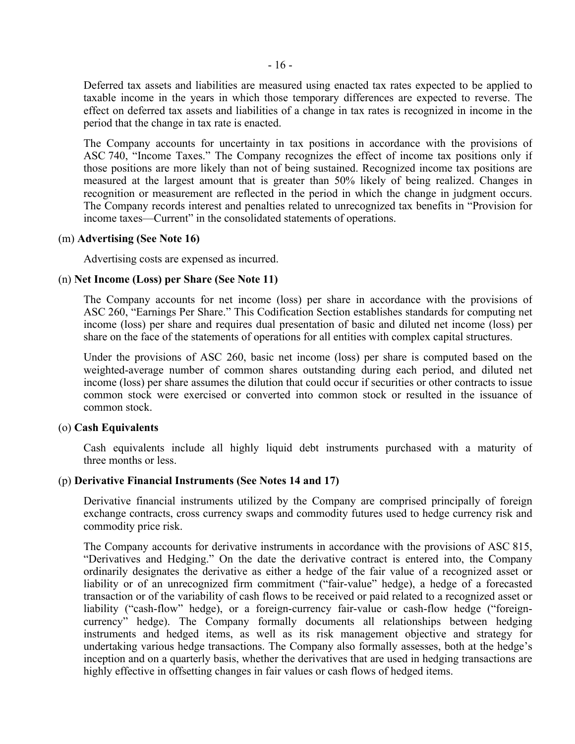Deferred tax assets and liabilities are measured using enacted tax rates expected to be applied to taxable income in the years in which those temporary differences are expected to reverse. The effect on deferred tax assets and liabilities of a change in tax rates is recognized in income in the period that the change in tax rate is enacted.

The Company accounts for uncertainty in tax positions in accordance with the provisions of ASC 740, "Income Taxes." The Company recognizes the effect of income tax positions only if those positions are more likely than not of being sustained. Recognized income tax positions are measured at the largest amount that is greater than 50% likely of being realized. Changes in recognition or measurement are reflected in the period in which the change in judgment occurs. The Company records interest and penalties related to unrecognized tax benefits in "Provision for income taxes—Current" in the consolidated statements of operations.

(m) **Advertising (See Note 16)**

Advertising costs are expensed as incurred.

(n) **Net Income (Loss) per Share (See Note 11)**

The Company accounts for net income (loss) per share in accordance with the provisions of ASC 260, "Earnings Per Share." This Codification Section establishes standards for computing net income (loss) per share and requires dual presentation of basic and diluted net income (loss) per share on the face of the statements of operations for all entities with complex capital structures.

Under the provisions of ASC 260, basic net income (loss) per share is computed based on the weighted-average number of common shares outstanding during each period, and diluted net income (loss) per share assumes the dilution that could occur if securities or other contracts to issue common stock were exercised or converted into common stock or resulted in the issuance of common stock.

(o) **Cash Equivalents**

Cash equivalents include all highly liquid debt instruments purchased with a maturity of three months or less.

(p) **Derivative Financial Instruments (See Notes 14 and 17)**

Derivative financial instruments utilized by the Company are comprised principally of foreign exchange contracts, cross currency swaps and commodity futures used to hedge currency risk and commodity price risk.

The Company accounts for derivative instruments in accordance with the provisions of ASC 815, "Derivatives and Hedging." On the date the derivative contract is entered into, the Company ordinarily designates the derivative as either a hedge of the fair value of a recognized asset or liability or of an unrecognized firm commitment ("fair-value" hedge), a hedge of a forecasted transaction or of the variability of cash flows to be received or paid related to a recognized asset or liability ("cash-flow" hedge), or a foreign-currency fair-value or cash-flow hedge ("foreign-currency" hedge). The Company formally documents all relationships between hedging instruments and hedged items, as well as its risk management objective and strategy for undertaking various hedge transactions. The Company also formally assesses, both at the hedge's inception and on a quarterly basis, whether the derivatives that are used in hedging transactions are highly effective in offsetting changes in fair values or cash flows of hedged items.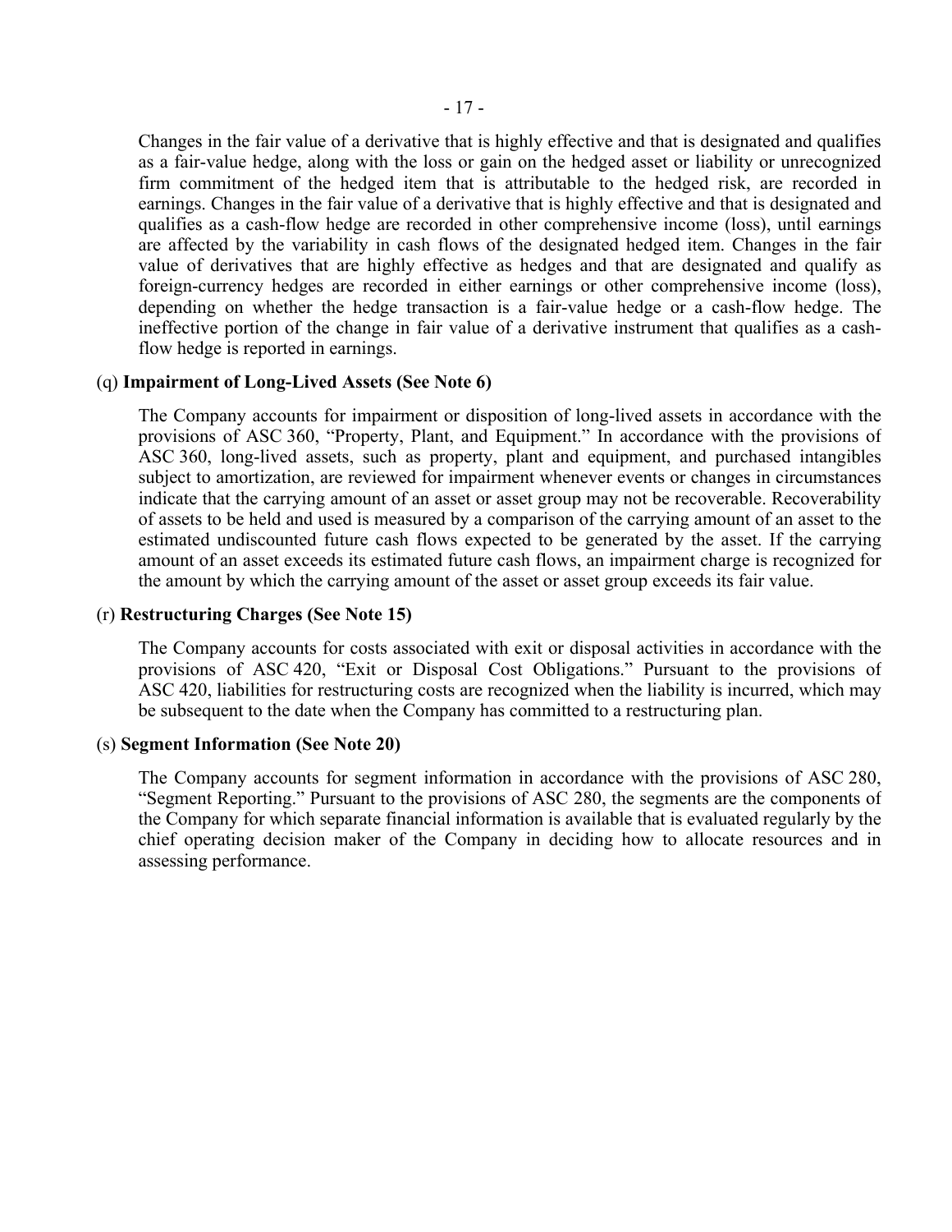Changes in the fair value of a derivative that is highly effective and that is designated and qualifies as a fair-value hedge, along with the loss or gain on the hedged asset or liability or unrecognized firm commitment of the hedged item that is attributable to the hedged risk, are recorded in earnings. Changes in the fair value of a derivative that is highly effective and that is designated and qualifies as a cash-flow hedge are recorded in other comprehensive income (loss), until earnings are affected by the variability in cash flows of the designated hedged item. Changes in the fair value of derivatives that are highly effective as hedges and that are designated and qualify as foreign-currency hedges are recorded in either earnings or other comprehensive income (loss), depending on whether the hedge transaction is a fair-value hedge or a cash-flow hedge. The ineffective portion of the change in fair value of a derivative instrument that qualifies as a cash-flow hedge is reported in earnings.

(q) **Impairment of Long-Lived Assets (See Note 6)**

The Company accounts for impairment or disposition of long-lived assets in accordance with the provisions of ASC 360, "Property, Plant, and Equipment." In accordance with the provisions of ASC 360, long-lived assets, such as property, plant and equipment, and purchased intangibles subject to amortization, are reviewed for impairment whenever events or changes in circumstances indicate that the carrying amount of an asset or asset group may not be recoverable. Recoverability of assets to be held and used is measured by a comparison of the carrying amount of an asset to the estimated undiscounted future cash flows expected to be generated by the asset. If the carrying amount of an asset exceeds its estimated future cash flows, an impairment charge is recognized for the amount by which the carrying amount of the asset or asset group exceeds its fair value.

(r) **Restructuring Charges (See Note 15)**

The Company accounts for costs associated with exit or disposal activities in accordance with the provisions of ASC 420, "Exit or Disposal Cost Obligations." Pursuant to the provisions of ASC 420, liabilities for restructuring costs are recognized when the liability is incurred, which may be subsequent to the date when the Company has committed to a restructuring plan.

(s) **Segment Information (See Note 20)**

The Company accounts for segment information in accordance with the provisions of ASC 280, "Segment Reporting." Pursuant to the provisions of ASC 280, the segments are the components of the Company for which separate financial information is available that is evaluated regularly by the chief operating decision maker of the Company in deciding how to allocate resources and in assessing performance.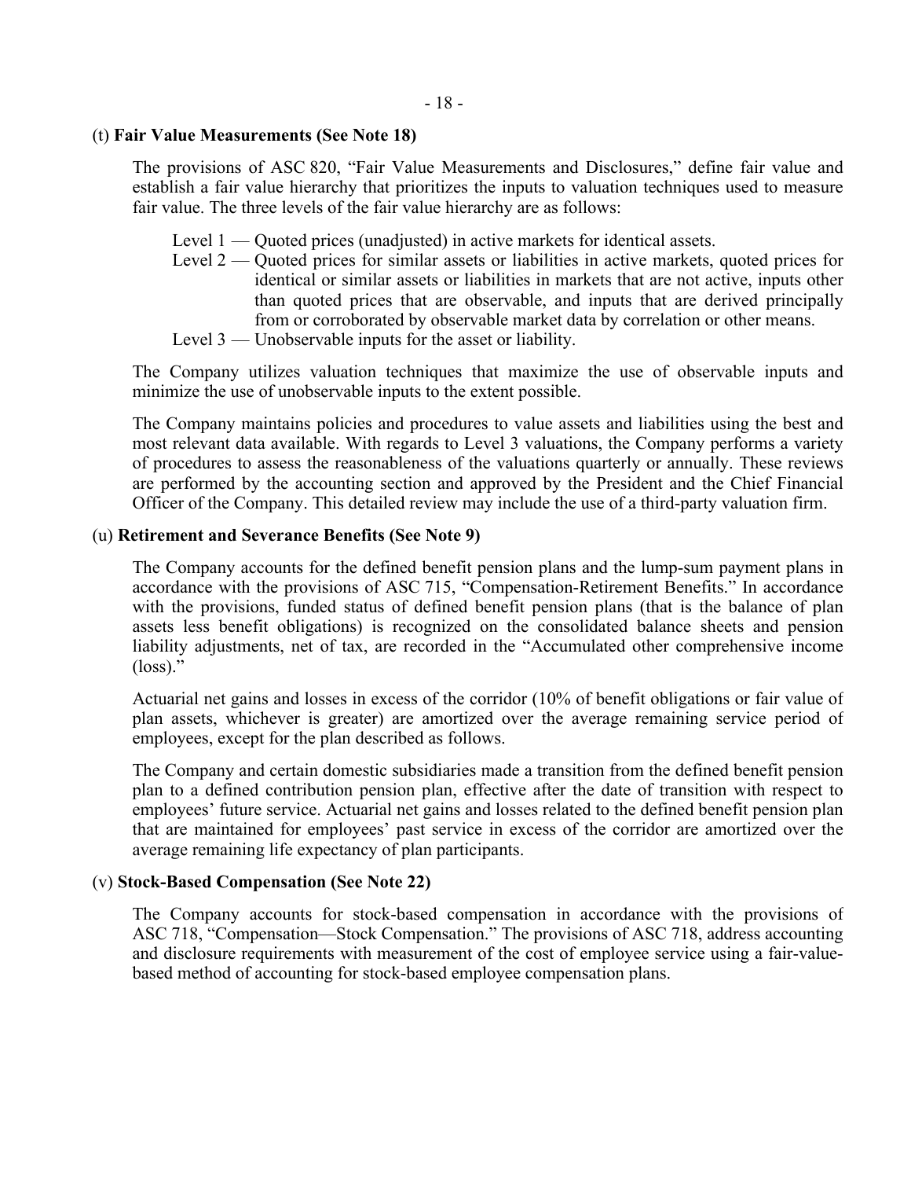(t) **Fair Value Measurements (See Note 18)**

The provisions of ASC 820, "Fair Value Measurements and Disclosures," define fair value and establish a fair value hierarchy that prioritizes the inputs to valuation techniques used to measure fair value. The three levels of the fair value hierarchy are as follows:

Level 1 — Quoted prices (unadjusted) in active markets for identical assets.
Level 2 — Quoted prices for similar assets or liabilities in active markets, quoted prices for identical or similar assets or liabilities in markets that are not active, inputs other than quoted prices that are observable, and inputs that are derived principally from or corroborated by observable market data by correlation or other means.
Level 3 — Unobservable inputs for the asset or liability.

The Company utilizes valuation techniques that maximize the use of observable inputs and minimize the use of unobservable inputs to the extent possible.

The Company maintains policies and procedures to value assets and liabilities using the best and most relevant data available. With regards to Level 3 valuations, the Company performs a variety of procedures to assess the reasonableness of the valuations quarterly or annually. These reviews are performed by the accounting section and approved by the President and the Chief Financial Officer of the Company. This detailed review may include the use of a third-party valuation firm.

(u) **Retirement and Severance Benefits (See Note 9)**

The Company accounts for the defined benefit pension plans and the lump-sum payment plans in accordance with the provisions of ASC 715, "Compensation-Retirement Benefits." In accordance with the provisions, funded status of defined benefit pension plans (that is the balance of plan assets less benefit obligations) is recognized on the consolidated balance sheets and pension liability adjustments, net of tax, are recorded in the "Accumulated other comprehensive income (loss)."

Actuarial net gains and losses in excess of the corridor (10% of benefit obligations or fair value of plan assets, whichever is greater) are amortized over the average remaining service period of employees, except for the plan described as follows.

The Company and certain domestic subsidiaries made a transition from the defined benefit pension plan to a defined contribution pension plan, effective after the date of transition with respect to employees' future service. Actuarial net gains and losses related to the defined benefit pension plan that are maintained for employees' past service in excess of the corridor are amortized over the average remaining life expectancy of plan participants.

(v) **Stock-Based Compensation (See Note 22)**

The Company accounts for stock-based compensation in accordance with the provisions of ASC 718, "Compensation—Stock Compensation." The provisions of ASC 718, address accounting and disclosure requirements with measurement of the cost of employee service using a fair-value-based method of accounting for stock-based employee compensation plans.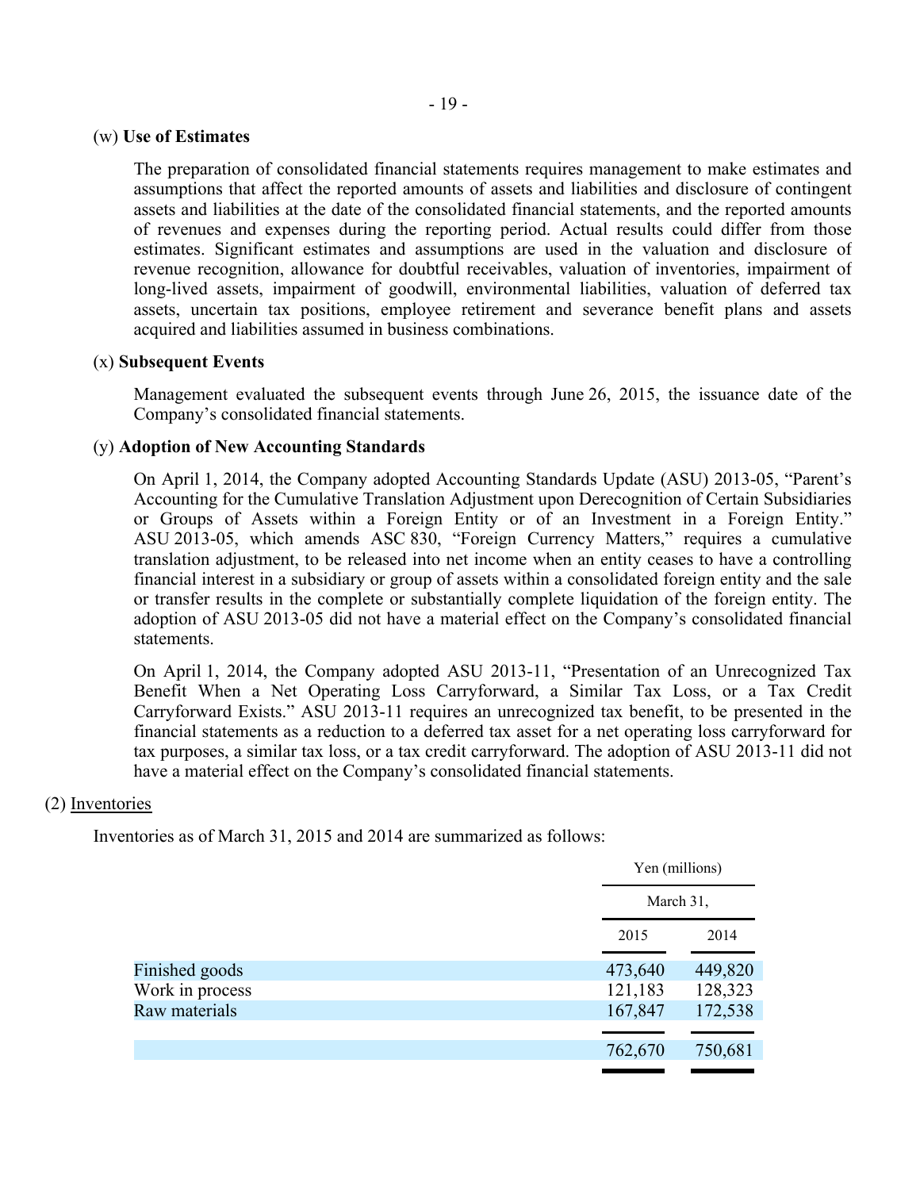(w) **Use of Estimates**

The preparation of consolidated financial statements requires management to make estimates and assumptions that affect the reported amounts of assets and liabilities and disclosure of contingent assets and liabilities at the date of the consolidated financial statements, and the reported amounts of revenues and expenses during the reporting period. Actual results could differ from those estimates. Significant estimates and assumptions are used in the valuation and disclosure of revenue recognition, allowance for doubtful receivables, valuation of inventories, impairment of long-lived assets, impairment of goodwill, environmental liabilities, valuation of deferred tax assets, uncertain tax positions, employee retirement and severance benefit plans and assets acquired and liabilities assumed in business combinations.

(x) **Subsequent Events**

Management evaluated the subsequent events through June 26, 2015, the issuance date of the Company's consolidated financial statements.

(y) **Adoption of New Accounting Standards**

On April 1, 2014, the Company adopted Accounting Standards Update (ASU) 2013-05, "Parent's Accounting for the Cumulative Translation Adjustment upon Derecognition of Certain Subsidiaries or Groups of Assets within a Foreign Entity or of an Investment in a Foreign Entity." ASU 2013-05, which amends ASC 830, "Foreign Currency Matters," requires a cumulative translation adjustment, to be released into net income when an entity ceases to have a controlling financial interest in a subsidiary or group of assets within a consolidated foreign entity and the sale or transfer results in the complete or substantially complete liquidation of the foreign entity. The adoption of ASU 2013-05 did not have a material effect on the Company's consolidated financial statements.

On April 1, 2014, the Company adopted ASU 2013-11, "Presentation of an Unrecognized Tax Benefit When a Net Operating Loss Carryforward, a Similar Tax Loss, or a Tax Credit Carryforward Exists." ASU 2013-11 requires an unrecognized tax benefit, to be presented in the financial statements as a reduction to a deferred tax asset for a net operating loss carryforward for tax purposes, a similar tax loss, or a tax credit carryforward. The adoption of ASU 2013-11 did not have a material effect on the Company's consolidated financial statements.

(2) Inventories

Inventories as of March 31, 2015 and 2014 are summarized as follows:

| | Yen (millions) | |
|---|---|---|
| | March 31, | |
| | 2015 | 2014 |
| Finished goods | 473,640 | 449,820 |
| Work in process | 121,183 | 128,323 |
| Raw materials | 167,847 | 172,538 |
| | 762,670 | 750,681 |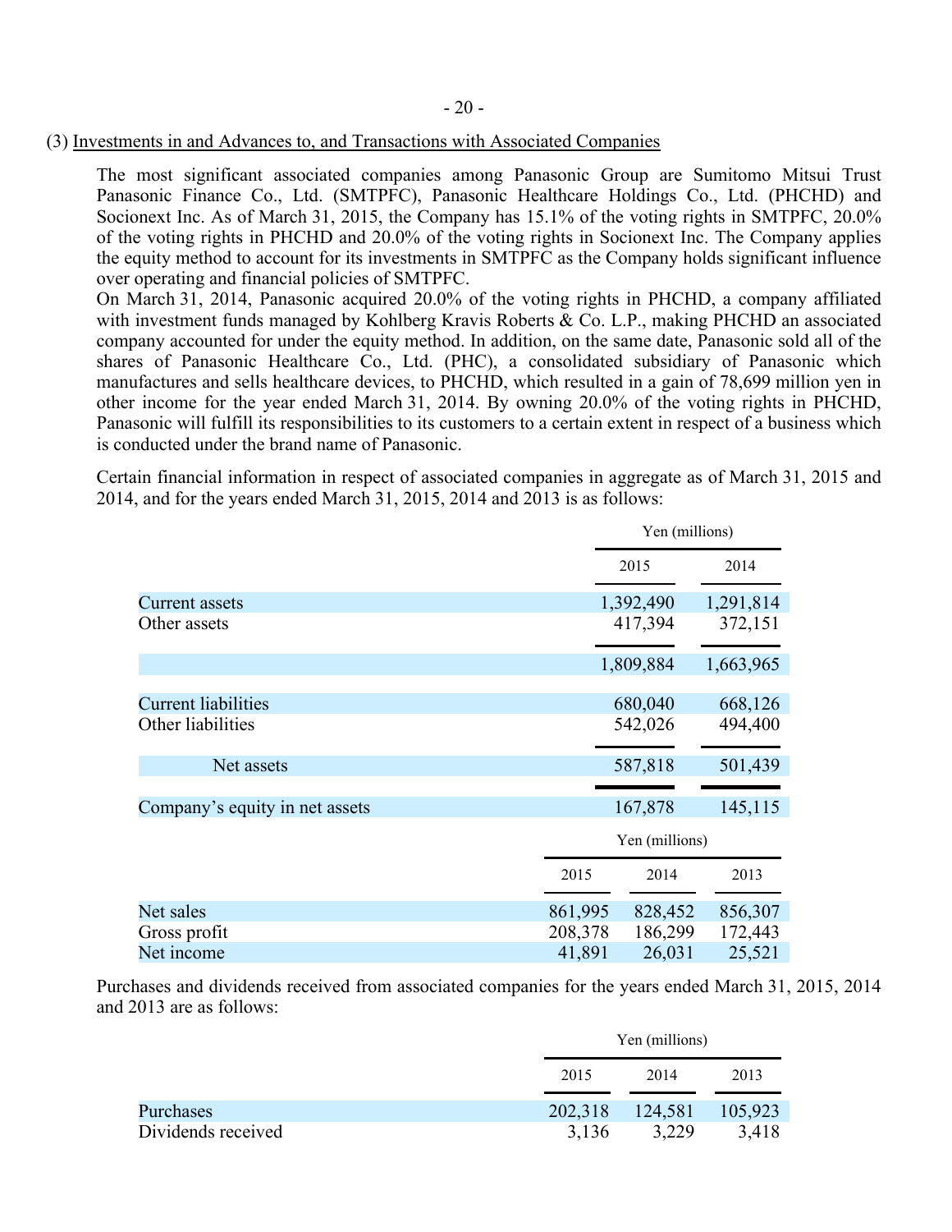(3) Investments in and Advances to, and Transactions with Associated Companies

The most significant associated companies among Panasonic Group are Sumitomo Mitsui Trust Panasonic Finance Co., Ltd. (SMTPFC), Panasonic Healthcare Holdings Co., Ltd. (PHCHD) and Socionext Inc. As of March 31, 2015, the Company has 15.1% of the voting rights in SMTPFC, 20.0% of the voting rights in PHCHD and 20.0% of the voting rights in Socionext Inc. The Company applies the equity method to account for its investments in SMTPFC as the Company holds significant influence over operating and financial policies of SMTPFC.

On March 31, 2014, Panasonic acquired 20.0% of the voting rights in PHCHD, a company affiliated with investment funds managed by Kohlberg Kravis Roberts & Co. L.P., making PHCHD an associated company accounted for under the equity method. In addition, on the same date, Panasonic sold all of the shares of Panasonic Healthcare Co., Ltd. (PHC), a consolidated subsidiary of Panasonic which manufactures and sells healthcare devices, to PHCHD, which resulted in a gain of 78,699 million yen in other income for the year ended March 31, 2014. By owning 20.0% of the voting rights in PHCHD, Panasonic will fulfill its responsibilities to its customers to a certain extent in respect of a business which is conducted under the brand name of Panasonic.

Certain financial information in respect of associated companies in aggregate as of March 31, 2015 and 2014, and for the years ended March 31, 2015, 2014 and 2013 is as follows:

| | Yen (millions) | |
|---|---|---|
| | 2015 | 2014 |
| Current assets | 1,392,490 | 1,291,814 |
| Other assets | 417,394 | 372,151 |
| | 1,809,884 | 1,663,965 |
| Current liabilities | 680,040 | 668,126 |
| Other liabilities | 542,026 | 494,400 |
| Net assets | 587,818 | 501,439 |
| Company's equity in net assets | 167,878 | 145,115 |

| | Yen (millions) | | |
|---|---|---|---|
| | 2015 | 2014 | 2013 |
| Net sales | 861,995 | 828,452 | 856,307 |
| Gross profit | 208,378 | 186,299 | 172,443 |
| Net income | 41,891 | 26,031 | 25,521 |

Purchases and dividends received from associated companies for the years ended March 31, 2015, 2014 and 2013 are as follows:

| | Yen (millions) | | |
|---|---|---|---|
| | 2015 | 2014 | 2013 |
| Purchases | 202,318 | 124,581 | 105,923 |
| Dividends received | 3,136 | 3,229 | 3,418 |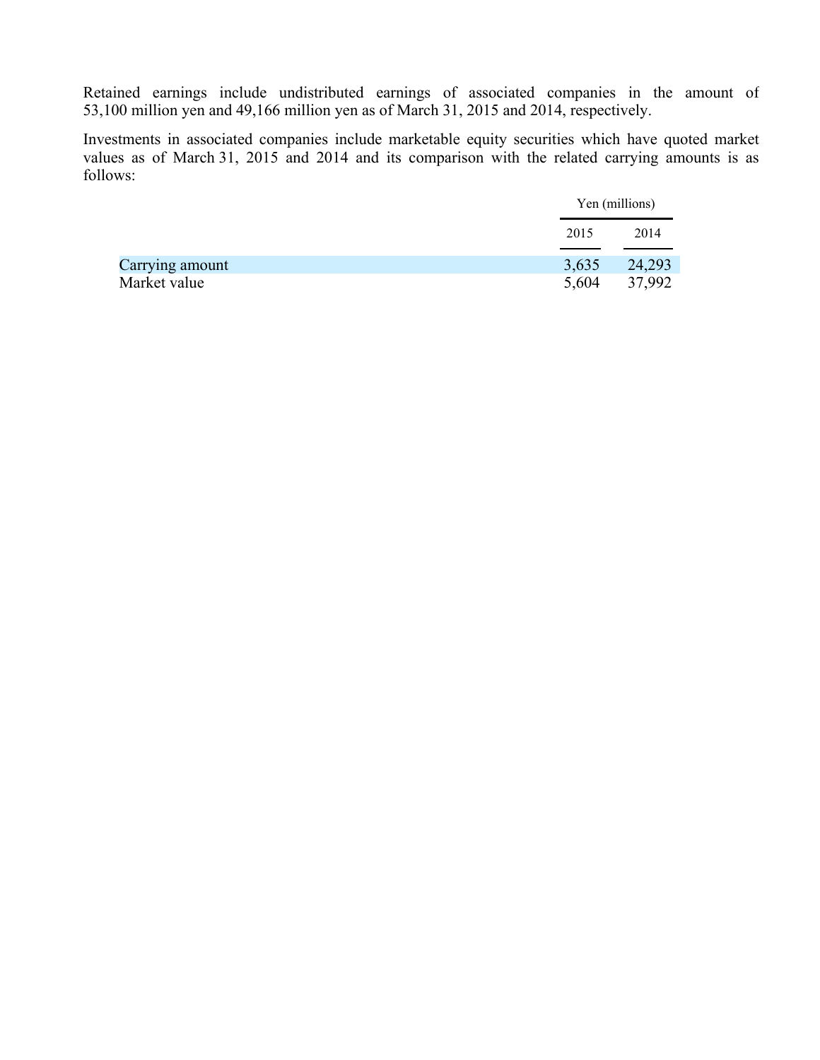Retained earnings include undistributed earnings of associated companies in the amount of 53,100 million yen and 49,166 million yen as of March 31, 2015 and 2014, respectively.

Investments in associated companies include marketable equity securities which have quoted market values as of March 31, 2015 and 2014 and its comparison with the related carrying amounts is as follows:

| | Yen (millions) | |
|---|---|---|
| | 2015 | 2014 |
| Carrying amount | 3,635 | 24,293 |
| Market value | 5,604 | 37,992 |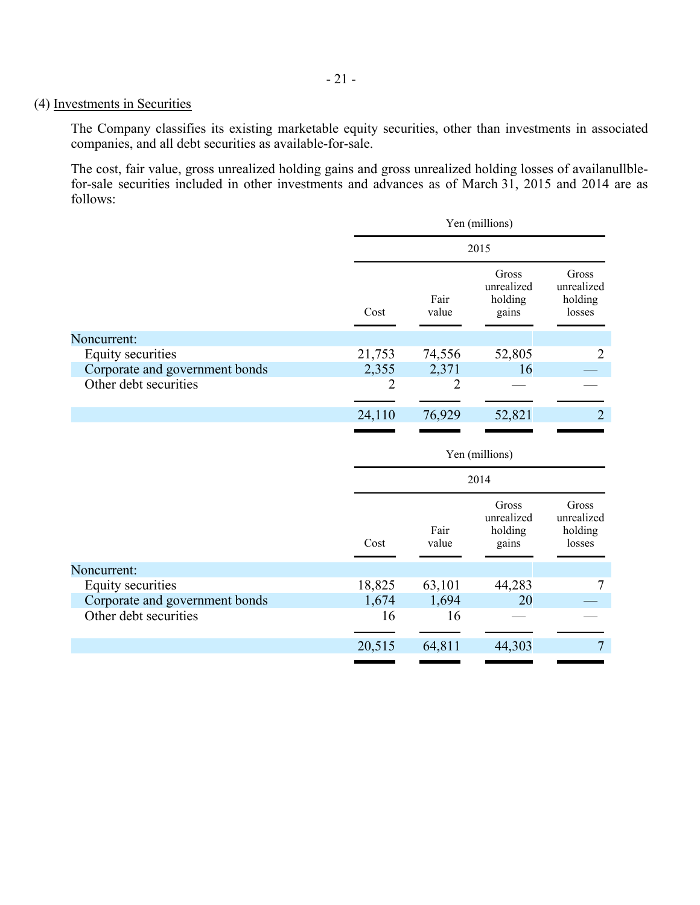(4) Investments in Securities

The Company classifies its existing marketable equity securities, other than investments in associated companies, and all debt securities as available-for-sale.

The cost, fair value, gross unrealized holding gains and gross unrealized holding losses of availanullble-for-sale securities included in other investments and advances as of March 31, 2015 and 2014 are as follows:

| | Yen (millions) | | | |
|---|---|---|---|---|
| | 2015 | | | |
| | Cost | Fair value | Gross unrealized holding gains | Gross unrealized holding losses |
| Noncurrent: | | | | |
| Equity securities | 21,753 | 74,556 | 52,805 | 2 |
| Corporate and government bonds | 2,355 | 2,371 | 16 | — |
| Other debt securities | 2 | 2 | — | — |
| | 24,110 | 76,929 | 52,821 | 2 |

| | Yen (millions) | | | |
|---|---|---|---|---|
| | 2014 | | | |
| | Cost | Fair value | Gross unrealized holding gains | Gross unrealized holding losses |
| Noncurrent: | | | | |
| Equity securities | 18,825 | 63,101 | 44,283 | 7 |
| Corporate and government bonds | 1,674 | 1,694 | 20 | — |
| Other debt securities | 16 | 16 | — | — |
| | 20,515 | 64,811 | 44,303 | 7 |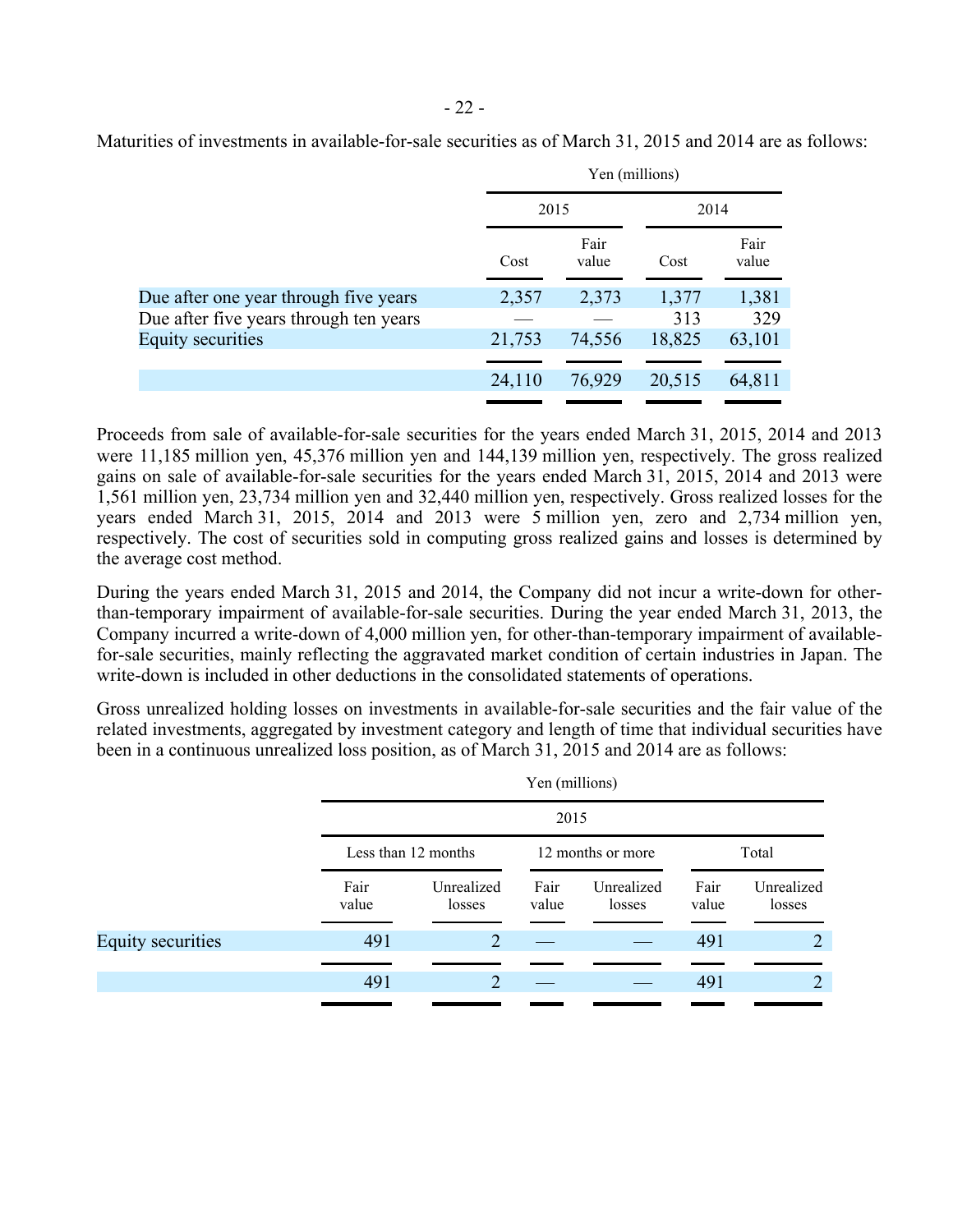Maturities of investments in available-for-sale securities as of March 31, 2015 and 2014 are as follows:

| | Yen (millions) | | | |
|---|---|---|---|---|
| | 2015 | | 2014 | |
| | Cost | Fair value | Cost | Fair value |
| Due after one year through five years | 2,357 | 2,373 | 1,377 | 1,381 |
| Due after five years through ten years | — | — | 313 | 329 |
| Equity securities | 21,753 | 74,556 | 18,825 | 63,101 |
| | 24,110 | 76,929 | 20,515 | 64,811 |

Proceeds from sale of available-for-sale securities for the years ended March 31, 2015, 2014 and 2013 were 11,185 million yen, 45,376 million yen and 144,139 million yen, respectively. The gross realized gains on sale of available-for-sale securities for the years ended March 31, 2015, 2014 and 2013 were 1,561 million yen, 23,734 million yen and 32,440 million yen, respectively. Gross realized losses for the years ended March 31, 2015, 2014 and 2013 were 5 million yen, zero and 2,734 million yen, respectively. The cost of securities sold in computing gross realized gains and losses is determined by the average cost method.

During the years ended March 31, 2015 and 2014, the Company did not incur a write-down for other-than-temporary impairment of available-for-sale securities. During the year ended March 31, 2013, the Company incurred a write-down of 4,000 million yen, for other-than-temporary impairment of available-for-sale securities, mainly reflecting the aggravated market condition of certain industries in Japan. The write-down is included in other deductions in the consolidated statements of operations.

Gross unrealized holding losses on investments in available-for-sale securities and the fair value of the related investments, aggregated by investment category and length of time that individual securities have been in a continuous unrealized loss position, as of March 31, 2015 and 2014 are as follows:

| | Yen (millions) | | | | | |
|---|---|---|---|---|---|---|
| | 2015 | | | | | |
| | Less than 12 months | | 12 months or more | | Total | |
| | Fair value | Unrealized losses | Fair value | Unrealized losses | Fair value | Unrealized losses |
| Equity securities | 491 | 2 | — | — | 491 | 2 |
| | 491 | 2 | — | — | 491 | 2 |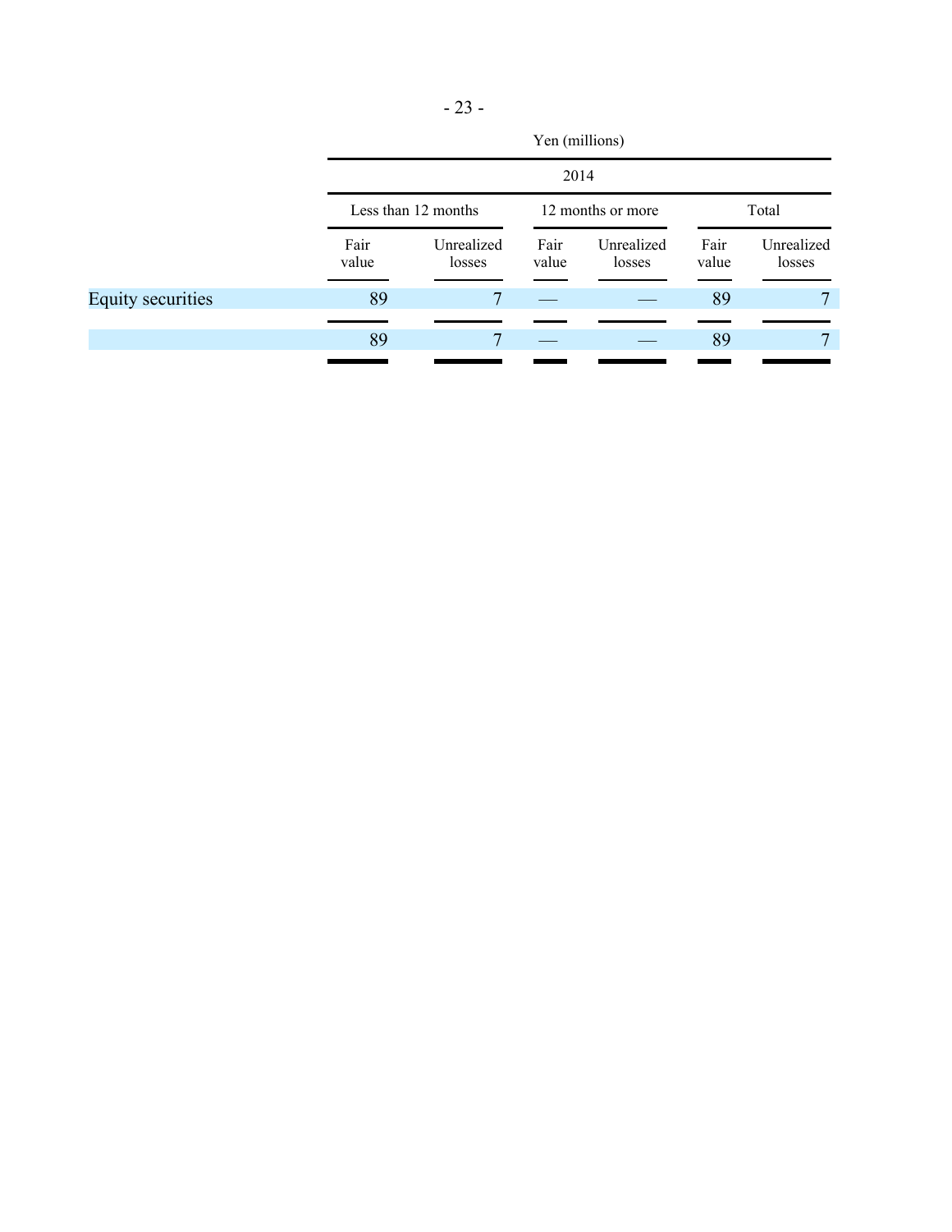| | Yen (millions) | | | | | |
|---|---|---|---|---|---|---|
| | 2014 | | | | | |
| | Less than 12 months | | 12 months or more | | Total | |
| | Fair value | Unrealized losses | Fair value | Unrealized losses | Fair value | Unrealized losses |
| Equity securities | 89 | 7 | — | — | 89 | 7 |
| | 89 | 7 | — | — | 89 | 7 |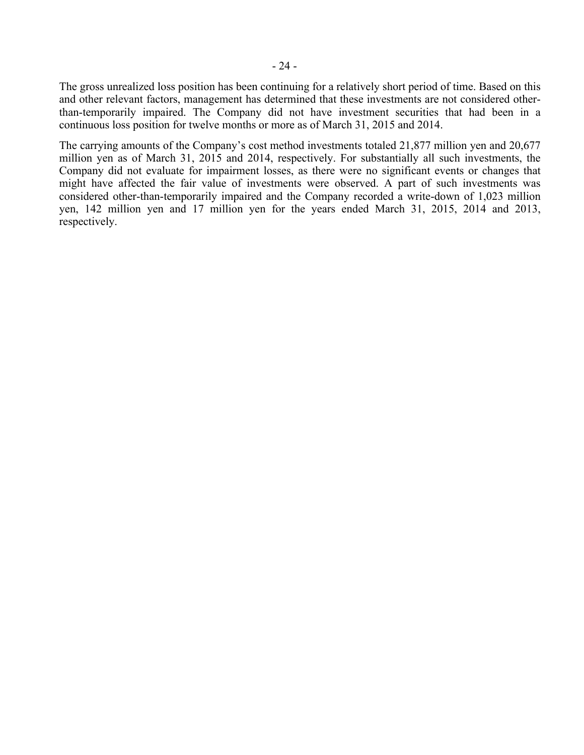The gross unrealized loss position has been continuing for a relatively short period of time. Based on this and other relevant factors, management has determined that these investments are not considered other-than-temporarily impaired. The Company did not have investment securities that had been in a continuous loss position for twelve months or more as of March 31, 2015 and 2014.

The carrying amounts of the Company's cost method investments totaled 21,877 million yen and 20,677 million yen as of March 31, 2015 and 2014, respectively. For substantially all such investments, the Company did not evaluate for impairment losses, as there were no significant events or changes that might have affected the fair value of investments were observed. A part of such investments was considered other-than-temporarily impaired and the Company recorded a write-down of 1,023 million yen, 142 million yen and 17 million yen for the years ended March 31, 2015, 2014 and 2013, respectively.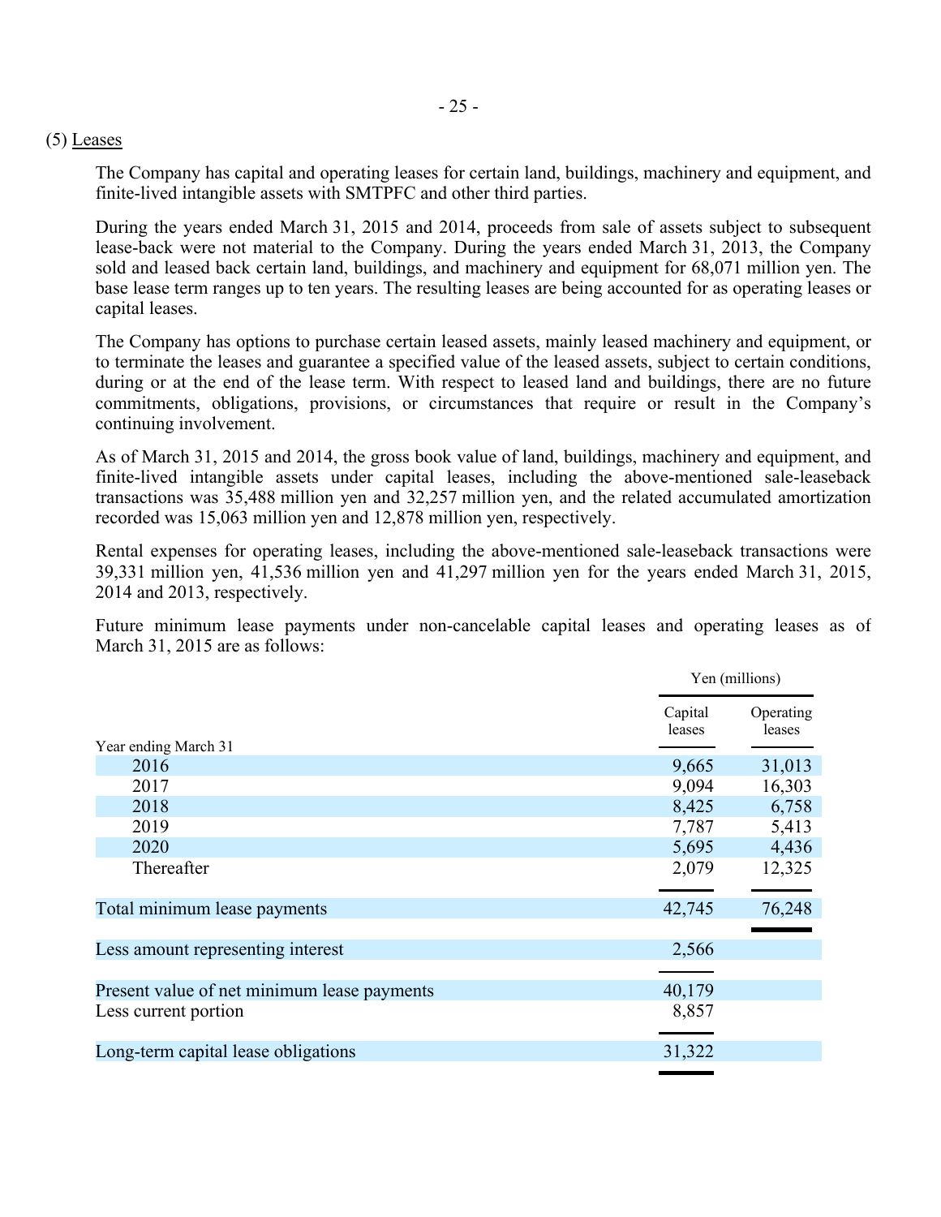(5) Leases

The Company has capital and operating leases for certain land, buildings, machinery and equipment, and finite-lived intangible assets with SMTPFC and other third parties.

During the years ended March 31, 2015 and 2014, proceeds from sale of assets subject to subsequent lease-back were not material to the Company. During the years ended March 31, 2013, the Company sold and leased back certain land, buildings, and machinery and equipment for 68,071 million yen. The base lease term ranges up to ten years. The resulting leases are being accounted for as operating leases or capital leases.

The Company has options to purchase certain leased assets, mainly leased machinery and equipment, or to terminate the leases and guarantee a specified value of the leased assets, subject to certain conditions, during or at the end of the lease term. With respect to leased land and buildings, there are no future commitments, obligations, provisions, or circumstances that require or result in the Company's continuing involvement.

As of March 31, 2015 and 2014, the gross book value of land, buildings, machinery and equipment, and finite-lived intangible assets under capital leases, including the above-mentioned sale-leaseback transactions was 35,488 million yen and 32,257 million yen, and the related accumulated amortization recorded was 15,063 million yen and 12,878 million yen, respectively.

Rental expenses for operating leases, including the above-mentioned sale-leaseback transactions were 39,331 million yen, 41,536 million yen and 41,297 million yen for the years ended March 31, 2015, 2014 and 2013, respectively.

Future minimum lease payments under non-cancelable capital leases and operating leases as of March 31, 2015 are as follows:

| | Yen (millions) | |
|---|---|---|
| Year ending March 31 | Capital leases | Operating leases |
| 2016 | 9,665 | 31,013 |
| 2017 | 9,094 | 16,303 |
| 2018 | 8,425 | 6,758 |
| 2019 | 7,787 | 5,413 |
| 2020 | 5,695 | 4,436 |
| Thereafter | 2,079 | 12,325 |
| Total minimum lease payments | 42,745 | 76,248 |
| Less amount representing interest | 2,566 | |
| Present value of net minimum lease payments | 40,179 | |
| Less current portion | 8,857 | |
| Long-term capital lease obligations | 31,322 | |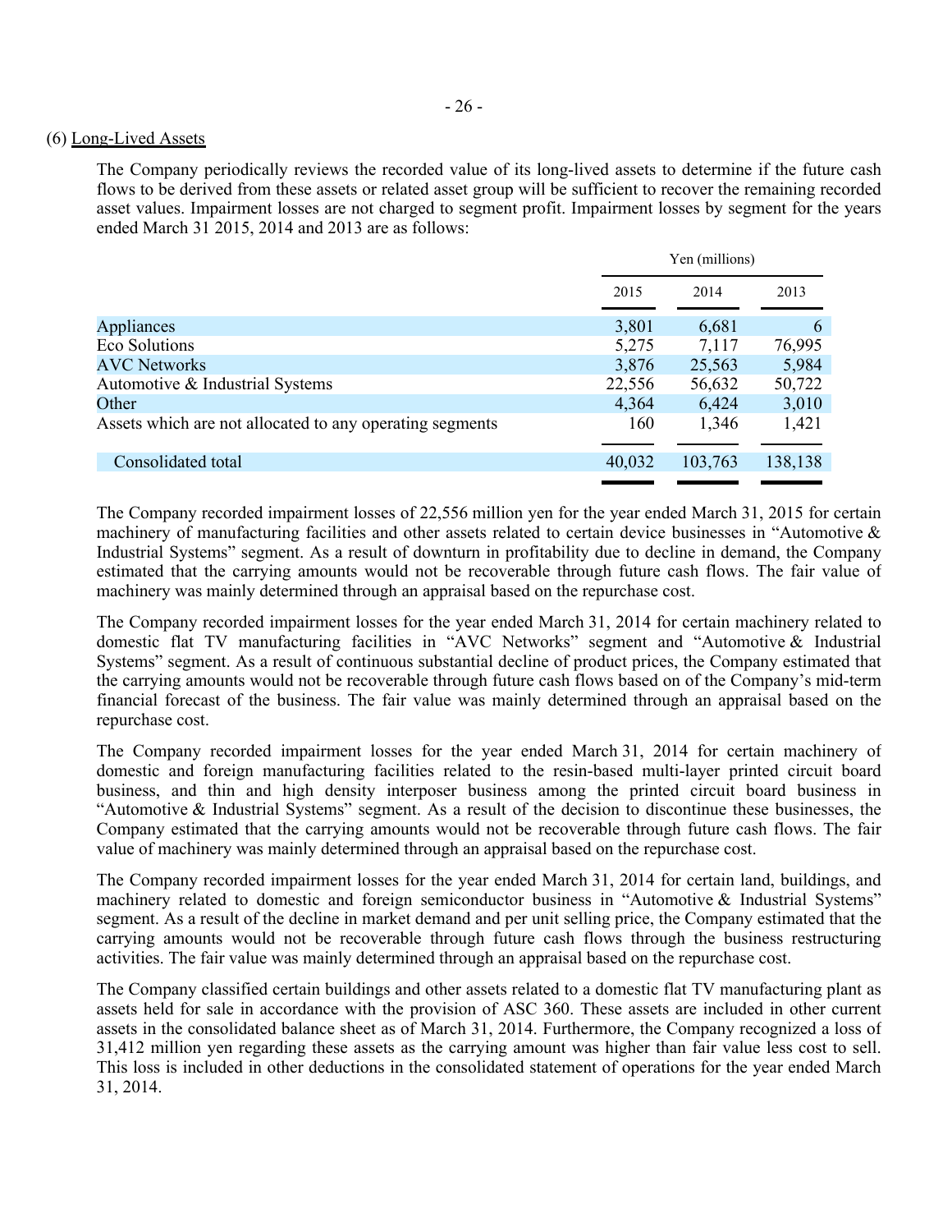(6) Long-Lived Assets

The Company periodically reviews the recorded value of its long-lived assets to determine if the future cash flows to be derived from these assets or related asset group will be sufficient to recover the remaining recorded asset values. Impairment losses are not charged to segment profit. Impairment losses by segment for the years ended March 31 2015, 2014 and 2013 are as follows:

| | Yen (millions) | | |
|---|---|---|---|
| | 2015 | 2014 | 2013 |
| Appliances | 3,801 | 6,681 | 6 |
| Eco Solutions | 5,275 | 7,117 | 76,995 |
| AVC Networks | 3,876 | 25,563 | 5,984 |
| Automotive & Industrial Systems | 22,556 | 56,632 | 50,722 |
| Other | 4,364 | 6,424 | 3,010 |
| Assets which are not allocated to any operating segments | 160 | 1,346 | 1,421 |
| Consolidated total | 40,032 | 103,763 | 138,138 |

The Company recorded impairment losses of 22,556 million yen for the year ended March 31, 2015 for certain machinery of manufacturing facilities and other assets related to certain device businesses in "Automotive & Industrial Systems" segment. As a result of downturn in profitability due to decline in demand, the Company estimated that the carrying amounts would not be recoverable through future cash flows. The fair value of machinery was mainly determined through an appraisal based on the repurchase cost.

The Company recorded impairment losses for the year ended March 31, 2014 for certain machinery related to domestic flat TV manufacturing facilities in "AVC Networks" segment and "Automotive & Industrial Systems" segment. As a result of continuous substantial decline of product prices, the Company estimated that the carrying amounts would not be recoverable through future cash flows based on of the Company's mid-term financial forecast of the business. The fair value was mainly determined through an appraisal based on the repurchase cost.

The Company recorded impairment losses for the year ended March 31, 2014 for certain machinery of domestic and foreign manufacturing facilities related to the resin-based multi-layer printed circuit board business, and thin and high density interposer business among the printed circuit board business in "Automotive & Industrial Systems" segment. As a result of the decision to discontinue these businesses, the Company estimated that the carrying amounts would not be recoverable through future cash flows. The fair value of machinery was mainly determined through an appraisal based on the repurchase cost.

The Company recorded impairment losses for the year ended March 31, 2014 for certain land, buildings, and machinery related to domestic and foreign semiconductor business in "Automotive & Industrial Systems" segment. As a result of the decline in market demand and per unit selling price, the Company estimated that the carrying amounts would not be recoverable through future cash flows through the business restructuring activities. The fair value was mainly determined through an appraisal based on the repurchase cost.

The Company classified certain buildings and other assets related to a domestic flat TV manufacturing plant as assets held for sale in accordance with the provision of ASC 360. These assets are included in other current assets in the consolidated balance sheet as of March 31, 2014. Furthermore, the Company recognized a loss of 31,412 million yen regarding these assets as the carrying amount was higher than fair value less cost to sell. This loss is included in other deductions in the consolidated statement of operations for the year ended March 31, 2014.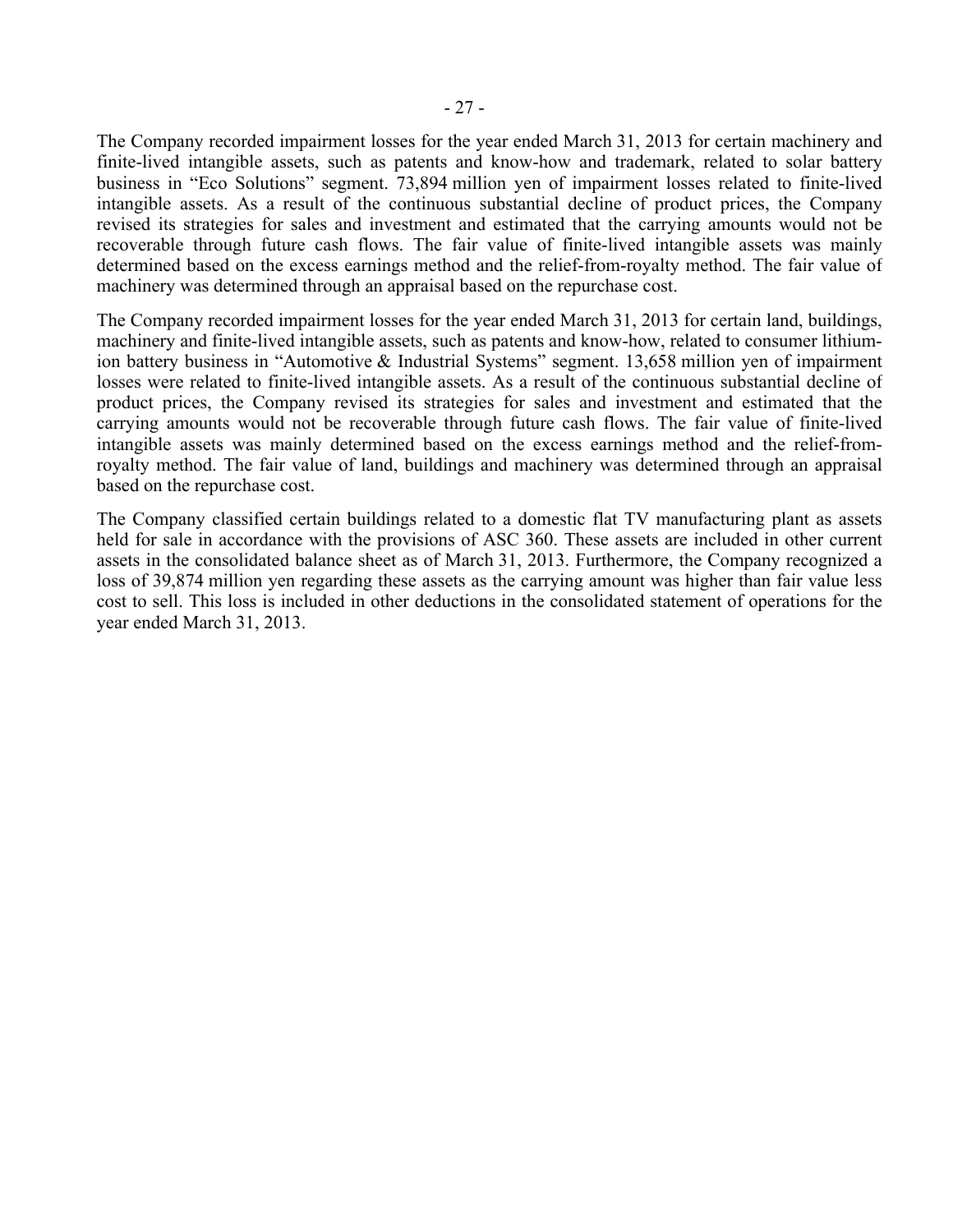The Company recorded impairment losses for the year ended March 31, 2013 for certain machinery and finite-lived intangible assets, such as patents and know-how and trademark, related to solar battery business in "Eco Solutions" segment. 73,894 million yen of impairment losses related to finite-lived intangible assets. As a result of the continuous substantial decline of product prices, the Company revised its strategies for sales and investment and estimated that the carrying amounts would not be recoverable through future cash flows. The fair value of finite-lived intangible assets was mainly determined based on the excess earnings method and the relief-from-royalty method. The fair value of machinery was determined through an appraisal based on the repurchase cost.

The Company recorded impairment losses for the year ended March 31, 2013 for certain land, buildings, machinery and finite-lived intangible assets, such as patents and know-how, related to consumer lithium-ion battery business in "Automotive & Industrial Systems" segment. 13,658 million yen of impairment losses were related to finite-lived intangible assets. As a result of the continuous substantial decline of product prices, the Company revised its strategies for sales and investment and estimated that the carrying amounts would not be recoverable through future cash flows. The fair value of finite-lived intangible assets was mainly determined based on the excess earnings method and the relief-from-royalty method. The fair value of land, buildings and machinery was determined through an appraisal based on the repurchase cost.

The Company classified certain buildings related to a domestic flat TV manufacturing plant as assets held for sale in accordance with the provisions of ASC 360. These assets are included in other current assets in the consolidated balance sheet as of March 31, 2013. Furthermore, the Company recognized a loss of 39,874 million yen regarding these assets as the carrying amount was higher than fair value less cost to sell. This loss is included in other deductions in the consolidated statement of operations for the year ended March 31, 2013.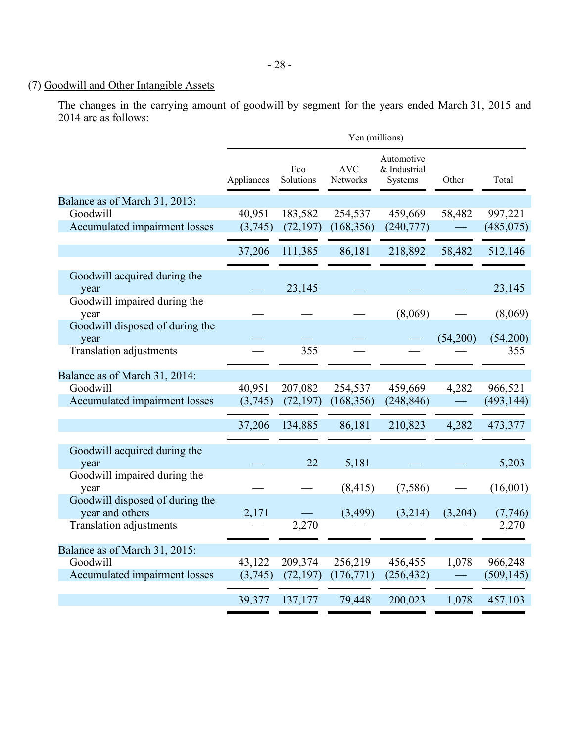(7) Goodwill and Other Intangible Assets

The changes in the carrying amount of goodwill by segment for the years ended March 31, 2015 and 2014 are as follows:

| | Yen (millions) | | | | | |
|---|---|---|---|---|---|---|
| | Appliances | Eco Solutions | AVC Networks | Automotive & Industrial Systems | Other | Total |
| Balance as of March 31, 2013: | | | | | | |
| Goodwill | 40,951 | 183,582 | 254,537 | 459,669 | 58,482 | 997,221 |
| Accumulated impairment losses | (3,745) | (72,197) | (168,356) | (240,777) | — | (485,075) |
| | 37,206 | 111,385 | 86,181 | 218,892 | 58,482 | 512,146 |
| Goodwill acquired during the year | — | 23,145 | — | — | — | 23,145 |
| Goodwill impaired during the year | — | — | — | (8,069) | — | (8,069) |
| Goodwill disposed of during the year | — | — | — | — | (54,200) | (54,200) |
| Translation adjustments | — | 355 | — | — | — | 355 |
| Balance as of March 31, 2014: | | | | | | |
| Goodwill | 40,951 | 207,082 | 254,537 | 459,669 | 4,282 | 966,521 |
| Accumulated impairment losses | (3,745) | (72,197) | (168,356) | (248,846) | — | (493,144) |
| | 37,206 | 134,885 | 86,181 | 210,823 | 4,282 | 473,377 |
| Goodwill acquired during the year | — | 22 | 5,181 | — | — | 5,203 |
| Goodwill impaired during the year | — | — | (8,415) | (7,586) | — | (16,001) |
| Goodwill disposed of during the year and others | 2,171 | — | (3,499) | (3,214) | (3,204) | (7,746) |
| Translation adjustments | — | 2,270 | — | — | — | 2,270 |
| Balance as of March 31, 2015: | | | | | | |
| Goodwill | 43,122 | 209,374 | 256,219 | 456,455 | 1,078 | 966,248 |
| Accumulated impairment losses | (3,745) | (72,197) | (176,771) | (256,432) | — | (509,145) |
| | 39,377 | 137,177 | 79,448 | 200,023 | 1,078 | 457,103 |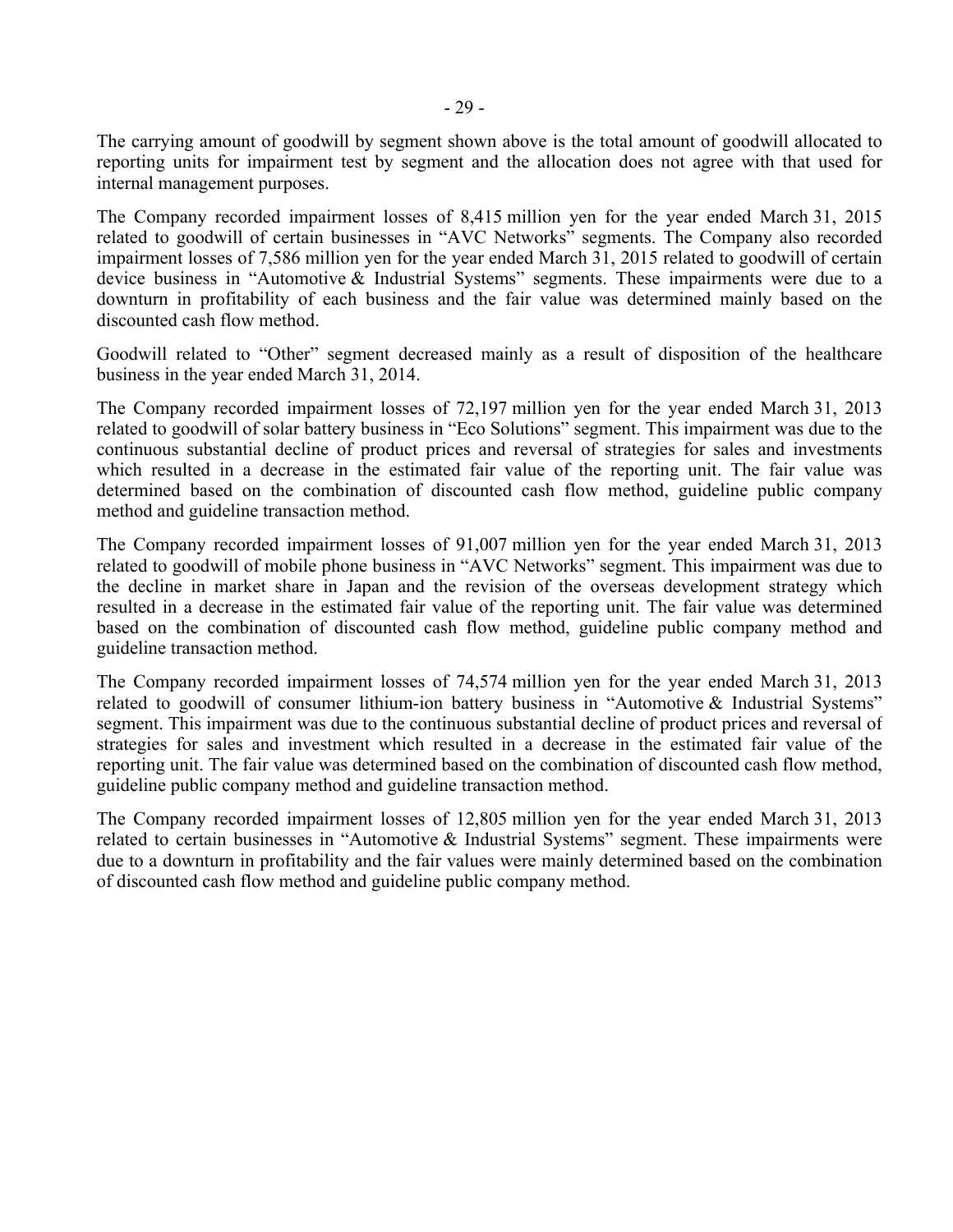The carrying amount of goodwill by segment shown above is the total amount of goodwill allocated to reporting units for impairment test by segment and the allocation does not agree with that used for internal management purposes.

The Company recorded impairment losses of 8,415 million yen for the year ended March 31, 2015 related to goodwill of certain businesses in "AVC Networks" segments. The Company also recorded impairment losses of 7,586 million yen for the year ended March 31, 2015 related to goodwill of certain device business in "Automotive & Industrial Systems" segments. These impairments were due to a downturn in profitability of each business and the fair value was determined mainly based on the discounted cash flow method.

Goodwill related to "Other" segment decreased mainly as a result of disposition of the healthcare business in the year ended March 31, 2014.

The Company recorded impairment losses of 72,197 million yen for the year ended March 31, 2013 related to goodwill of solar battery business in "Eco Solutions" segment. This impairment was due to the continuous substantial decline of product prices and reversal of strategies for sales and investments which resulted in a decrease in the estimated fair value of the reporting unit. The fair value was determined based on the combination of discounted cash flow method, guideline public company method and guideline transaction method.

The Company recorded impairment losses of 91,007 million yen for the year ended March 31, 2013 related to goodwill of mobile phone business in "AVC Networks" segment. This impairment was due to the decline in market share in Japan and the revision of the overseas development strategy which resulted in a decrease in the estimated fair value of the reporting unit. The fair value was determined based on the combination of discounted cash flow method, guideline public company method and guideline transaction method.

The Company recorded impairment losses of 74,574 million yen for the year ended March 31, 2013 related to goodwill of consumer lithium-ion battery business in "Automotive & Industrial Systems" segment. This impairment was due to the continuous substantial decline of product prices and reversal of strategies for sales and investment which resulted in a decrease in the estimated fair value of the reporting unit. The fair value was determined based on the combination of discounted cash flow method, guideline public company method and guideline transaction method.

The Company recorded impairment losses of 12,805 million yen for the year ended March 31, 2013 related to certain businesses in "Automotive & Industrial Systems" segment. These impairments were due to a downturn in profitability and the fair values were mainly determined based on the combination of discounted cash flow method and guideline public company method.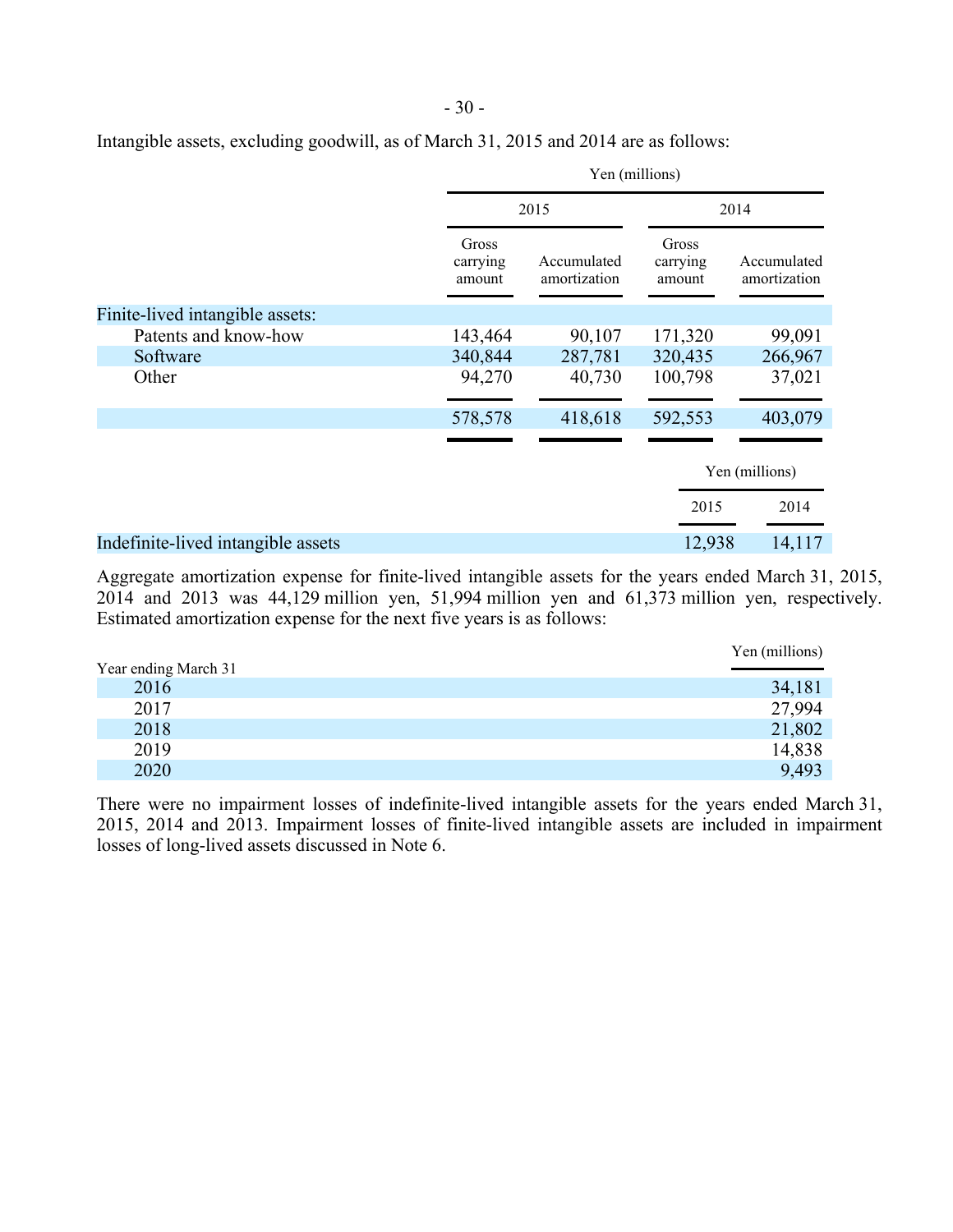Intangible assets, excluding goodwill, as of March 31, 2015 and 2014 are as follows:

| | Yen (millions) | | | |
|---|---|---|---|---|
| | 2015 | | 2014 | |
| | Gross carrying amount | Accumulated amortization | Gross carrying amount | Accumulated amortization |
| Finite-lived intangible assets: | | | | |
| Patents and know-how | 143,464 | 90,107 | 171,320 | 99,091 |
| Software | 340,844 | 287,781 | 320,435 | 266,967 |
| Other | 94,270 | 40,730 | 100,798 | 37,021 |
| | 578,578 | 418,618 | 592,553 | 403,079 |

| | Yen (millions) | |
|---|---|---|
| | 2015 | 2014 |
| Indefinite-lived intangible assets | 12,938 | 14,117 |

Aggregate amortization expense for finite-lived intangible assets for the years ended March 31, 2015, 2014 and 2013 was 44,129 million yen, 51,994 million yen and 61,373 million yen, respectively. Estimated amortization expense for the next five years is as follows:

| Year ending March 31 | Yen (millions) |
|---|---|
| 2016 | 34,181 |
| 2017 | 27,994 |
| 2018 | 21,802 |
| 2019 | 14,838 |
| 2020 | 9,493 |

There were no impairment losses of indefinite-lived intangible assets for the years ended March 31, 2015, 2014 and 2013. Impairment losses of finite-lived intangible assets are included in impairment losses of long-lived assets discussed in Note 6.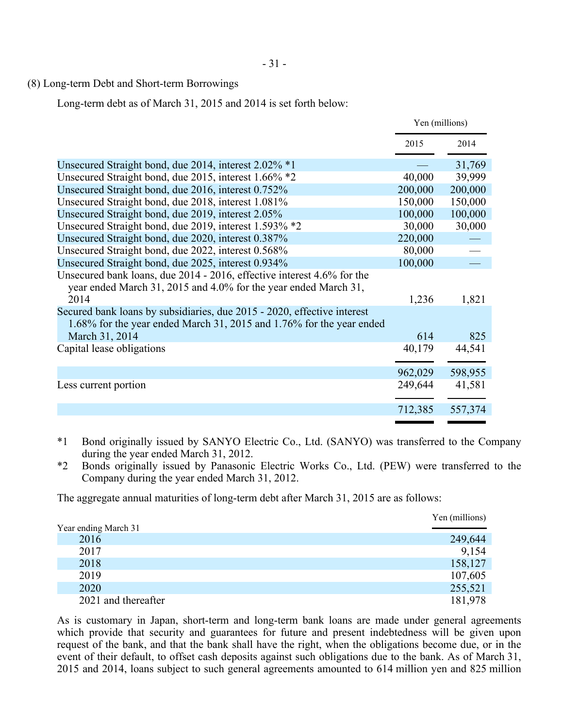## (8) Long-term Debt and Short-term Borrowings

Long-term debt as of March 31, 2015 and 2014 is set forth below:

| | Yen (millions) | |
|---|---|---|
| | 2015 | 2014 |
| Unsecured Straight bond, due 2014, interest 2.02% *1 | — | 31,769 |
| Unsecured Straight bond, due 2015, interest 1.66% *2 | 40,000 | 39,999 |
| Unsecured Straight bond, due 2016, interest 0.752% | 200,000 | 200,000 |
| Unsecured Straight bond, due 2018, interest 1.081% | 150,000 | 150,000 |
| Unsecured Straight bond, due 2019, interest 2.05% | 100,000 | 100,000 |
| Unsecured Straight bond, due 2019, interest 1.593% *2 | 30,000 | 30,000 |
| Unsecured Straight bond, due 2020, interest 0.387% | 220,000 | — |
| Unsecured Straight bond, due 2022, interest 0.568% | 80,000 | — |
| Unsecured Straight bond, due 2025, interest 0.934% | 100,000 | — |
| Unsecured bank loans, due 2014 - 2016, effective interest 4.6% for the year ended March 31, 2015 and 4.0% for the year ended March 31, 2014 | 1,236 | 1,821 |
| Secured bank loans by subsidiaries, due 2015 - 2020, effective interest 1.68% for the year ended March 31, 2015 and 1.76% for the year ended March 31, 2014 | 614 | 825 |
| Capital lease obligations | 40,179 | 44,541 |
| | 962,029 | 598,955 |
| Less current portion | 249,644 | 41,581 |
| | 712,385 | 557,374 |

*1 Bond originally issued by SANYO Electric Co., Ltd. (SANYO) was transferred to the Company during the year ended March 31, 2012.

*2 Bonds originally issued by Panasonic Electric Works Co., Ltd. (PEW) were transferred to the Company during the year ended March 31, 2012.

The aggregate annual maturities of long-term debt after March 31, 2015 are as follows:

| Year ending March 31 | Yen (millions) |
|---|---|
| 2016 | 249,644 |
| 2017 | 9,154 |
| 2018 | 158,127 |
| 2019 | 107,605 |
| 2020 | 255,521 |
| 2021 and thereafter | 181,978 |

As is customary in Japan, short-term and long-term bank loans are made under general agreements which provide that security and guarantees for future and present indebtedness will be given upon request of the bank, and that the bank shall have the right, when the obligations become due, or in the event of their default, to offset cash deposits against such obligations due to the bank. As of March 31, 2015 and 2014, loans subject to such general agreements amounted to 614 million yen and 825 million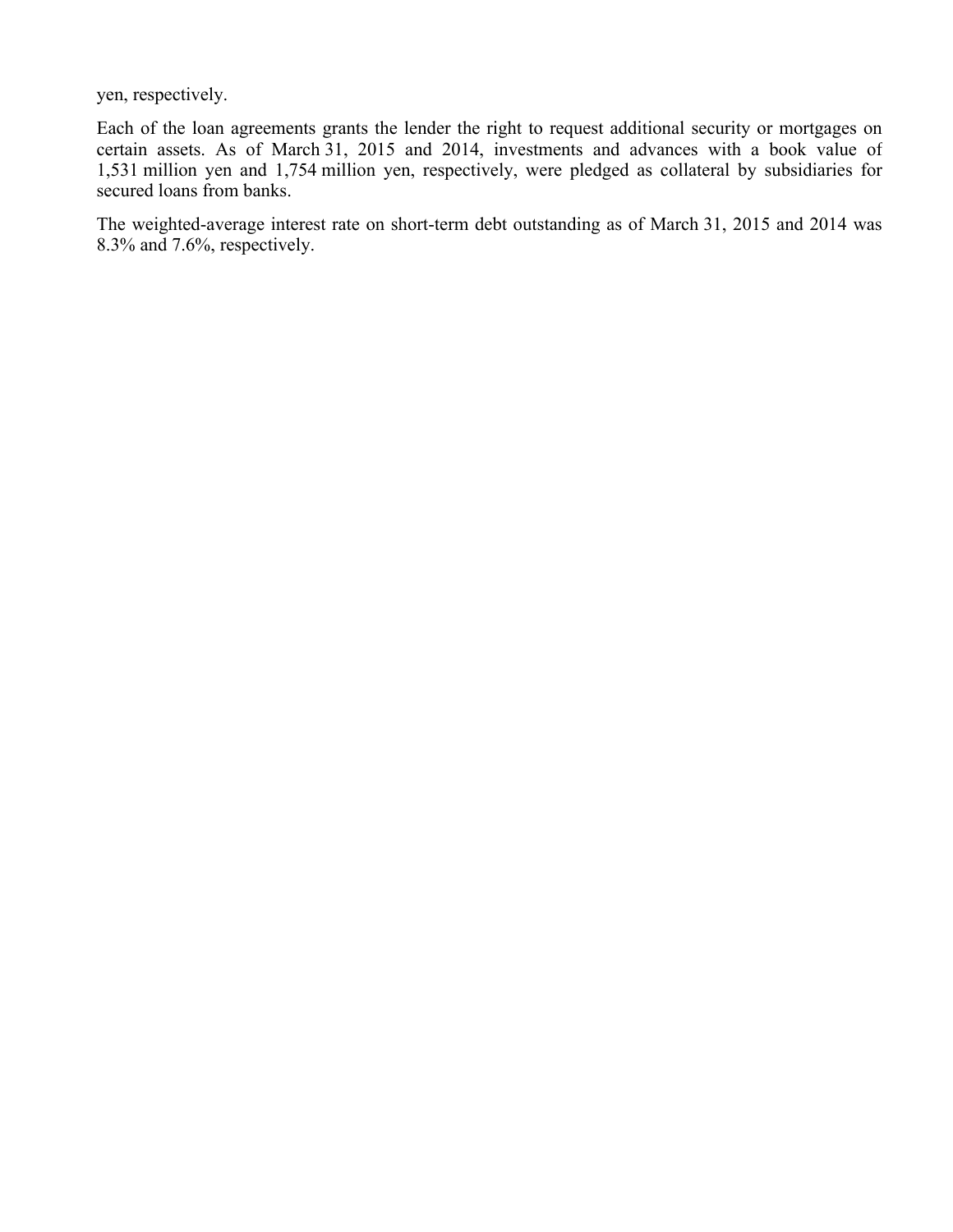yen, respectively.

Each of the loan agreements grants the lender the right to request additional security or mortgages on certain assets. As of March 31, 2015 and 2014, investments and advances with a book value of 1,531 million yen and 1,754 million yen, respectively, were pledged as collateral by subsidiaries for secured loans from banks.

The weighted-average interest rate on short-term debt outstanding as of March 31, 2015 and 2014 was 8.3% and 7.6%, respectively.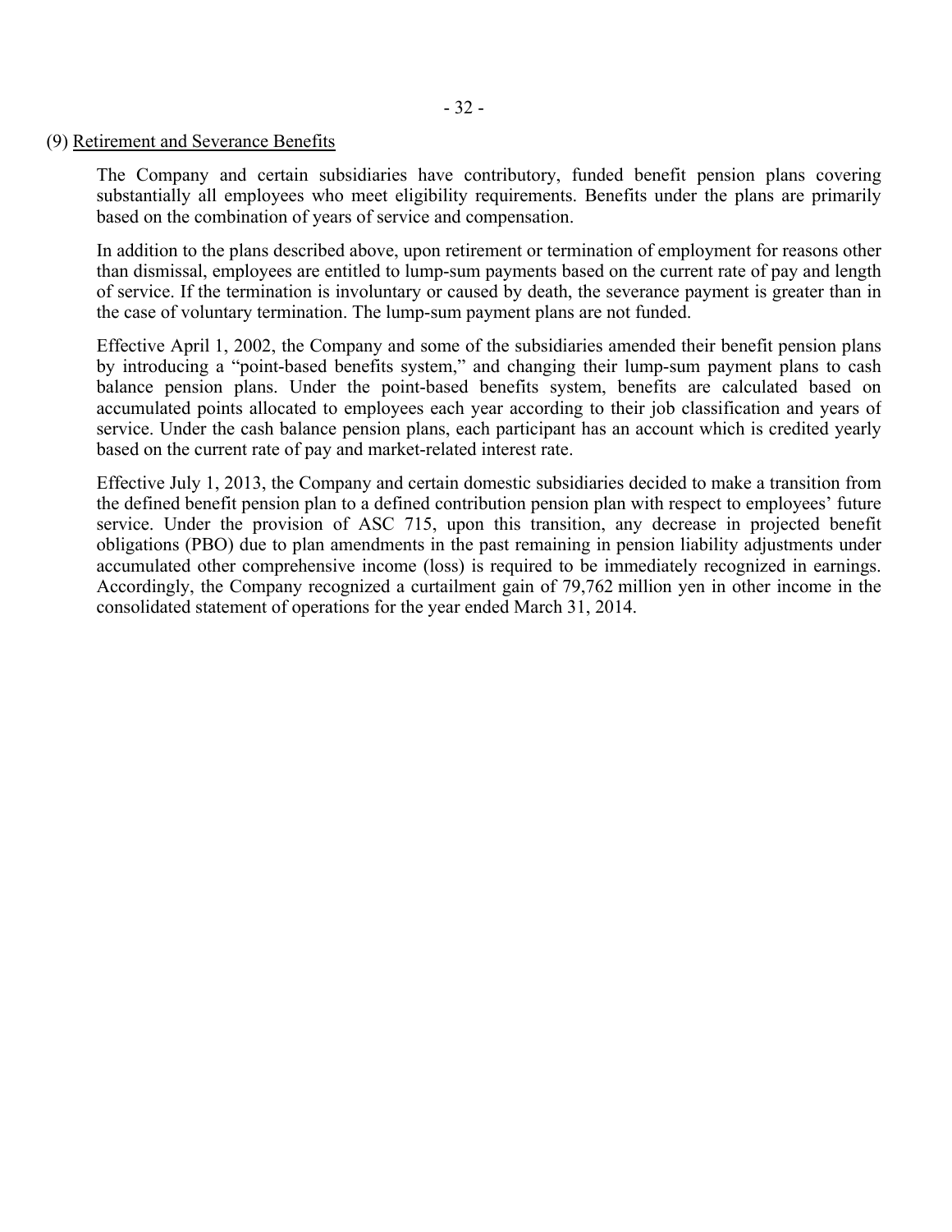## (9) Retirement and Severance Benefits

The Company and certain subsidiaries have contributory, funded benefit pension plans covering substantially all employees who meet eligibility requirements. Benefits under the plans are primarily based on the combination of years of service and compensation.

In addition to the plans described above, upon retirement or termination of employment for reasons other than dismissal, employees are entitled to lump-sum payments based on the current rate of pay and length of service. If the termination is involuntary or caused by death, the severance payment is greater than in the case of voluntary termination. The lump-sum payment plans are not funded.

Effective April 1, 2002, the Company and some of the subsidiaries amended their benefit pension plans by introducing a "point-based benefits system," and changing their lump-sum payment plans to cash balance pension plans. Under the point-based benefits system, benefits are calculated based on accumulated points allocated to employees each year according to their job classification and years of service. Under the cash balance pension plans, each participant has an account which is credited yearly based on the current rate of pay and market-related interest rate.

Effective July 1, 2013, the Company and certain domestic subsidiaries decided to make a transition from the defined benefit pension plan to a defined contribution pension plan with respect to employees' future service. Under the provision of ASC 715, upon this transition, any decrease in projected benefit obligations (PBO) due to plan amendments in the past remaining in pension liability adjustments under accumulated other comprehensive income (loss) is required to be immediately recognized in earnings. Accordingly, the Company recognized a curtailment gain of 79,762 million yen in other income in the consolidated statement of operations for the year ended March 31, 2014.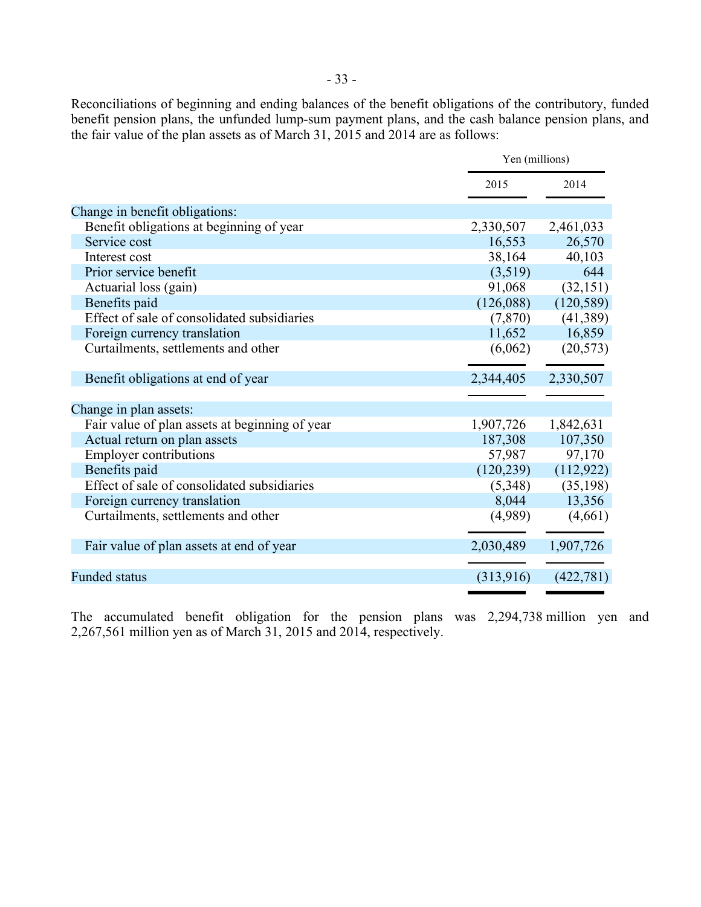Reconciliations of beginning and ending balances of the benefit obligations of the contributory, funded benefit pension plans, the unfunded lump-sum payment plans, and the cash balance pension plans, and the fair value of the plan assets as of March 31, 2015 and 2014 are as follows:

| | Yen (millions) | |
|---|---|---|
| | 2015 | 2014 |
| Change in benefit obligations: | | |
| Benefit obligations at beginning of year | 2,330,507 | 2,461,033 |
| Service cost | 16,553 | 26,570 |
| Interest cost | 38,164 | 40,103 |
| Prior service benefit | (3,519) | 644 |
| Actuarial loss (gain) | 91,068 | (32,151) |
| Benefits paid | (126,088) | (120,589) |
| Effect of sale of consolidated subsidiaries | (7,870) | (41,389) |
| Foreign currency translation | 11,652 | 16,859 |
| Curtailments, settlements and other | (6,062) | (20,573) |
| Benefit obligations at end of year | 2,344,405 | 2,330,507 |
| Change in plan assets: | | |
| Fair value of plan assets at beginning of year | 1,907,726 | 1,842,631 |
| Actual return on plan assets | 187,308 | 107,350 |
| Employer contributions | 57,987 | 97,170 |
| Benefits paid | (120,239) | (112,922) |
| Effect of sale of consolidated subsidiaries | (5,348) | (35,198) |
| Foreign currency translation | 8,044 | 13,356 |
| Curtailments, settlements and other | (4,989) | (4,661) |
| Fair value of plan assets at end of year | 2,030,489 | 1,907,726 |
| Funded status | (313,916) | (422,781) |

The accumulated benefit obligation for the pension plans was 2,294,738 million yen and 2,267,561 million yen as of March 31, 2015 and 2014, respectively.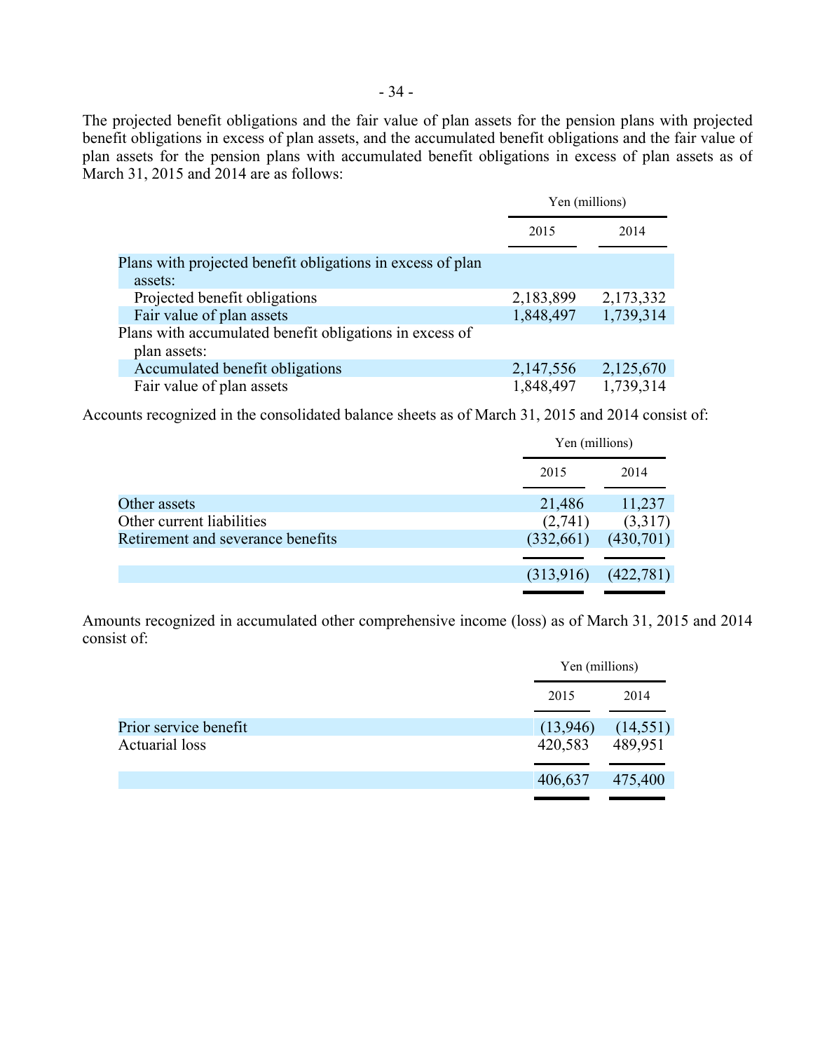The projected benefit obligations and the fair value of plan assets for the pension plans with projected benefit obligations in excess of plan assets, and the accumulated benefit obligations and the fair value of plan assets for the pension plans with accumulated benefit obligations in excess of plan assets as of March 31, 2015 and 2014 are as follows:

| | Yen (millions) | |
|---|---|---|
| | 2015 | 2014 |
| Plans with projected benefit obligations in excess of plan assets: | | |
| Projected benefit obligations | 2,183,899 | 2,173,332 |
| Fair value of plan assets | 1,848,497 | 1,739,314 |
| Plans with accumulated benefit obligations in excess of plan assets: | | |
| Accumulated benefit obligations | 2,147,556 | 2,125,670 |
| Fair value of plan assets | 1,848,497 | 1,739,314 |

Accounts recognized in the consolidated balance sheets as of March 31, 2015 and 2014 consist of:

| | Yen (millions) | |
|---|---|---|
| | 2015 | 2014 |
| Other assets | 21,486 | 11,237 |
| Other current liabilities | (2,741) | (3,317) |
| Retirement and severance benefits | (332,661) | (430,701) |
| | (313,916) | (422,781) |

Amounts recognized in accumulated other comprehensive income (loss) as of March 31, 2015 and 2014 consist of:

| | Yen (millions) | |
|---|---|---|
| | 2015 | 2014 |
| Prior service benefit | (13,946) | (14,551) |
| Actuarial loss | 420,583 | 489,951 |
| | 406,637 | 475,400 |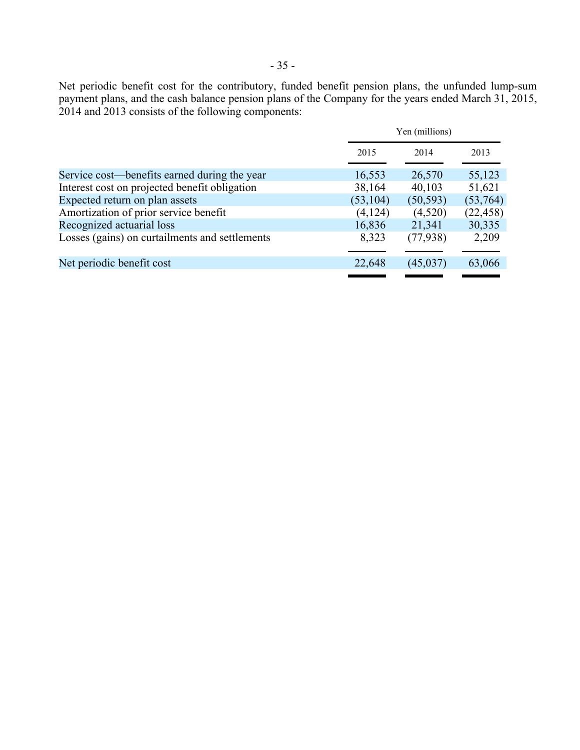Net periodic benefit cost for the contributory, funded benefit pension plans, the unfunded lump-sum payment plans, and the cash balance pension plans of the Company for the years ended March 31, 2015, 2014 and 2013 consists of the following components:

| | Yen (millions) | | |
|---|---|---|---|
| | 2015 | 2014 | 2013 |
| Service cost—benefits earned during the year | 16,553 | 26,570 | 55,123 |
| Interest cost on projected benefit obligation | 38,164 | 40,103 | 51,621 |
| Expected return on plan assets | (53,104) | (50,593) | (53,764) |
| Amortization of prior service benefit | (4,124) | (4,520) | (22,458) |
| Recognized actuarial loss | 16,836 | 21,341 | 30,335 |
| Losses (gains) on curtailments and settlements | 8,323 | (77,938) | 2,209 |
| Net periodic benefit cost | 22,648 | (45,037) | 63,066 |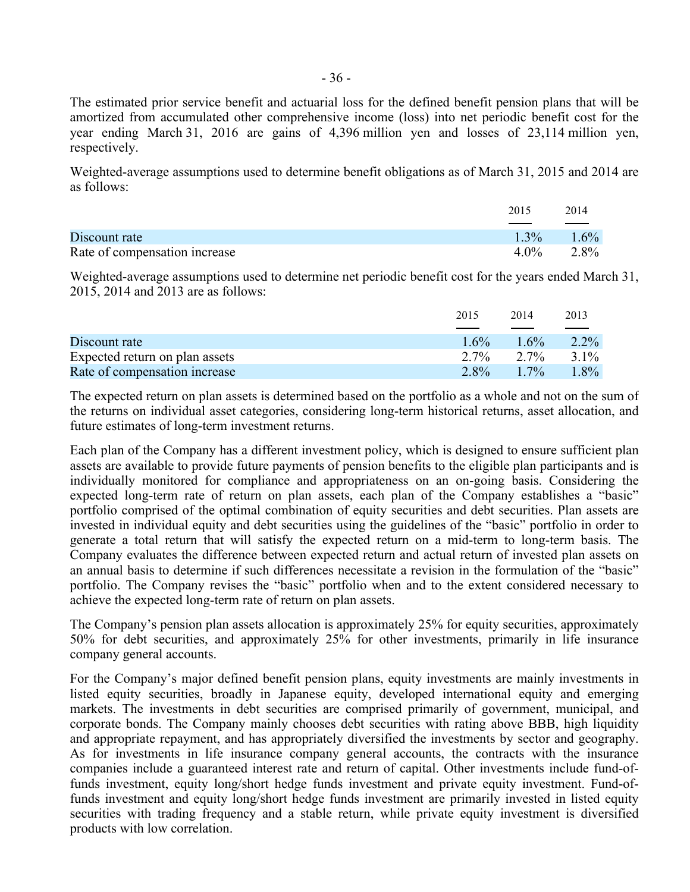The estimated prior service benefit and actuarial loss for the defined benefit pension plans that will be amortized from accumulated other comprehensive income (loss) into net periodic benefit cost for the year ending March 31, 2016 are gains of 4,396 million yen and losses of 23,114 million yen, respectively.

Weighted-average assumptions used to determine benefit obligations as of March 31, 2015 and 2014 are as follows:

| | 2015 | 2014 |
|---|---|---|
| Discount rate | 1.3% | 1.6% |
| Rate of compensation increase | 4.0% | 2.8% |

Weighted-average assumptions used to determine net periodic benefit cost for the years ended March 31, 2015, 2014 and 2013 are as follows:

| | 2015 | 2014 | 2013 |
|---|---|---|---|
| Discount rate | 1.6% | 1.6% | 2.2% |
| Expected return on plan assets | 2.7% | 2.7% | 3.1% |
| Rate of compensation increase | 2.8% | 1.7% | 1.8% |

The expected return on plan assets is determined based on the portfolio as a whole and not on the sum of the returns on individual asset categories, considering long-term historical returns, asset allocation, and future estimates of long-term investment returns.

Each plan of the Company has a different investment policy, which is designed to ensure sufficient plan assets are available to provide future payments of pension benefits to the eligible plan participants and is individually monitored for compliance and appropriateness on an on-going basis. Considering the expected long-term rate of return on plan assets, each plan of the Company establishes a "basic" portfolio comprised of the optimal combination of equity securities and debt securities. Plan assets are invested in individual equity and debt securities using the guidelines of the "basic" portfolio in order to generate a total return that will satisfy the expected return on a mid-term to long-term basis. The Company evaluates the difference between expected return and actual return of invested plan assets on an annual basis to determine if such differences necessitate a revision in the formulation of the "basic" portfolio. The Company revises the "basic" portfolio when and to the extent considered necessary to achieve the expected long-term rate of return on plan assets.

The Company's pension plan assets allocation is approximately 25% for equity securities, approximately 50% for debt securities, and approximately 25% for other investments, primarily in life insurance company general accounts.

For the Company's major defined benefit pension plans, equity investments are mainly investments in listed equity securities, broadly in Japanese equity, developed international equity and emerging markets. The investments in debt securities are comprised primarily of government, municipal, and corporate bonds. The Company mainly chooses debt securities with rating above BBB, high liquidity and appropriate repayment, and has appropriately diversified the investments by sector and geography. As for investments in life insurance company general accounts, the contracts with the insurance companies include a guaranteed interest rate and return of capital. Other investments include fund-of-funds investment, equity long/short hedge funds investment and private equity investment. Fund-of-funds investment and equity long/short hedge funds investment are primarily invested in listed equity securities with trading frequency and a stable return, while private equity investment is diversified products with low correlation.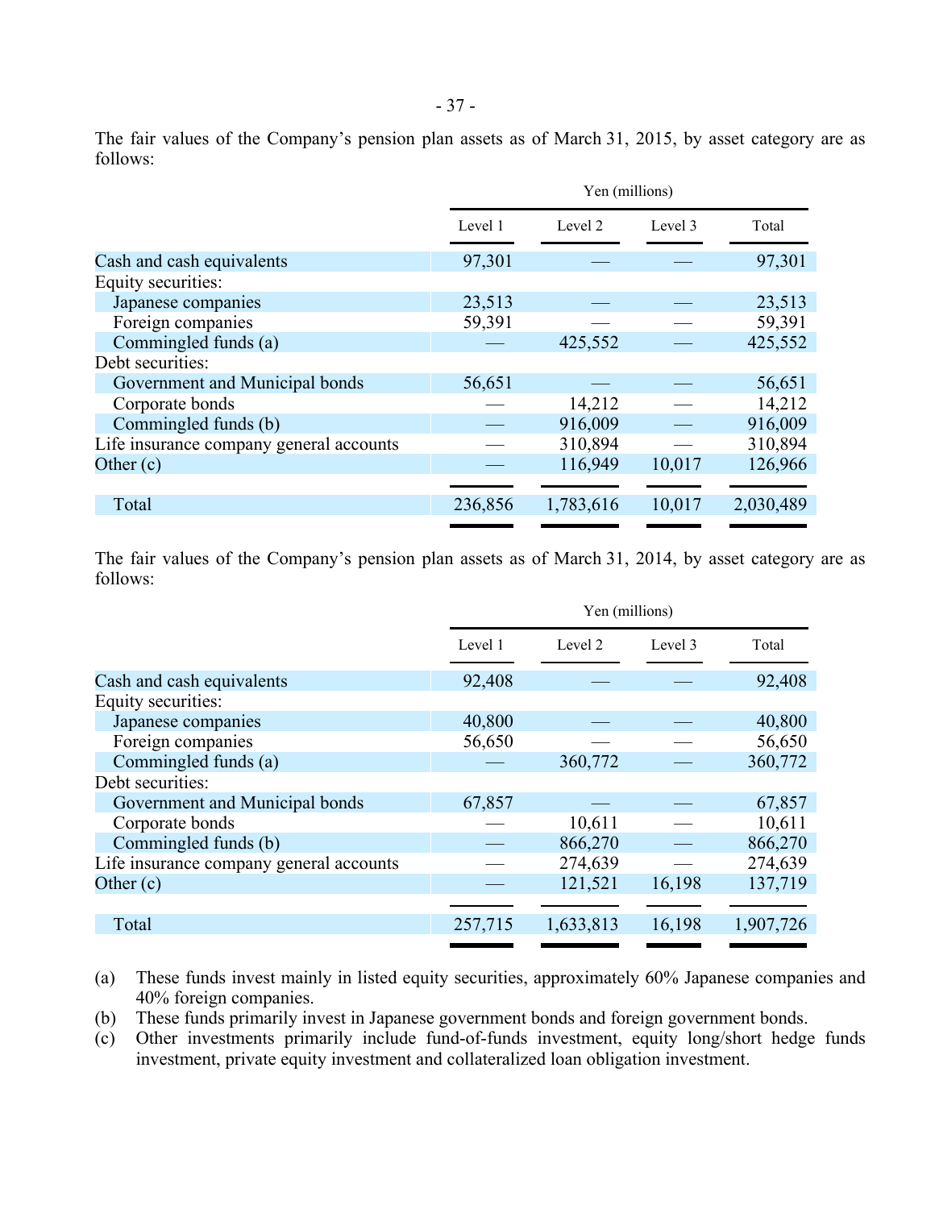The fair values of the Company's pension plan assets as of March 31, 2015, by asset category are as follows:

| | Yen (millions) | | | |
|---|---|---|---|---|
| | Level 1 | Level 2 | Level 3 | Total |
| Cash and cash equivalents | 97,301 | — | — | 97,301 |
| Equity securities: | | | | |
| Japanese companies | 23,513 | — | — | 23,513 |
| Foreign companies | 59,391 | — | — | 59,391 |
| Commingled funds (a) | — | 425,552 | — | 425,552 |
| Debt securities: | | | | |
| Government and Municipal bonds | 56,651 | — | — | 56,651 |
| Corporate bonds | — | 14,212 | — | 14,212 |
| Commingled funds (b) | — | 916,009 | — | 916,009 |
| Life insurance company general accounts | — | 310,894 | — | 310,894 |
| Other (c) | — | 116,949 | 10,017 | 126,966 |
| Total | 236,856 | 1,783,616 | 10,017 | 2,030,489 |

The fair values of the Company's pension plan assets as of March 31, 2014, by asset category are as follows:

| | Yen (millions) | | | |
|---|---|---|---|---|
| | Level 1 | Level 2 | Level 3 | Total |
| Cash and cash equivalents | 92,408 | — | — | 92,408 |
| Equity securities: | | | | |
| Japanese companies | 40,800 | — | — | 40,800 |
| Foreign companies | 56,650 | — | — | 56,650 |
| Commingled funds (a) | — | 360,772 | — | 360,772 |
| Debt securities: | | | | |
| Government and Municipal bonds | 67,857 | — | — | 67,857 |
| Corporate bonds | — | 10,611 | — | 10,611 |
| Commingled funds (b) | — | 866,270 | — | 866,270 |
| Life insurance company general accounts | — | 274,639 | — | 274,639 |
| Other (c) | — | 121,521 | 16,198 | 137,719 |
| Total | 257,715 | 1,633,813 | 16,198 | 1,907,726 |

(a) These funds invest mainly in listed equity securities, approximately 60% Japanese companies and 40% foreign companies.

(b) These funds primarily invest in Japanese government bonds and foreign government bonds.

(c) Other investments primarily include fund-of-funds investment, equity long/short hedge funds investment, private equity investment and collateralized loan obligation investment.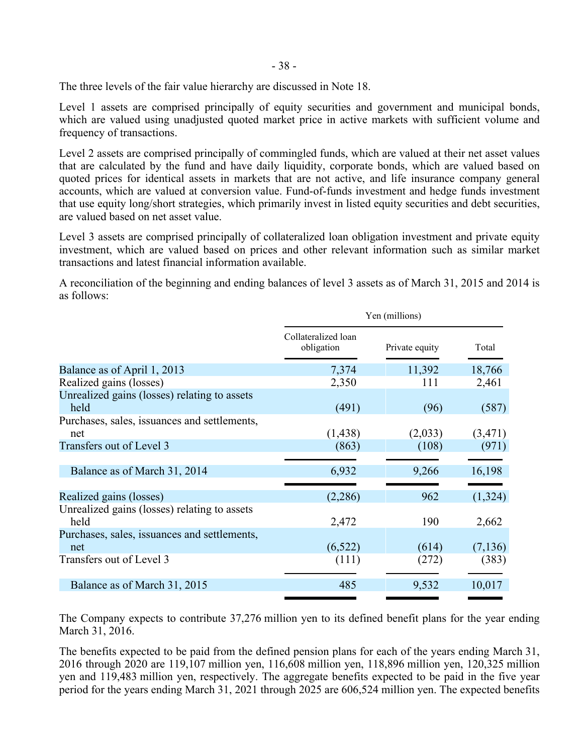The three levels of the fair value hierarchy are discussed in Note 18.

Level 1 assets are comprised principally of equity securities and government and municipal bonds, which are valued using unadjusted quoted market price in active markets with sufficient volume and frequency of transactions.

Level 2 assets are comprised principally of commingled funds, which are valued at their net asset values that are calculated by the fund and have daily liquidity, corporate bonds, which are valued based on quoted prices for identical assets in markets that are not active, and life insurance company general accounts, which are valued at conversion value. Fund-of-funds investment and hedge funds investment that use equity long/short strategies, which primarily invest in listed equity securities and debt securities, are valued based on net asset value.

Level 3 assets are comprised principally of collateralized loan obligation investment and private equity investment, which are valued based on prices and other relevant information such as similar market transactions and latest financial information available.

A reconciliation of the beginning and ending balances of level 3 assets as of March 31, 2015 and 2014 is as follows:

| | Yen (millions) | | |
|---|---|---|---|
| | Collateralized loan obligation | Private equity | Total |
| Balance as of April 1, 2013 | 7,374 | 11,392 | 18,766 |
| Realized gains (losses) | 2,350 | 111 | 2,461 |
| Unrealized gains (losses) relating to assets held | (491) | (96) | (587) |
| Purchases, sales, issuances and settlements, net | (1,438) | (2,033) | (3,471) |
| Transfers out of Level 3 | (863) | (108) | (971) |
| Balance as of March 31, 2014 | 6,932 | 9,266 | 16,198 |
| Realized gains (losses) | (2,286) | 962 | (1,324) |
| Unrealized gains (losses) relating to assets held | 2,472 | 190 | 2,662 |
| Purchases, sales, issuances and settlements, net | (6,522) | (614) | (7,136) |
| Transfers out of Level 3 | (111) | (272) | (383) |
| Balance as of March 31, 2015 | 485 | 9,532 | 10,017 |

The Company expects to contribute 37,276 million yen to its defined benefit plans for the year ending March 31, 2016.

The benefits expected to be paid from the defined pension plans for each of the years ending March 31, 2016 through 2020 are 119,107 million yen, 116,608 million yen, 118,896 million yen, 120,325 million yen and 119,483 million yen, respectively. The aggregate benefits expected to be paid in the five year period for the years ending March 31, 2021 through 2025 are 606,524 million yen. The expected benefits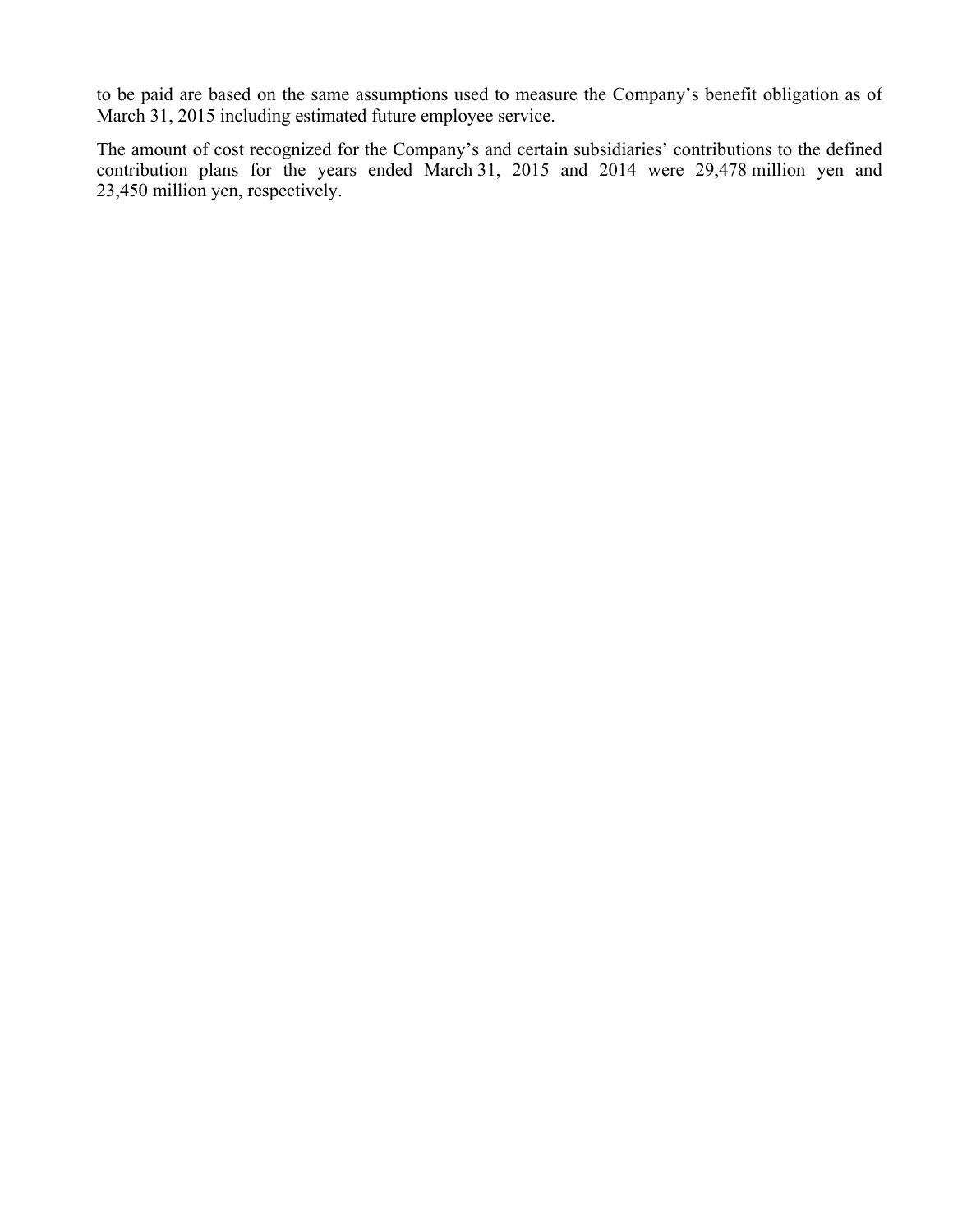to be paid are based on the same assumptions used to measure the Company's benefit obligation as of March 31, 2015 including estimated future employee service.

The amount of cost recognized for the Company's and certain subsidiaries' contributions to the defined contribution plans for the years ended March 31, 2015 and 2014 were 29,478 million yen and 23,450 million yen, respectively.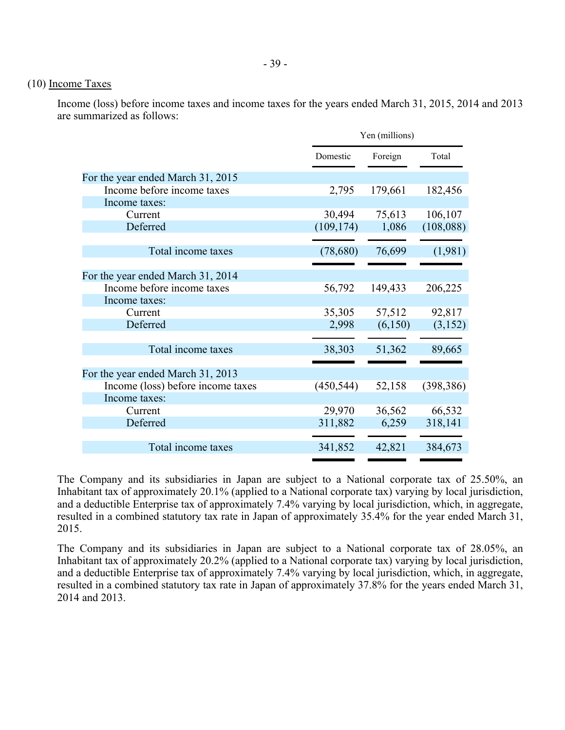(10) Income Taxes

Income (loss) before income taxes and income taxes for the years ended March 31, 2015, 2014 and 2013 are summarized as follows:

| | Yen (millions) | | |
|---|---|---|---|
| | Domestic | Foreign | Total |
| For the year ended March 31, 2015 | | | |
| Income before income taxes | 2,795 | 179,661 | 182,456 |
| Income taxes: | | | |
| Current | 30,494 | 75,613 | 106,107 |
| Deferred | (109,174) | 1,086 | (108,088) |
| Total income taxes | (78,680) | 76,699 | (1,981) |
| For the year ended March 31, 2014 | | | |
| Income before income taxes | 56,792 | 149,433 | 206,225 |
| Income taxes: | | | |
| Current | 35,305 | 57,512 | 92,817 |
| Deferred | 2,998 | (6,150) | (3,152) |
| Total income taxes | 38,303 | 51,362 | 89,665 |
| For the year ended March 31, 2013 | | | |
| Income (loss) before income taxes | (450,544) | 52,158 | (398,386) |
| Income taxes: | | | |
| Current | 29,970 | 36,562 | 66,532 |
| Deferred | 311,882 | 6,259 | 318,141 |
| Total income taxes | 341,852 | 42,821 | 384,673 |

The Company and its subsidiaries in Japan are subject to a National corporate tax of 25.50%, an Inhabitant tax of approximately 20.1% (applied to a National corporate tax) varying by local jurisdiction, and a deductible Enterprise tax of approximately 7.4% varying by local jurisdiction, which, in aggregate, resulted in a combined statutory tax rate in Japan of approximately 35.4% for the year ended March 31, 2015.

The Company and its subsidiaries in Japan are subject to a National corporate tax of 28.05%, an Inhabitant tax of approximately 20.2% (applied to a National corporate tax) varying by local jurisdiction, and a deductible Enterprise tax of approximately 7.4% varying by local jurisdiction, which, in aggregate, resulted in a combined statutory tax rate in Japan of approximately 37.8% for the years ended March 31, 2014 and 2013.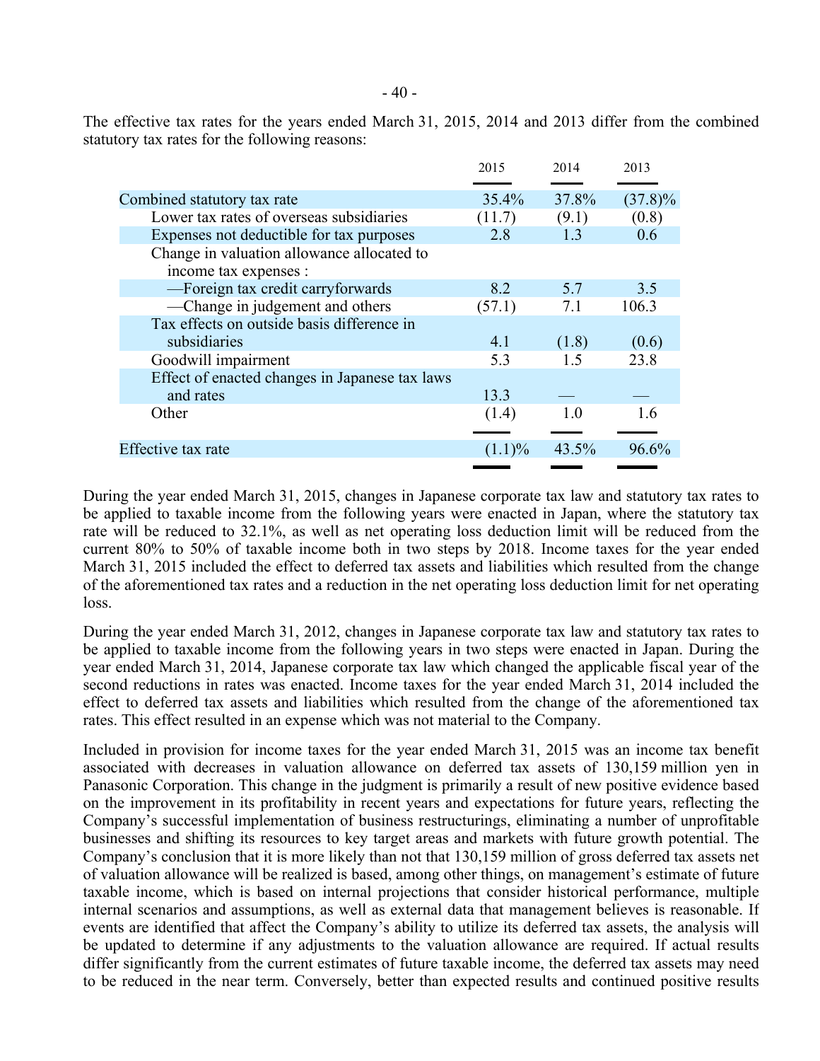The effective tax rates for the years ended March 31, 2015, 2014 and 2013 differ from the combined statutory tax rates for the following reasons:

| | 2015 | 2014 | 2013 |
|---|---|---|---|
| Combined statutory tax rate | 35.4% | 37.8% | (37.8)% |
| Lower tax rates of overseas subsidiaries | (11.7) | (9.1) | (0.8) |
| Expenses not deductible for tax purposes | 2.8 | 1.3 | 0.6 |
| Change in valuation allowance allocated to income tax expenses : | | | |
| —Foreign tax credit carryforwards | 8.2 | 5.7 | 3.5 |
| —Change in judgement and others | (57.1) | 7.1 | 106.3 |
| Tax effects on outside basis difference in subsidiaries | 4.1 | (1.8) | (0.6) |
| Goodwill impairment | 5.3 | 1.5 | 23.8 |
| Effect of enacted changes in Japanese tax laws and rates | 13.3 | — | — |
| Other | (1.4) | 1.0 | 1.6 |
| Effective tax rate | (1.1)% | 43.5% | 96.6% |

During the year ended March 31, 2015, changes in Japanese corporate tax law and statutory tax rates to be applied to taxable income from the following years were enacted in Japan, where the statutory tax rate will be reduced to 32.1%, as well as net operating loss deduction limit will be reduced from the current 80% to 50% of taxable income both in two steps by 2018. Income taxes for the year ended March 31, 2015 included the effect to deferred tax assets and liabilities which resulted from the change of the aforementioned tax rates and a reduction in the net operating loss deduction limit for net operating loss.

During the year ended March 31, 2012, changes in Japanese corporate tax law and statutory tax rates to be applied to taxable income from the following years in two steps were enacted in Japan. During the year ended March 31, 2014, Japanese corporate tax law which changed the applicable fiscal year of the second reductions in rates was enacted. Income taxes for the year ended March 31, 2014 included the effect to deferred tax assets and liabilities which resulted from the change of the aforementioned tax rates. This effect resulted in an expense which was not material to the Company.

Included in provision for income taxes for the year ended March 31, 2015 was an income tax benefit associated with decreases in valuation allowance on deferred tax assets of 130,159 million yen in Panasonic Corporation. This change in the judgment is primarily a result of new positive evidence based on the improvement in its profitability in recent years and expectations for future years, reflecting the Company's successful implementation of business restructurings, eliminating a number of unprofitable businesses and shifting its resources to key target areas and markets with future growth potential. The Company's conclusion that it is more likely than not that 130,159 million of gross deferred tax assets net of valuation allowance will be realized is based, among other things, on management's estimate of future taxable income, which is based on internal projections that consider historical performance, multiple internal scenarios and assumptions, as well as external data that management believes is reasonable. If events are identified that affect the Company's ability to utilize its deferred tax assets, the analysis will be updated to determine if any adjustments to the valuation allowance are required. If actual results differ significantly from the current estimates of future taxable income, the deferred tax assets may need to be reduced in the near term. Conversely, better than expected results and continued positive results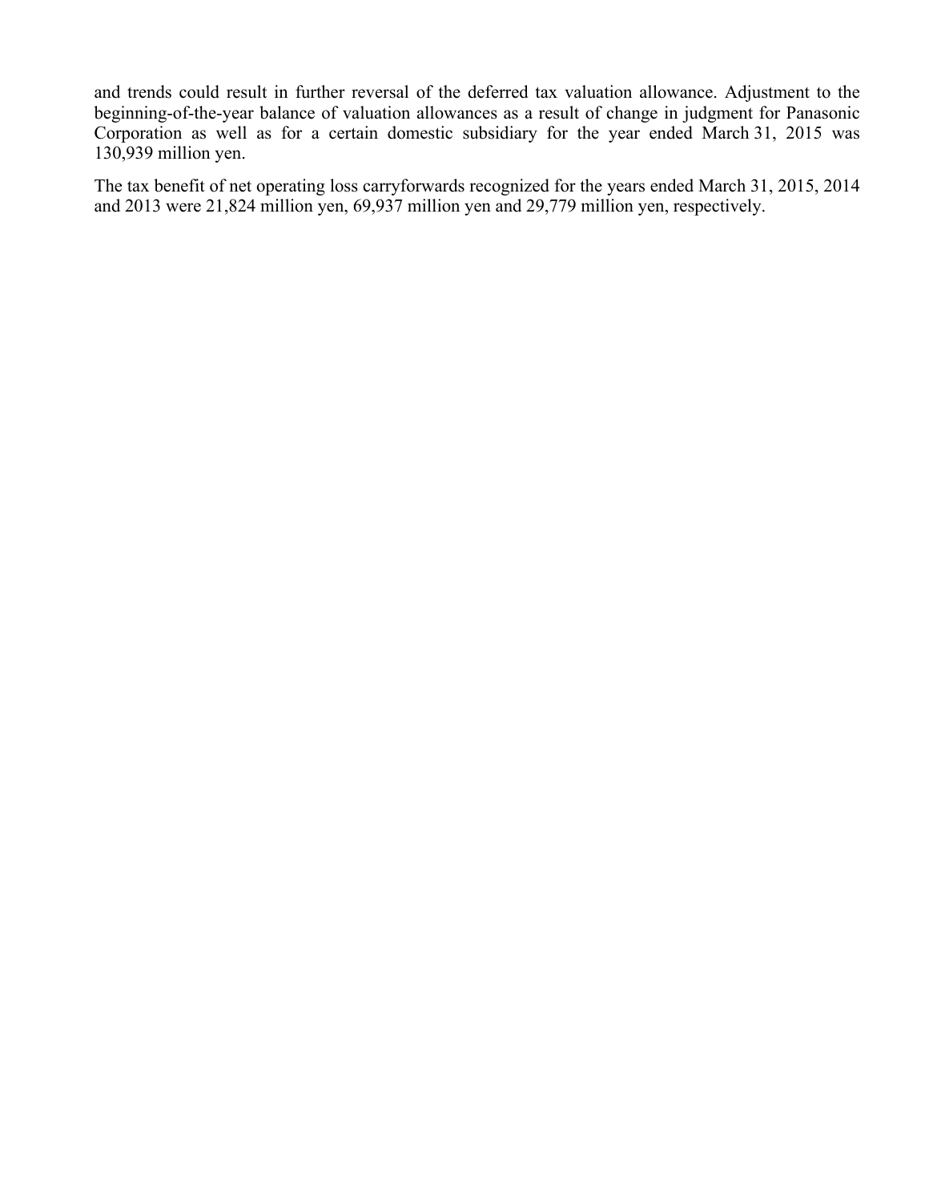and trends could result in further reversal of the deferred tax valuation allowance. Adjustment to the beginning-of-the-year balance of valuation allowances as a result of change in judgment for Panasonic Corporation as well as for a certain domestic subsidiary for the year ended March 31, 2015 was 130,939 million yen.

The tax benefit of net operating loss carryforwards recognized for the years ended March 31, 2015, 2014 and 2013 were 21,824 million yen, 69,937 million yen and 29,779 million yen, respectively.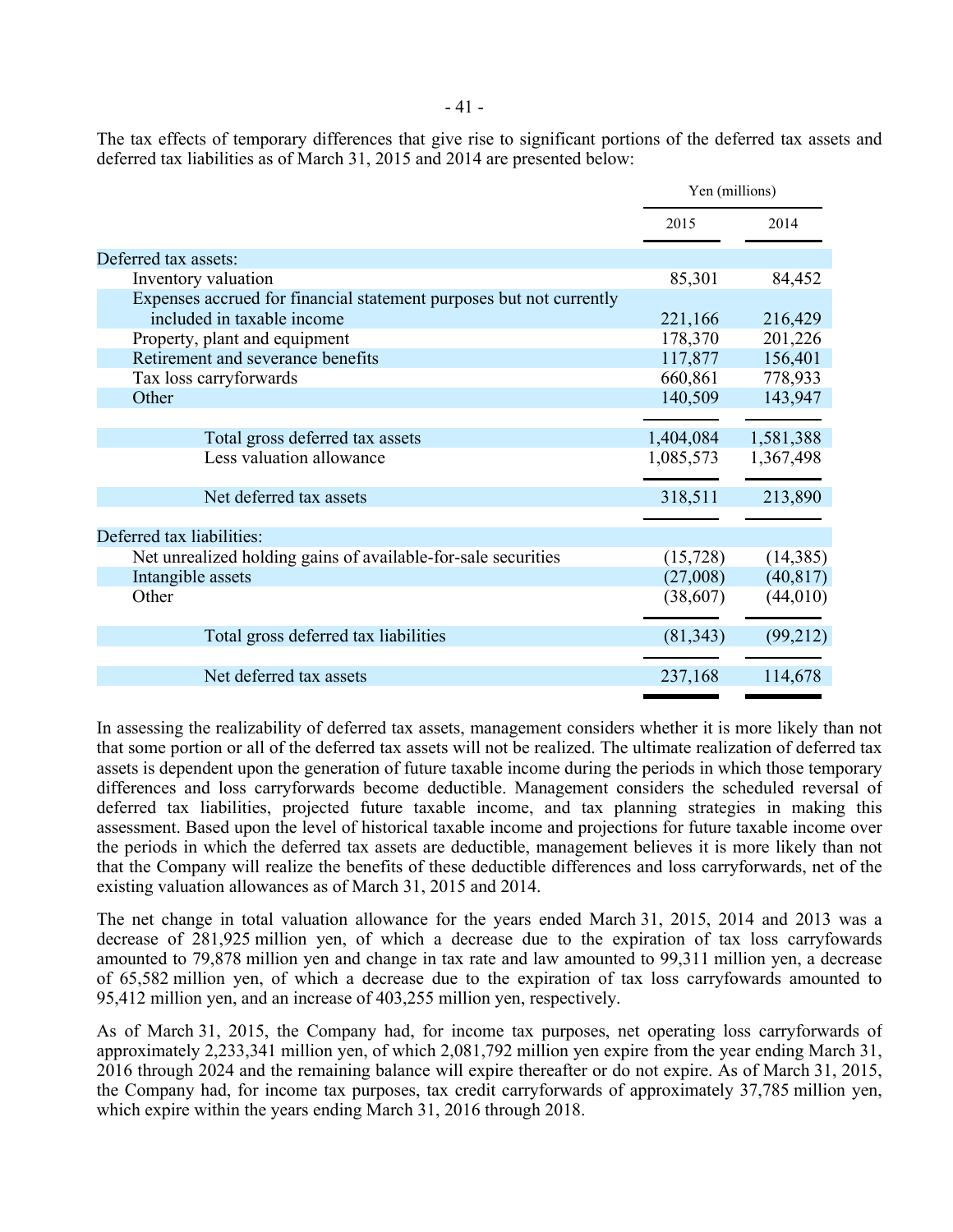The tax effects of temporary differences that give rise to significant portions of the deferred tax assets and deferred tax liabilities as of March 31, 2015 and 2014 are presented below:

| | Yen (millions) | |
|---|---|---|
| | 2015 | 2014 |
| Deferred tax assets: | | |
| Inventory valuation | 85,301 | 84,452 |
| Expenses accrued for financial statement purposes but not currently included in taxable income | 221,166 | 216,429 |
| Property, plant and equipment | 178,370 | 201,226 |
| Retirement and severance benefits | 117,877 | 156,401 |
| Tax loss carryforwards | 660,861 | 778,933 |
| Other | 140,509 | 143,947 |
| Total gross deferred tax assets | 1,404,084 | 1,581,388 |
| Less valuation allowance | 1,085,573 | 1,367,498 |
| Net deferred tax assets | 318,511 | 213,890 |
| Deferred tax liabilities: | | |
| Net unrealized holding gains of available-for-sale securities | (15,728) | (14,385) |
| Intangible assets | (27,008) | (40,817) |
| Other | (38,607) | (44,010) |
| Total gross deferred tax liabilities | (81,343) | (99,212) |
| Net deferred tax assets | 237,168 | 114,678 |

In assessing the realizability of deferred tax assets, management considers whether it is more likely than not that some portion or all of the deferred tax assets will not be realized. The ultimate realization of deferred tax assets is dependent upon the generation of future taxable income during the periods in which those temporary differences and loss carryforwards become deductible. Management considers the scheduled reversal of deferred tax liabilities, projected future taxable income, and tax planning strategies in making this assessment. Based upon the level of historical taxable income and projections for future taxable income over the periods in which the deferred tax assets are deductible, management believes it is more likely than not that the Company will realize the benefits of these deductible differences and loss carryforwards, net of the existing valuation allowances as of March 31, 2015 and 2014.

The net change in total valuation allowance for the years ended March 31, 2015, 2014 and 2013 was a decrease of 281,925 million yen, of which a decrease due to the expiration of tax loss carryfowards amounted to 79,878 million yen and change in tax rate and law amounted to 99,311 million yen, a decrease of 65,582 million yen, of which a decrease due to the expiration of tax loss carryfowards amounted to 95,412 million yen, and an increase of 403,255 million yen, respectively.

As of March 31, 2015, the Company had, for income tax purposes, net operating loss carryforwards of approximately 2,233,341 million yen, of which 2,081,792 million yen expire from the year ending March 31, 2016 through 2024 and the remaining balance will expire thereafter or do not expire. As of March 31, 2015, the Company had, for income tax purposes, tax credit carryforwards of approximately 37,785 million yen, which expire within the years ending March 31, 2016 through 2018.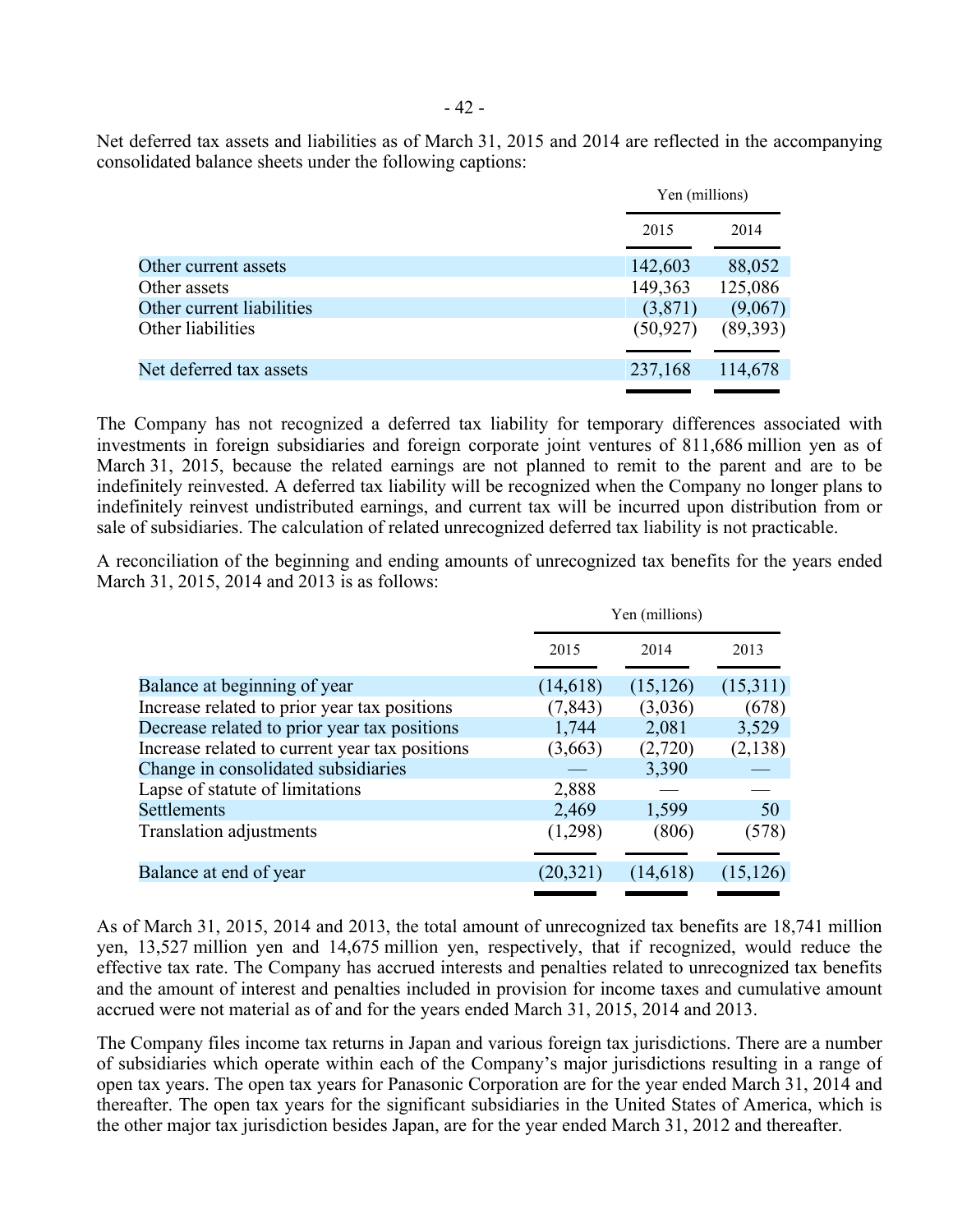Net deferred tax assets and liabilities as of March 31, 2015 and 2014 are reflected in the accompanying consolidated balance sheets under the following captions:

| | Yen (millions) | |
|---|---|---|
| | 2015 | 2014 |
| Other current assets | 142,603 | 88,052 |
| Other assets | 149,363 | 125,086 |
| Other current liabilities | (3,871) | (9,067) |
| Other liabilities | (50,927) | (89,393) |
| Net deferred tax assets | 237,168 | 114,678 |

The Company has not recognized a deferred tax liability for temporary differences associated with investments in foreign subsidiaries and foreign corporate joint ventures of 811,686 million yen as of March 31, 2015, because the related earnings are not planned to remit to the parent and are to be indefinitely reinvested. A deferred tax liability will be recognized when the Company no longer plans to indefinitely reinvest undistributed earnings, and current tax will be incurred upon distribution from or sale of subsidiaries. The calculation of related unrecognized deferred tax liability is not practicable.

A reconciliation of the beginning and ending amounts of unrecognized tax benefits for the years ended March 31, 2015, 2014 and 2013 is as follows:

| | Yen (millions) | | |
|---|---|---|---|
| | 2015 | 2014 | 2013 |
| Balance at beginning of year | (14,618) | (15,126) | (15,311) |
| Increase related to prior year tax positions | (7,843) | (3,036) | (678) |
| Decrease related to prior year tax positions | 1,744 | 2,081 | 3,529 |
| Increase related to current year tax positions | (3,663) | (2,720) | (2,138) |
| Change in consolidated subsidiaries | — | 3,390 | — |
| Lapse of statute of limitations | 2,888 | — | — |
| Settlements | 2,469 | 1,599 | 50 |
| Translation adjustments | (1,298) | (806) | (578) |
| Balance at end of year | (20,321) | (14,618) | (15,126) |

As of March 31, 2015, 2014 and 2013, the total amount of unrecognized tax benefits are 18,741 million yen, 13,527 million yen and 14,675 million yen, respectively, that if recognized, would reduce the effective tax rate. The Company has accrued interests and penalties related to unrecognized tax benefits and the amount of interest and penalties included in provision for income taxes and cumulative amount accrued were not material as of and for the years ended March 31, 2015, 2014 and 2013.

The Company files income tax returns in Japan and various foreign tax jurisdictions. There are a number of subsidiaries which operate within each of the Company's major jurisdictions resulting in a range of open tax years. The open tax years for Panasonic Corporation are for the year ended March 31, 2014 and thereafter. The open tax years for the significant subsidiaries in the United States of America, which is the other major tax jurisdiction besides Japan, are for the year ended March 31, 2012 and thereafter.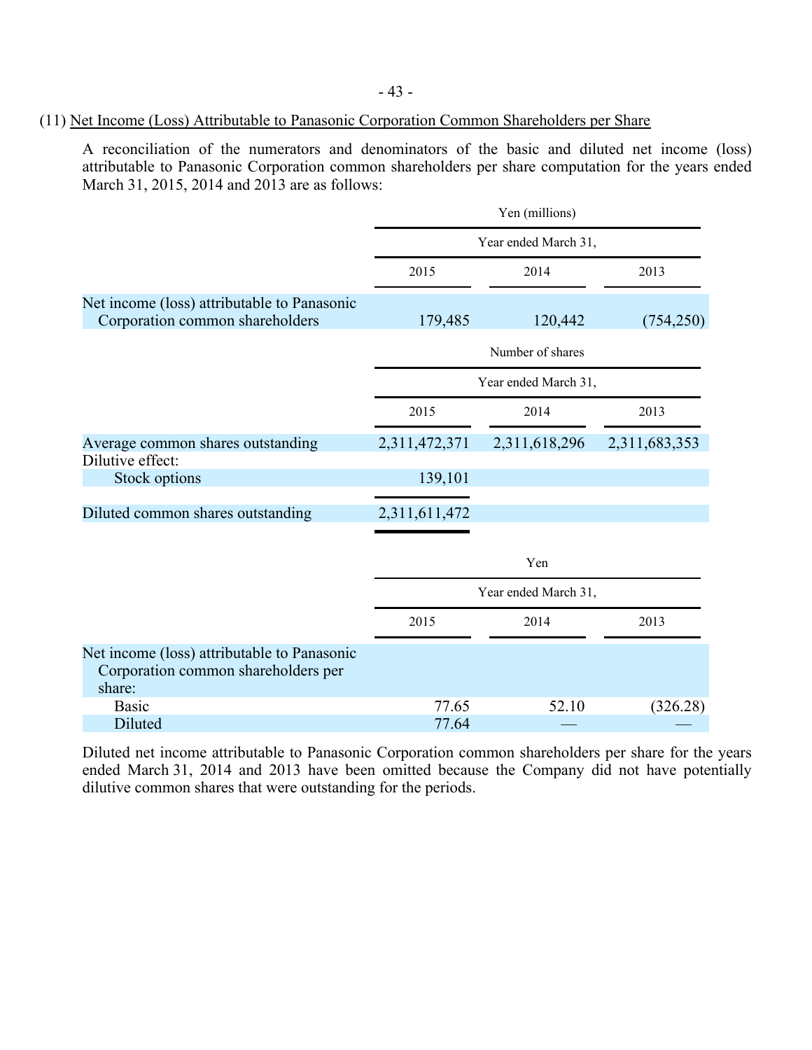## (11) Net Income (Loss) Attributable to Panasonic Corporation Common Shareholders per Share

A reconciliation of the numerators and denominators of the basic and diluted net income (loss) attributable to Panasonic Corporation common shareholders per share computation for the years ended March 31, 2015, 2014 and 2013 are as follows:

| | Yen (millions) | | |
|---|---|---|---|
| | Year ended March 31, | | |
| | 2015 | 2014 | 2013 |
| Net income (loss) attributable to Panasonic Corporation common shareholders | 179,485 | 120,442 | (754,250) |

| | Number of shares | | |
|---|---|---|---|
| | Year ended March 31, | | |
| | 2015 | 2014 | 2013 |
| Average common shares outstanding | 2,311,472,371 | 2,311,618,296 | 2,311,683,353 |
| Dilutive effect: | | | |
| Stock options | 139,101 | | |
| Diluted common shares outstanding | 2,311,611,472 | | |

| | Yen | | |
|---|---|---|---|
| | Year ended March 31, | | |
| | 2015 | 2014 | 2013 |
| Net income (loss) attributable to Panasonic Corporation common shareholders per share: | | | |
| Basic | 77.65 | 52.10 | (326.28) |
| Diluted | 77.64 | — | — |

Diluted net income attributable to Panasonic Corporation common shareholders per share for the years ended March 31, 2014 and 2013 have been omitted because the Company did not have potentially dilutive common shares that were outstanding for the periods.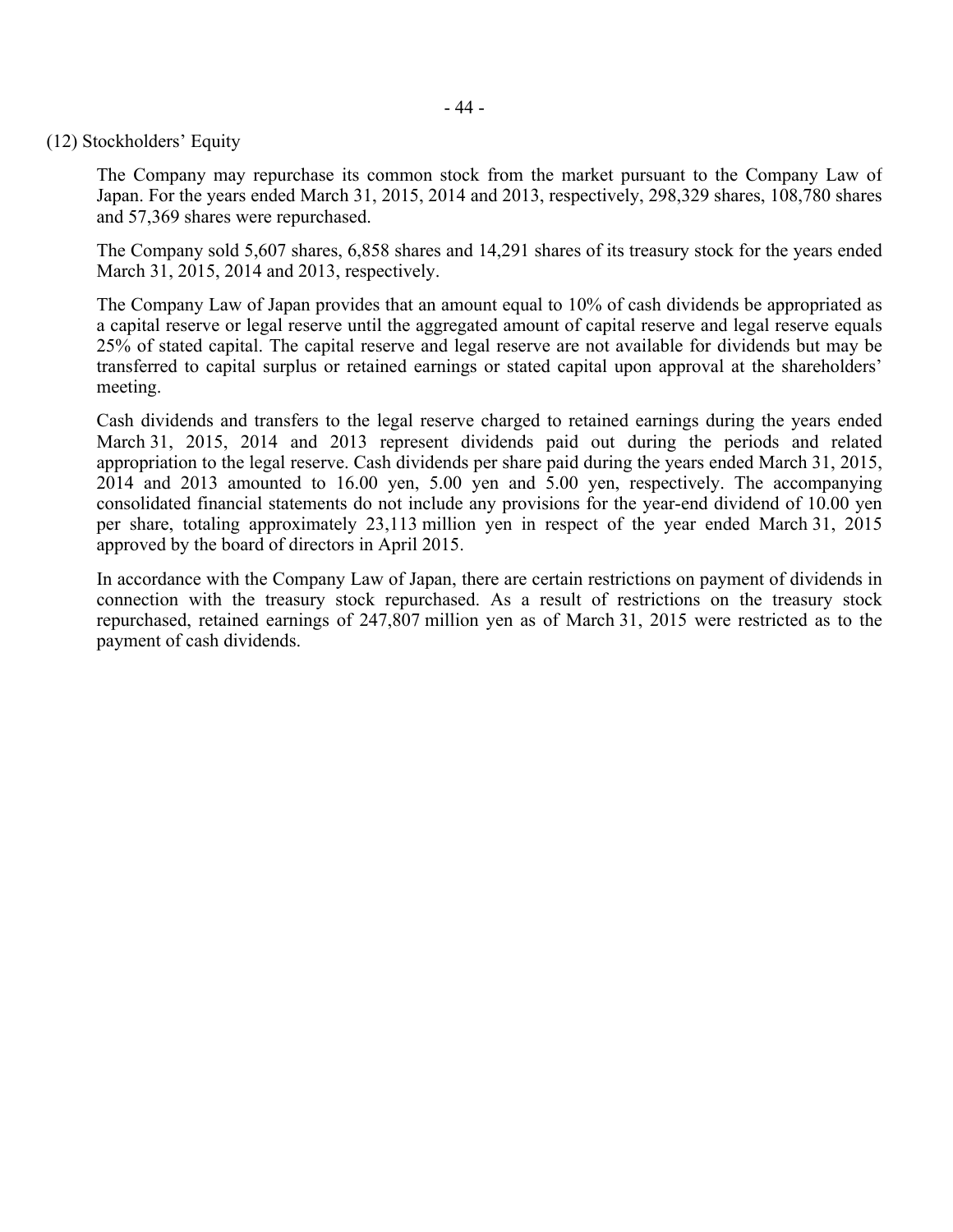### (12) Stockholders' Equity

The Company may repurchase its common stock from the market pursuant to the Company Law of Japan. For the years ended March 31, 2015, 2014 and 2013, respectively, 298,329 shares, 108,780 shares and 57,369 shares were repurchased.

The Company sold 5,607 shares, 6,858 shares and 14,291 shares of its treasury stock for the years ended March 31, 2015, 2014 and 2013, respectively.

The Company Law of Japan provides that an amount equal to 10% of cash dividends be appropriated as a capital reserve or legal reserve until the aggregated amount of capital reserve and legal reserve equals 25% of stated capital. The capital reserve and legal reserve are not available for dividends but may be transferred to capital surplus or retained earnings or stated capital upon approval at the shareholders' meeting.

Cash dividends and transfers to the legal reserve charged to retained earnings during the years ended March 31, 2015, 2014 and 2013 represent dividends paid out during the periods and related appropriation to the legal reserve. Cash dividends per share paid during the years ended March 31, 2015, 2014 and 2013 amounted to 16.00 yen, 5.00 yen and 5.00 yen, respectively. The accompanying consolidated financial statements do not include any provisions for the year-end dividend of 10.00 yen per share, totaling approximately 23,113 million yen in respect of the year ended March 31, 2015 approved by the board of directors in April 2015.

In accordance with the Company Law of Japan, there are certain restrictions on payment of dividends in connection with the treasury stock repurchased. As a result of restrictions on the treasury stock repurchased, retained earnings of 247,807 million yen as of March 31, 2015 were restricted as to the payment of cash dividends.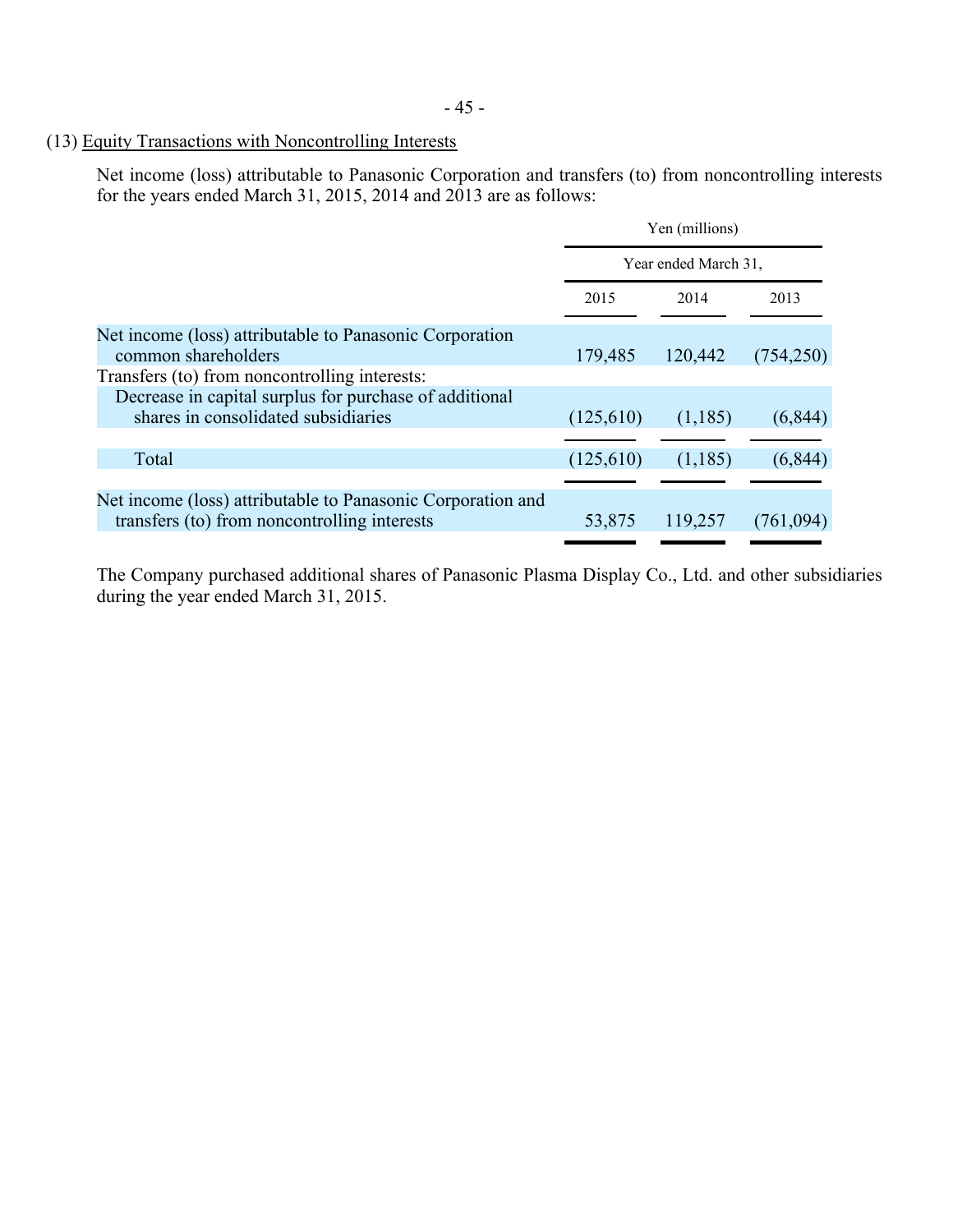## (13) Equity Transactions with Noncontrolling Interests

Net income (loss) attributable to Panasonic Corporation and transfers (to) from noncontrolling interests for the years ended March 31, 2015, 2014 and 2013 are as follows:

| | Yen (millions) | | |
|---|---|---|---|
| | Year ended March 31, | | |
| | 2015 | 2014 | 2013 |
| Net income (loss) attributable to Panasonic Corporation common shareholders | 179,485 | 120,442 | (754,250) |
| Transfers (to) from noncontrolling interests: | | | |
| Decrease in capital surplus for purchase of additional shares in consolidated subsidiaries | (125,610) | (1,185) | (6,844) |
| Total | (125,610) | (1,185) | (6,844) |
| Net income (loss) attributable to Panasonic Corporation and transfers (to) from noncontrolling interests | 53,875 | 119,257 | (761,094) |

The Company purchased additional shares of Panasonic Plasma Display Co., Ltd. and other subsidiaries during the year ended March 31, 2015.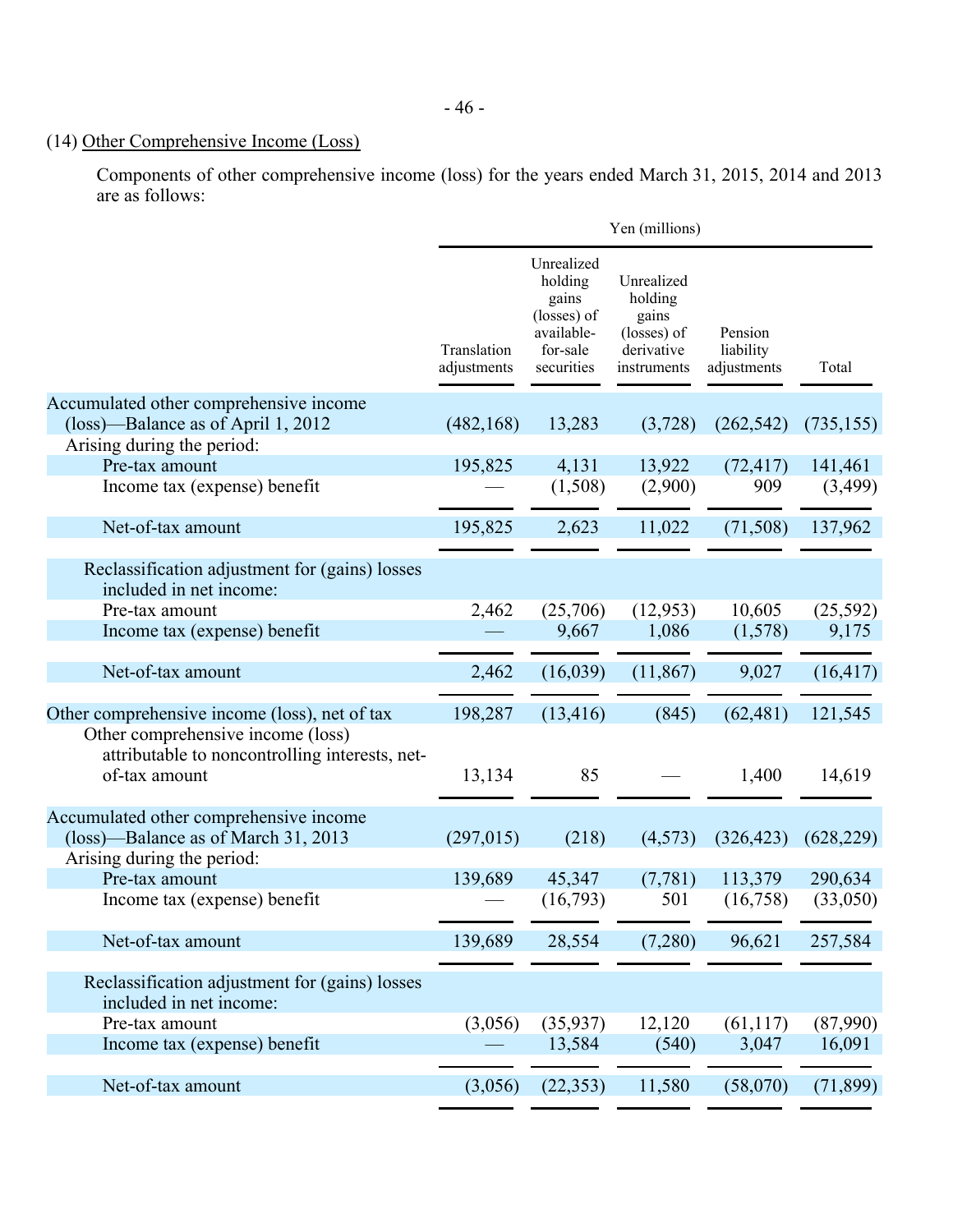## (14) Other Comprehensive Income (Loss)

Components of other comprehensive income (loss) for the years ended March 31, 2015, 2014 and 2013 are as follows:

| | Yen (millions) | | | | |
|---|---|---|---|---|---|
| | Translation adjustments | Unrealized holding gains (losses) of available-for-sale securities | Unrealized holding gains (losses) of derivative instruments | Pension liability adjustments | Total |
| Accumulated other comprehensive income (loss)—Balance as of April 1, 2012 | (482,168) | 13,283 | (3,728) | (262,542) | (735,155) |
| Arising during the period: | | | | | |
| Pre-tax amount | 195,825 | 4,131 | 13,922 | (72,417) | 141,461 |
| Income tax (expense) benefit | — | (1,508) | (2,900) | 909 | (3,499) |
| Net-of-tax amount | 195,825 | 2,623 | 11,022 | (71,508) | 137,962 |
| Reclassification adjustment for (gains) losses included in net income: | | | | | |
| Pre-tax amount | 2,462 | (25,706) | (12,953) | 10,605 | (25,592) |
| Income tax (expense) benefit | — | 9,667 | 1,086 | (1,578) | 9,175 |
| Net-of-tax amount | 2,462 | (16,039) | (11,867) | 9,027 | (16,417) |
| Other comprehensive income (loss), net of tax | 198,287 | (13,416) | (845) | (62,481) | 121,545 |
| Other comprehensive income (loss) attributable to noncontrolling interests, net-of-tax amount | 13,134 | 85 | — | 1,400 | 14,619 |
| Accumulated other comprehensive income (loss)—Balance as of March 31, 2013 | (297,015) | (218) | (4,573) | (326,423) | (628,229) |
| Arising during the period: | | | | | |
| Pre-tax amount | 139,689 | 45,347 | (7,781) | 113,379 | 290,634 |
| Income tax (expense) benefit | — | (16,793) | 501 | (16,758) | (33,050) |
| Net-of-tax amount | 139,689 | 28,554 | (7,280) | 96,621 | 257,584 |
| Reclassification adjustment for (gains) losses included in net income: | | | | | |
| Pre-tax amount | (3,056) | (35,937) | 12,120 | (61,117) | (87,990) |
| Income tax (expense) benefit | — | 13,584 | (540) | 3,047 | 16,091 |
| Net-of-tax amount | (3,056) | (22,353) | 11,580 | (58,070) | (71,899) |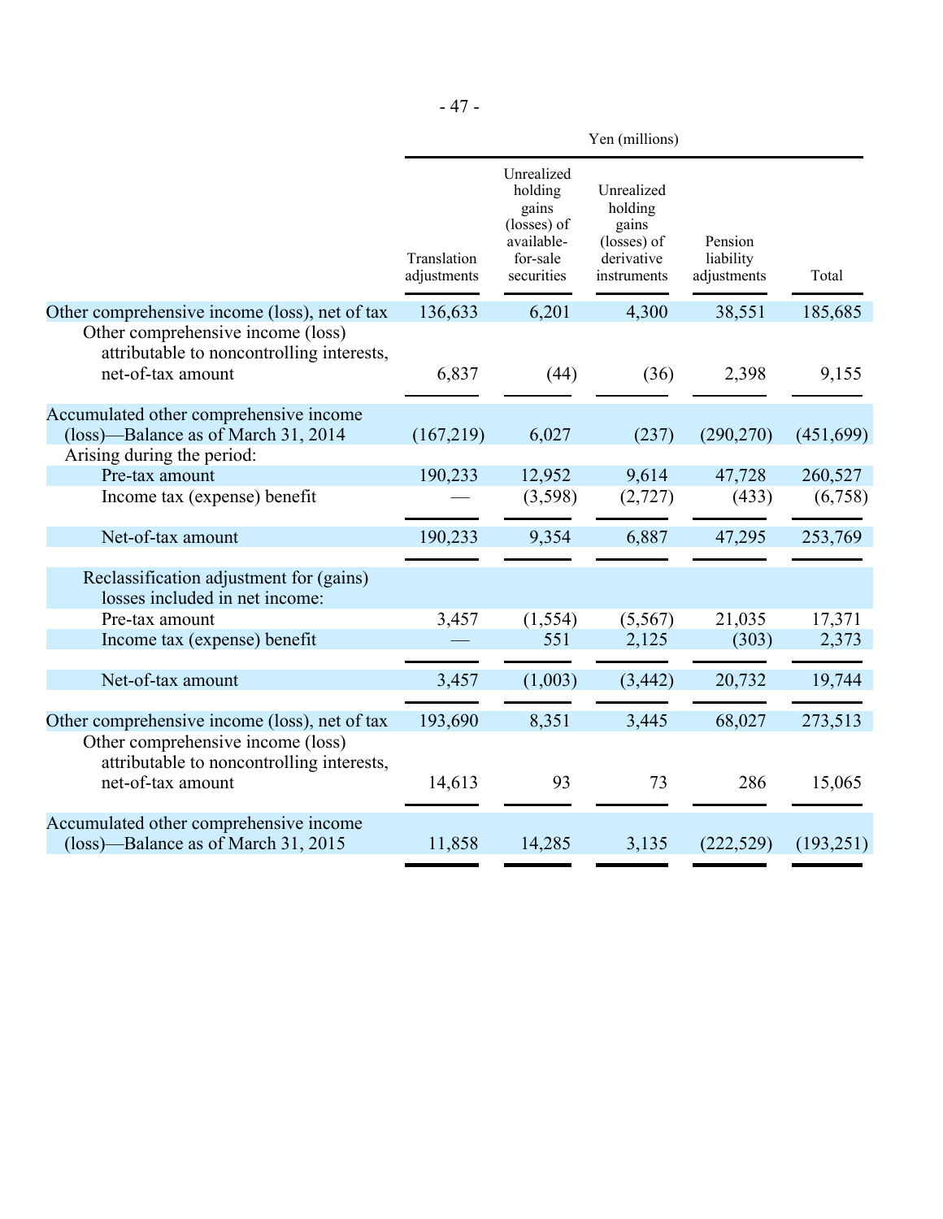| | Yen (millions) | | | | |
|---|---|---|---|---|---|
| | Translation adjustments | Unrealized holding gains (losses) of available-for-sale securities | Unrealized holding gains (losses) of derivative instruments | Pension liability adjustments | Total |
| Other comprehensive income (loss), net of tax | 136,633 | 6,201 | 4,300 | 38,551 | 185,685 |
| Other comprehensive income (loss) attributable to noncontrolling interests, net-of-tax amount | 6,837 | (44) | (36) | 2,398 | 9,155 |
| Accumulated other comprehensive income (loss)—Balance as of March 31, 2014 | (167,219) | 6,027 | (237) | (290,270) | (451,699) |
| Arising during the period: | | | | | |
| Pre-tax amount | 190,233 | 12,952 | 9,614 | 47,728 | 260,527 |
| Income tax (expense) benefit | — | (3,598) | (2,727) | (433) | (6,758) |
| Net-of-tax amount | 190,233 | 9,354 | 6,887 | 47,295 | 253,769 |
| Reclassification adjustment for (gains) losses included in net income: | | | | | |
| Pre-tax amount | 3,457 | (1,554) | (5,567) | 21,035 | 17,371 |
| Income tax (expense) benefit | — | 551 | 2,125 | (303) | 2,373 |
| Net-of-tax amount | 3,457 | (1,003) | (3,442) | 20,732 | 19,744 |
| Other comprehensive income (loss), net of tax | 193,690 | 8,351 | 3,445 | 68,027 | 273,513 |
| Other comprehensive income (loss) attributable to noncontrolling interests, net-of-tax amount | 14,613 | 93 | 73 | 286 | 15,065 |
| Accumulated other comprehensive income (loss)—Balance as of March 31, 2015 | 11,858 | 14,285 | 3,135 | (222,529) | (193,251) |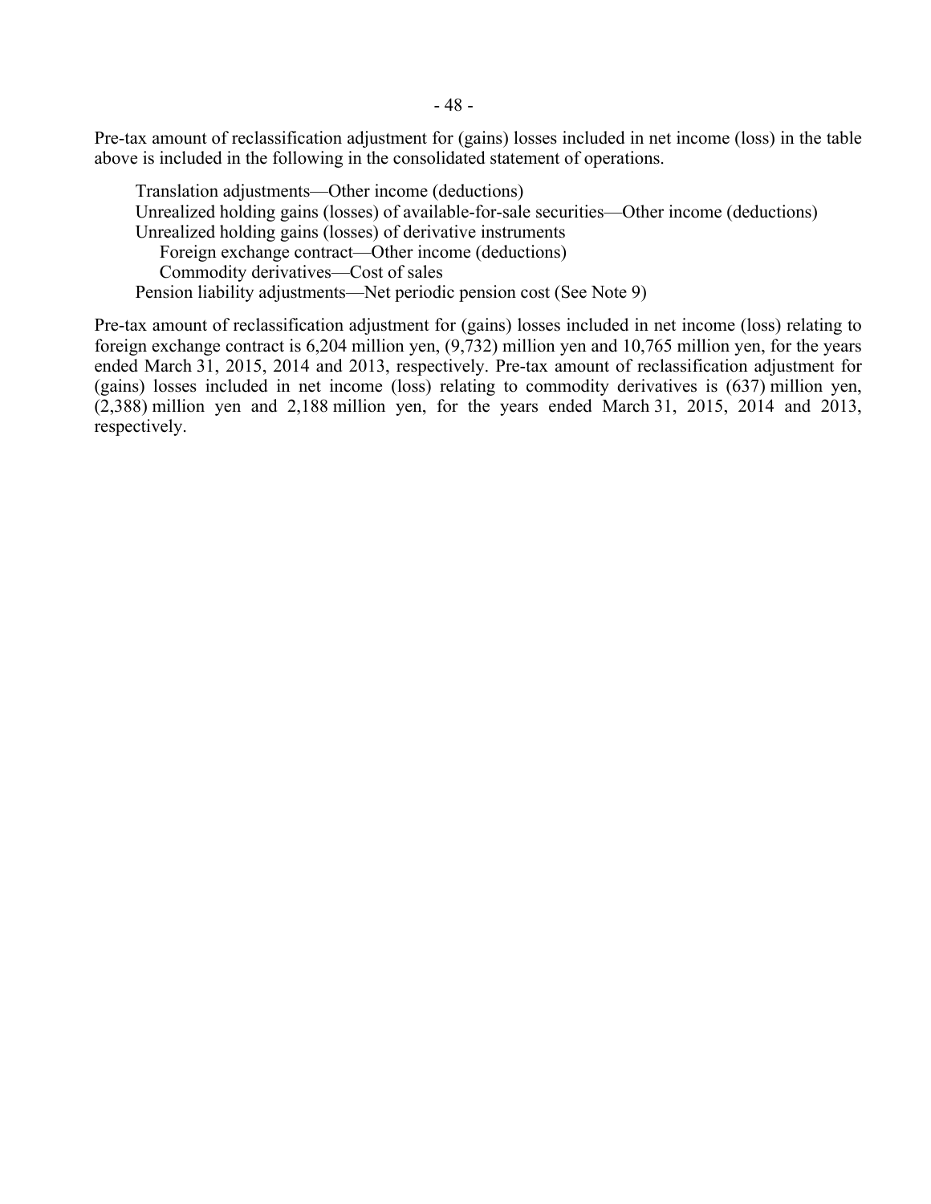Pre-tax amount of reclassification adjustment for (gains) losses included in net income (loss) in the table above is included in the following in the consolidated statement of operations.

Translation adjustments—Other income (deductions)
Unrealized holding gains (losses) of available-for-sale securities—Other income (deductions)
Unrealized holding gains (losses) of derivative instruments
  Foreign exchange contract—Other income (deductions)
  Commodity derivatives—Cost of sales
Pension liability adjustments—Net periodic pension cost (See Note 9)

Pre-tax amount of reclassification adjustment for (gains) losses included in net income (loss) relating to foreign exchange contract is 6,204 million yen, (9,732) million yen and 10,765 million yen, for the years ended March 31, 2015, 2014 and 2013, respectively. Pre-tax amount of reclassification adjustment for (gains) losses included in net income (loss) relating to commodity derivatives is (637) million yen, (2,388) million yen and 2,188 million yen, for the years ended March 31, 2015, 2014 and 2013, respectively.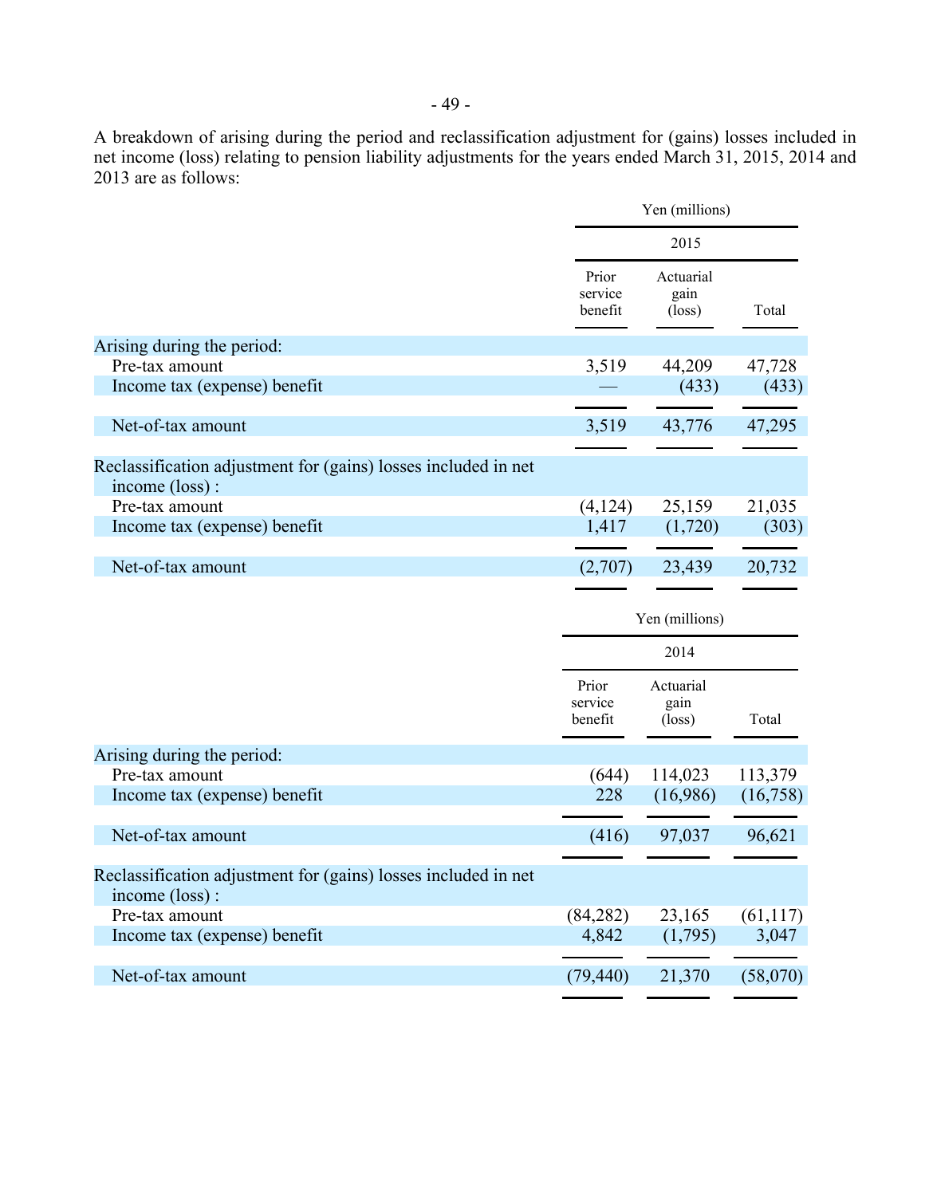A breakdown of arising during the period and reclassification adjustment for (gains) losses included in net income (loss) relating to pension liability adjustments for the years ended March 31, 2015, 2014 and 2013 are as follows:

| | Yen (millions) | | |
|---|---|---|---|
| | 2015 | | |
| | Prior service benefit | Actuarial gain (loss) | Total |
| Arising during the period: | | | |
| Pre-tax amount | 3,519 | 44,209 | 47,728 |
| Income tax (expense) benefit | — | (433) | (433) |
| Net-of-tax amount | 3,519 | 43,776 | 47,295 |
| Reclassification adjustment for (gains) losses included in net income (loss) : | | | |
| Pre-tax amount | (4,124) | 25,159 | 21,035 |
| Income tax (expense) benefit | 1,417 | (1,720) | (303) |
| Net-of-tax amount | (2,707) | 23,439 | 20,732 |

| | Yen (millions) | | |
|---|---|---|---|
| | 2014 | | |
| | Prior service benefit | Actuarial gain (loss) | Total |
| Arising during the period: | | | |
| Pre-tax amount | (644) | 114,023 | 113,379 |
| Income tax (expense) benefit | 228 | (16,986) | (16,758) |
| Net-of-tax amount | (416) | 97,037 | 96,621 |
| Reclassification adjustment for (gains) losses included in net income (loss) : | | | |
| Pre-tax amount | (84,282) | 23,165 | (61,117) |
| Income tax (expense) benefit | 4,842 | (1,795) | 3,047 |
| Net-of-tax amount | (79,440) | 21,370 | (58,070) |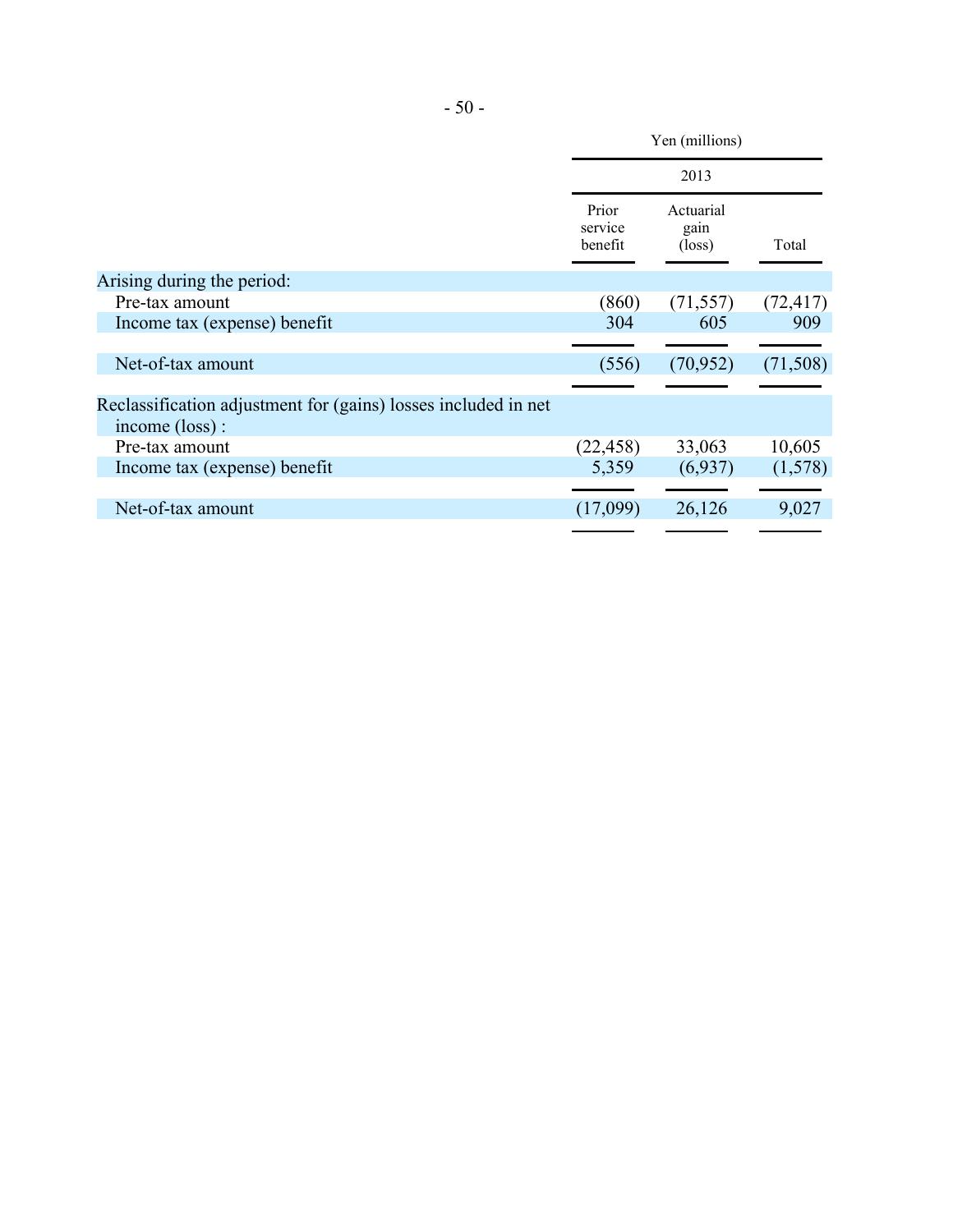| | Yen (millions) | | |
| --- | --- | --- | --- |
| | 2013 | | |
| | Prior service benefit | Actuarial gain (loss) | Total |
| Arising during the period: | | | |
| Pre-tax amount | (860) | (71,557) | (72,417) |
| Income tax (expense) benefit | 304 | 605 | 909 |
| Net-of-tax amount | (556) | (70,952) | (71,508) |
| Reclassification adjustment for (gains) losses included in net income (loss) : | | | |
| Pre-tax amount | (22,458) | 33,063 | 10,605 |
| Income tax (expense) benefit | 5,359 | (6,937) | (1,578) |
| Net-of-tax amount | (17,099) | 26,126 | 9,027 |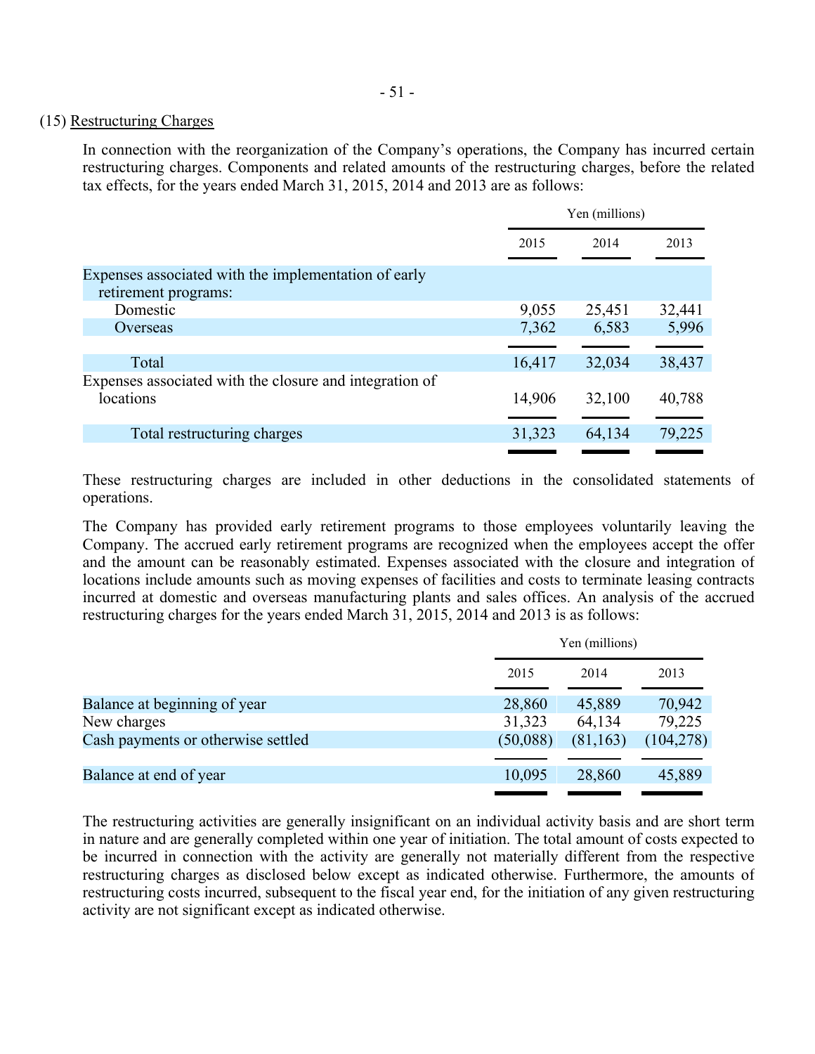(15) Restructuring Charges

In connection with the reorganization of the Company's operations, the Company has incurred certain restructuring charges. Components and related amounts of the restructuring charges, before the related tax effects, for the years ended March 31, 2015, 2014 and 2013 are as follows:

| | Yen (millions) | | |
|---|---|---|---|
| | 2015 | 2014 | 2013 |
| Expenses associated with the implementation of early retirement programs: | | | |
| Domestic | 9,055 | 25,451 | 32,441 |
| Overseas | 7,362 | 6,583 | 5,996 |
| Total | 16,417 | 32,034 | 38,437 |
| Expenses associated with the closure and integration of locations | 14,906 | 32,100 | 40,788 |
| Total restructuring charges | 31,323 | 64,134 | 79,225 |

These restructuring charges are included in other deductions in the consolidated statements of operations.

The Company has provided early retirement programs to those employees voluntarily leaving the Company. The accrued early retirement programs are recognized when the employees accept the offer and the amount can be reasonably estimated. Expenses associated with the closure and integration of locations include amounts such as moving expenses of facilities and costs to terminate leasing contracts incurred at domestic and overseas manufacturing plants and sales offices. An analysis of the accrued restructuring charges for the years ended March 31, 2015, 2014 and 2013 is as follows:

| | Yen (millions) | | |
|---|---|---|---|
| | 2015 | 2014 | 2013 |
| Balance at beginning of year | 28,860 | 45,889 | 70,942 |
| New charges | 31,323 | 64,134 | 79,225 |
| Cash payments or otherwise settled | (50,088) | (81,163) | (104,278) |
| Balance at end of year | 10,095 | 28,860 | 45,889 |

The restructuring activities are generally insignificant on an individual activity basis and are short term in nature and are generally completed within one year of initiation. The total amount of costs expected to be incurred in connection with the activity are generally not materially different from the respective restructuring charges as disclosed below except as indicated otherwise. Furthermore, the amounts of restructuring costs incurred, subsequent to the fiscal year end, for the initiation of any given restructuring activity are not significant except as indicated otherwise.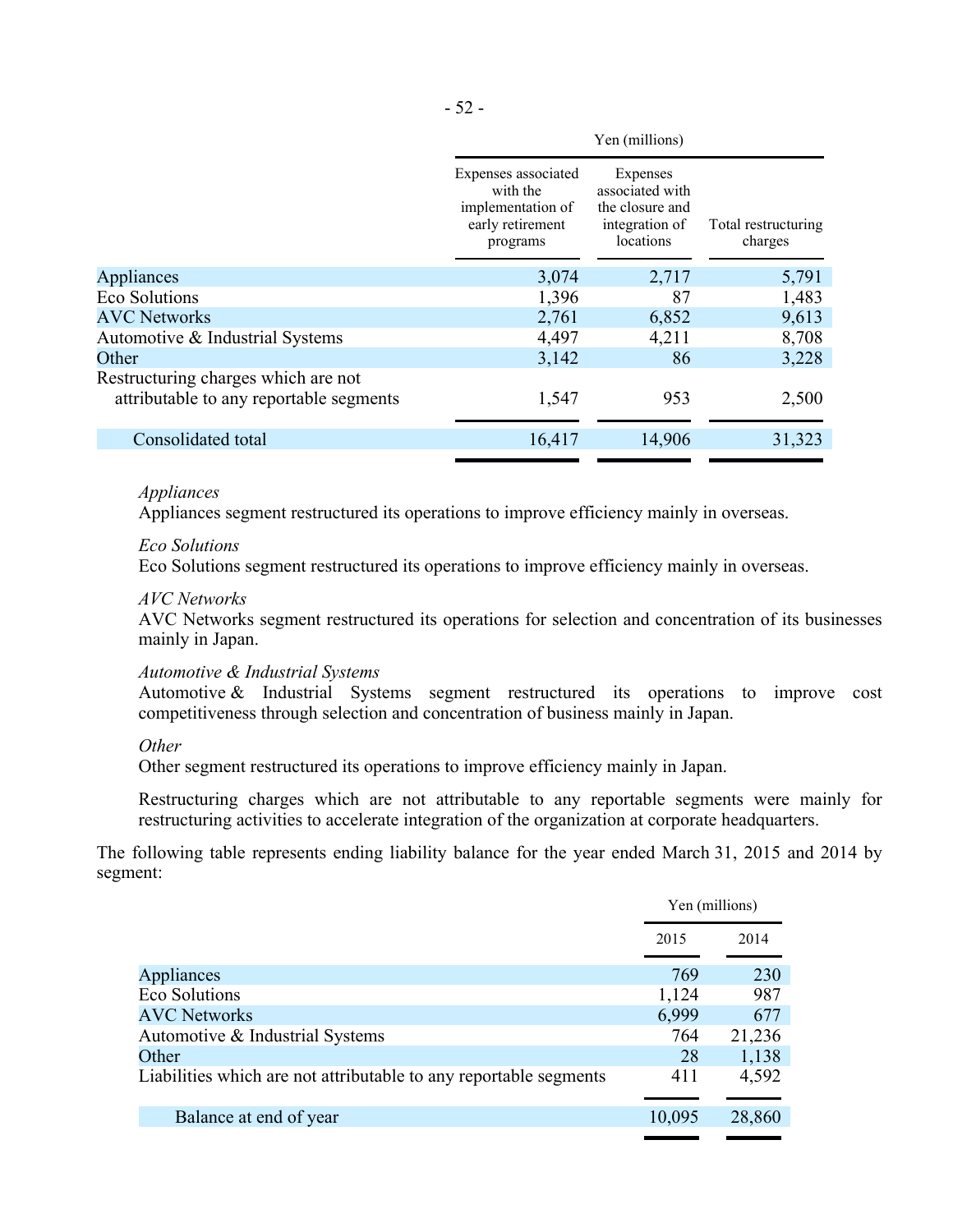| | Yen (millions) | | |
|---|---|---|---|
| | Expenses associated with the implementation of early retirement programs | Expenses associated with the closure and integration of locations | Total restructuring charges |
| Appliances | 3,074 | 2,717 | 5,791 |
| Eco Solutions | 1,396 | 87 | 1,483 |
| AVC Networks | 2,761 | 6,852 | 9,613 |
| Automotive & Industrial Systems | 4,497 | 4,211 | 8,708 |
| Other | 3,142 | 86 | 3,228 |
| Restructuring charges which are not attributable to any reportable segments | 1,547 | 953 | 2,500 |
| Consolidated total | 16,417 | 14,906 | 31,323 |

*Appliances*
Appliances segment restructured its operations to improve efficiency mainly in overseas.

*Eco Solutions*
Eco Solutions segment restructured its operations to improve efficiency mainly in overseas.

*AVC Networks*
AVC Networks segment restructured its operations for selection and concentration of its businesses mainly in Japan.

*Automotive & Industrial Systems*
Automotive & Industrial Systems segment restructured its operations to improve cost competitiveness through selection and concentration of business mainly in Japan.

*Other*
Other segment restructured its operations to improve efficiency mainly in Japan.

Restructuring charges which are not attributable to any reportable segments were mainly for restructuring activities to accelerate integration of the organization at corporate headquarters.

The following table represents ending liability balance for the year ended March 31, 2015 and 2014 by segment:

| | Yen (millions) | |
|---|---|---|
| | 2015 | 2014 |
| Appliances | 769 | 230 |
| Eco Solutions | 1,124 | 987 |
| AVC Networks | 6,999 | 677 |
| Automotive & Industrial Systems | 764 | 21,236 |
| Other | 28 | 1,138 |
| Liabilities which are not attributable to any reportable segments | 411 | 4,592 |
| Balance at end of year | 10,095 | 28,860 |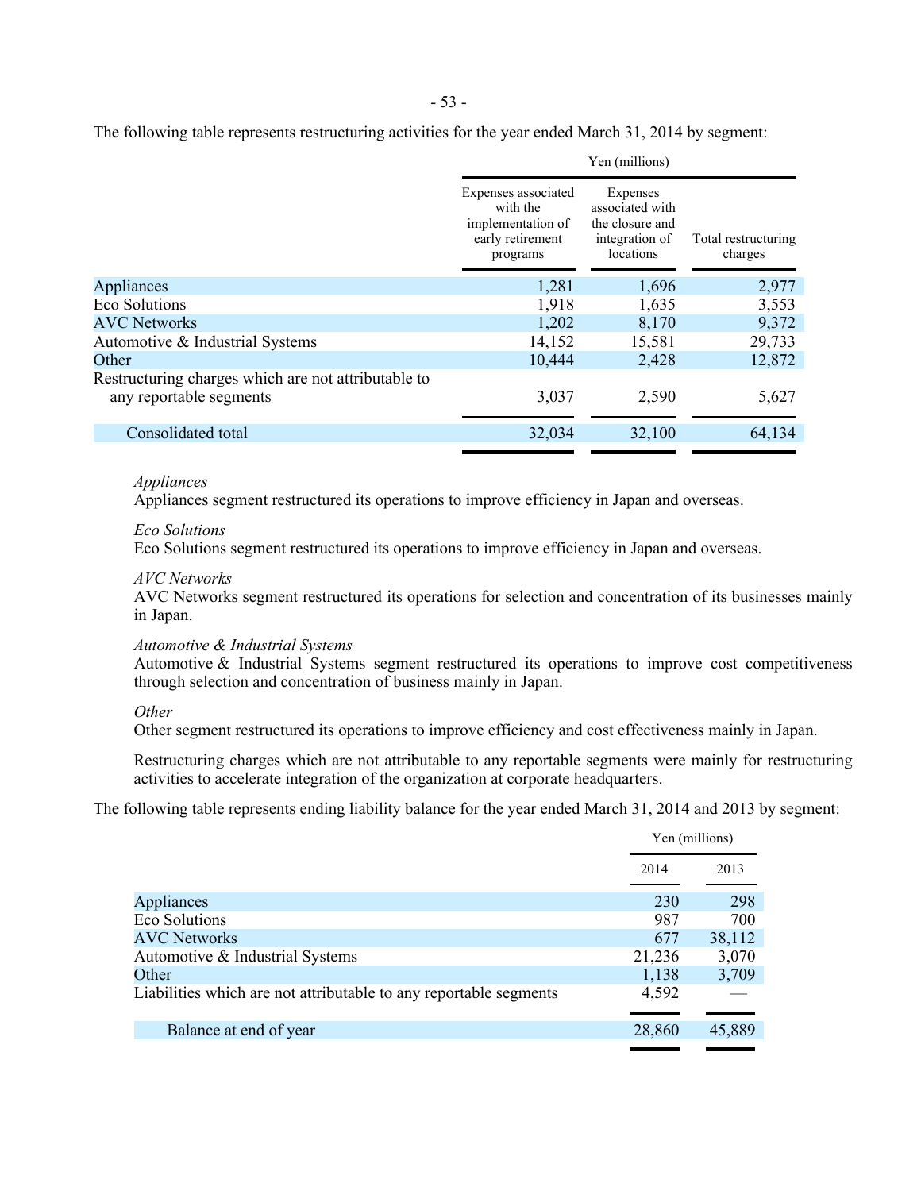The following table represents restructuring activities for the year ended March 31, 2014 by segment:

| | Yen (millions) | | |
|---|---|---|---|
| | Expenses associated with the implementation of early retirement programs | Expenses associated with the closure and integration of locations | Total restructuring charges |
| Appliances | 1,281 | 1,696 | 2,977 |
| Eco Solutions | 1,918 | 1,635 | 3,553 |
| AVC Networks | 1,202 | 8,170 | 9,372 |
| Automotive & Industrial Systems | 14,152 | 15,581 | 29,733 |
| Other | 10,444 | 2,428 | 12,872 |
| Restructuring charges which are not attributable to any reportable segments | 3,037 | 2,590 | 5,627 |
| Consolidated total | 32,034 | 32,100 | 64,134 |

*Appliances*
Appliances segment restructured its operations to improve efficiency in Japan and overseas.

*Eco Solutions*
Eco Solutions segment restructured its operations to improve efficiency in Japan and overseas.

*AVC Networks*
AVC Networks segment restructured its operations for selection and concentration of its businesses mainly in Japan.

*Automotive & Industrial Systems*
Automotive & Industrial Systems segment restructured its operations to improve cost competitiveness through selection and concentration of business mainly in Japan.

*Other*
Other segment restructured its operations to improve efficiency and cost effectiveness mainly in Japan.

Restructuring charges which are not attributable to any reportable segments were mainly for restructuring activities to accelerate integration of the organization at corporate headquarters.

The following table represents ending liability balance for the year ended March 31, 2014 and 2013 by segment:

| | Yen (millions) | |
|---|---|---|
| | 2014 | 2013 |
| Appliances | 230 | 298 |
| Eco Solutions | 987 | 700 |
| AVC Networks | 677 | 38,112 |
| Automotive & Industrial Systems | 21,236 | 3,070 |
| Other | 1,138 | 3,709 |
| Liabilities which are not attributable to any reportable segments | 4,592 | — |
| Balance at end of year | 28,860 | 45,889 |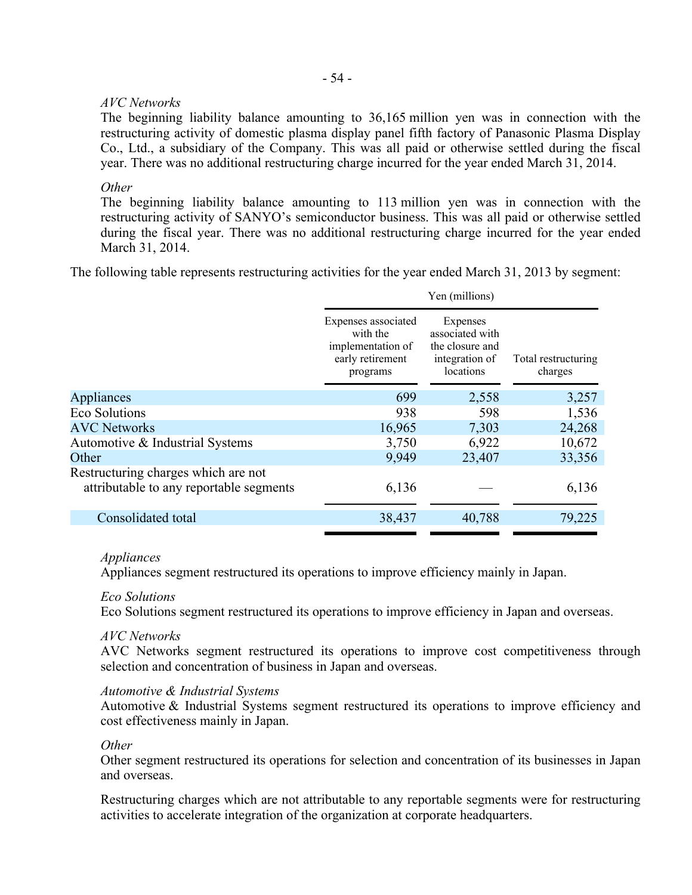*AVC Networks*

The beginning liability balance amounting to 36,165 million yen was in connection with the restructuring activity of domestic plasma display panel fifth factory of Panasonic Plasma Display Co., Ltd., a subsidiary of the Company. This was all paid or otherwise settled during the fiscal year. There was no additional restructuring charge incurred for the year ended March 31, 2014.

*Other*

The beginning liability balance amounting to 113 million yen was in connection with the restructuring activity of SANYO's semiconductor business. This was all paid or otherwise settled during the fiscal year. There was no additional restructuring charge incurred for the year ended March 31, 2014.

The following table represents restructuring activities for the year ended March 31, 2013 by segment:

| | Yen (millions) | | |
|---|---|---|---|
| | Expenses associated with the implementation of early retirement programs | Expenses associated with the closure and integration of locations | Total restructuring charges |
| Appliances | 699 | 2,558 | 3,257 |
| Eco Solutions | 938 | 598 | 1,536 |
| AVC Networks | 16,965 | 7,303 | 24,268 |
| Automotive & Industrial Systems | 3,750 | 6,922 | 10,672 |
| Other | 9,949 | 23,407 | 33,356 |
| Restructuring charges which are not attributable to any reportable segments | 6,136 | — | 6,136 |
| Consolidated total | 38,437 | 40,788 | 79,225 |

*Appliances*

Appliances segment restructured its operations to improve efficiency mainly in Japan.

*Eco Solutions*

Eco Solutions segment restructured its operations to improve efficiency in Japan and overseas.

*AVC Networks*

AVC Networks segment restructured its operations to improve cost competitiveness through selection and concentration of business in Japan and overseas.

*Automotive & Industrial Systems*

Automotive & Industrial Systems segment restructured its operations to improve efficiency and cost effectiveness mainly in Japan.

*Other*

Other segment restructured its operations for selection and concentration of its businesses in Japan and overseas.

Restructuring charges which are not attributable to any reportable segments were for restructuring activities to accelerate integration of the organization at corporate headquarters.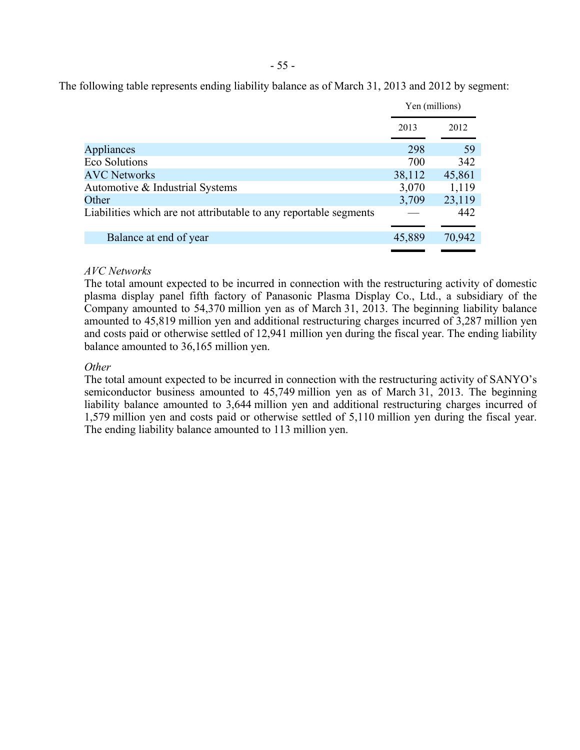The following table represents ending liability balance as of March 31, 2013 and 2012 by segment:

| | Yen (millions) | |
|---|---|---|
| | 2013 | 2012 |
| Appliances | 298 | 59 |
| Eco Solutions | 700 | 342 |
| AVC Networks | 38,112 | 45,861 |
| Automotive & Industrial Systems | 3,070 | 1,119 |
| Other | 3,709 | 23,119 |
| Liabilities which are not attributable to any reportable segments | — | 442 |
| Balance at end of year | 45,889 | 70,942 |

*AVC Networks*

The total amount expected to be incurred in connection with the restructuring activity of domestic plasma display panel fifth factory of Panasonic Plasma Display Co., Ltd., a subsidiary of the Company amounted to 54,370 million yen as of March 31, 2013. The beginning liability balance amounted to 45,819 million yen and additional restructuring charges incurred of 3,287 million yen and costs paid or otherwise settled of 12,941 million yen during the fiscal year. The ending liability balance amounted to 36,165 million yen.

*Other*

The total amount expected to be incurred in connection with the restructuring activity of SANYO's semiconductor business amounted to 45,749 million yen as of March 31, 2013. The beginning liability balance amounted to 3,644 million yen and additional restructuring charges incurred of 1,579 million yen and costs paid or otherwise settled of 5,110 million yen during the fiscal year. The ending liability balance amounted to 113 million yen.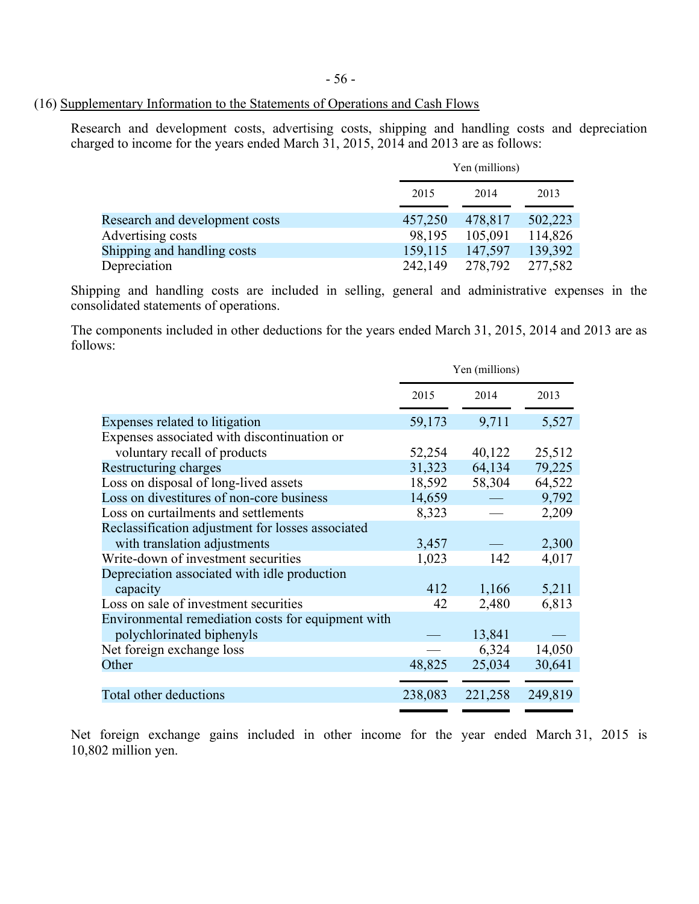(16) Supplementary Information to the Statements of Operations and Cash Flows

Research and development costs, advertising costs, shipping and handling costs and depreciation charged to income for the years ended March 31, 2015, 2014 and 2013 are as follows:

| | Yen (millions) | | |
|---|---|---|---|
| | 2015 | 2014 | 2013 |
| Research and development costs | 457,250 | 478,817 | 502,223 |
| Advertising costs | 98,195 | 105,091 | 114,826 |
| Shipping and handling costs | 159,115 | 147,597 | 139,392 |
| Depreciation | 242,149 | 278,792 | 277,582 |

Shipping and handling costs are included in selling, general and administrative expenses in the consolidated statements of operations.

The components included in other deductions for the years ended March 31, 2015, 2014 and 2013 are as follows:

| | Yen (millions) | | |
|---|---|---|---|
| | 2015 | 2014 | 2013 |
| Expenses related to litigation | 59,173 | 9,711 | 5,527 |
| Expenses associated with discontinuation or voluntary recall of products | 52,254 | 40,122 | 25,512 |
| Restructuring charges | 31,323 | 64,134 | 79,225 |
| Loss on disposal of long-lived assets | 18,592 | 58,304 | 64,522 |
| Loss on divestitures of non-core business | 14,659 | — | 9,792 |
| Loss on curtailments and settlements | 8,323 | — | 2,209 |
| Reclassification adjustment for losses associated with translation adjustments | 3,457 | — | 2,300 |
| Write-down of investment securities | 1,023 | 142 | 4,017 |
| Depreciation associated with idle production capacity | 412 | 1,166 | 5,211 |
| Loss on sale of investment securities | 42 | 2,480 | 6,813 |
| Environmental remediation costs for equipment with polychlorinated biphenyls | — | 13,841 | — |
| Net foreign exchange loss | — | 6,324 | 14,050 |
| Other | 48,825 | 25,034 | 30,641 |
| Total other deductions | 238,083 | 221,258 | 249,819 |

Net foreign exchange gains included in other income for the year ended March 31, 2015 is 10,802 million yen.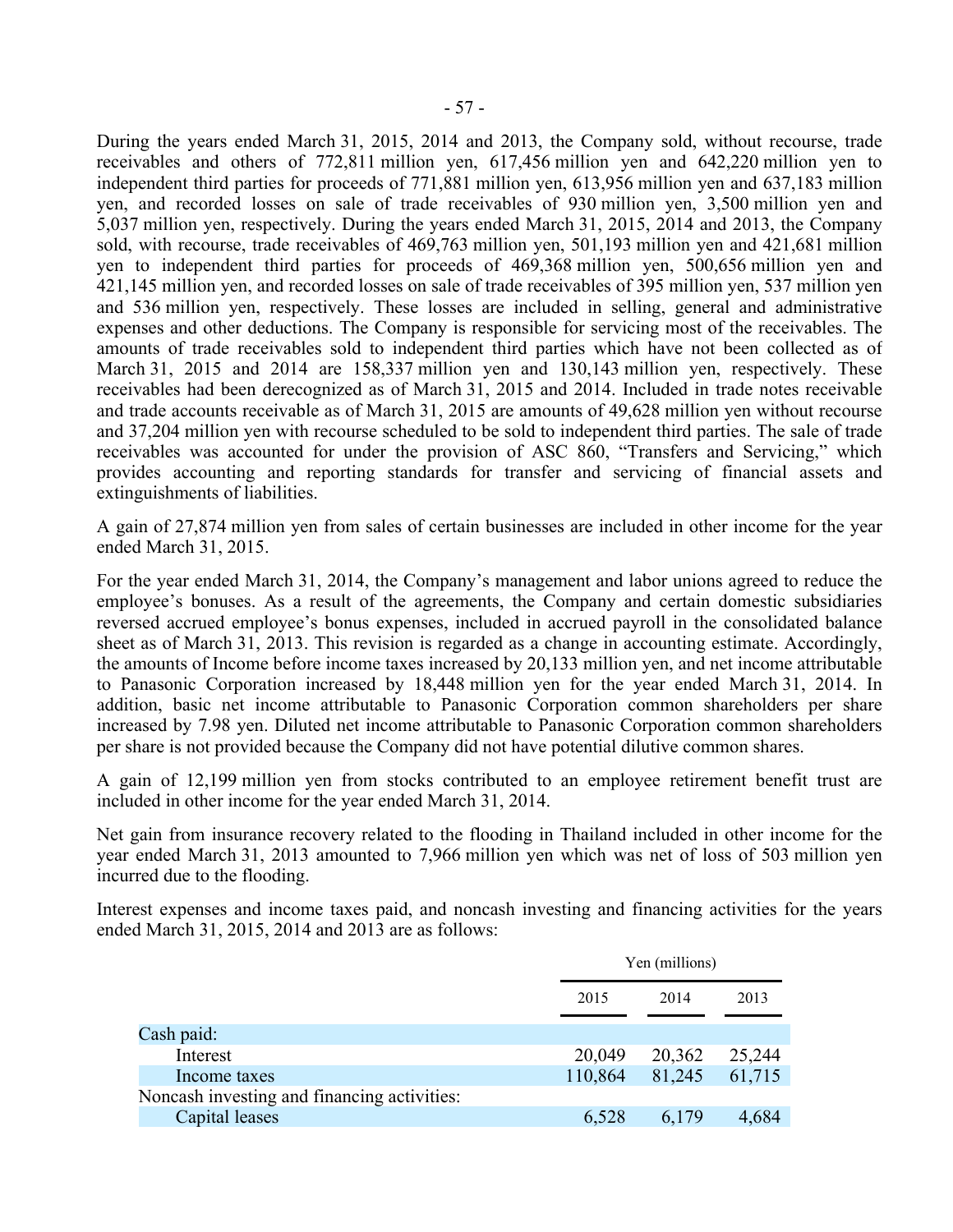During the years ended March 31, 2015, 2014 and 2013, the Company sold, without recourse, trade receivables and others of 772,811 million yen, 617,456 million yen and 642,220 million yen to independent third parties for proceeds of 771,881 million yen, 613,956 million yen and 637,183 million yen, and recorded losses on sale of trade receivables of 930 million yen, 3,500 million yen and 5,037 million yen, respectively. During the years ended March 31, 2015, 2014 and 2013, the Company sold, with recourse, trade receivables of 469,763 million yen, 501,193 million yen and 421,681 million yen to independent third parties for proceeds of 469,368 million yen, 500,656 million yen and 421,145 million yen, and recorded losses on sale of trade receivables of 395 million yen, 537 million yen and 536 million yen, respectively. These losses are included in selling, general and administrative expenses and other deductions. The Company is responsible for servicing most of the receivables. The amounts of trade receivables sold to independent third parties which have not been collected as of March 31, 2015 and 2014 are 158,337 million yen and 130,143 million yen, respectively. These receivables had been derecognized as of March 31, 2015 and 2014. Included in trade notes receivable and trade accounts receivable as of March 31, 2015 are amounts of 49,628 million yen without recourse and 37,204 million yen with recourse scheduled to be sold to independent third parties. The sale of trade receivables was accounted for under the provision of ASC 860, "Transfers and Servicing," which provides accounting and reporting standards for transfer and servicing of financial assets and extinguishments of liabilities.

A gain of 27,874 million yen from sales of certain businesses are included in other income for the year ended March 31, 2015.

For the year ended March 31, 2014, the Company's management and labor unions agreed to reduce the employee's bonuses. As a result of the agreements, the Company and certain domestic subsidiaries reversed accrued employee's bonus expenses, included in accrued payroll in the consolidated balance sheet as of March 31, 2013. This revision is regarded as a change in accounting estimate. Accordingly, the amounts of Income before income taxes increased by 20,133 million yen, and net income attributable to Panasonic Corporation increased by 18,448 million yen for the year ended March 31, 2014. In addition, basic net income attributable to Panasonic Corporation common shareholders per share increased by 7.98 yen. Diluted net income attributable to Panasonic Corporation common shareholders per share is not provided because the Company did not have potential dilutive common shares.

A gain of 12,199 million yen from stocks contributed to an employee retirement benefit trust are included in other income for the year ended March 31, 2014.

Net gain from insurance recovery related to the flooding in Thailand included in other income for the year ended March 31, 2013 amounted to 7,966 million yen which was net of loss of 503 million yen incurred due to the flooding.

Interest expenses and income taxes paid, and noncash investing and financing activities for the years ended March 31, 2015, 2014 and 2013 are as follows:

| | Yen (millions) | | |
|---|---|---|---|
| | 2015 | 2014 | 2013 |
| Cash paid: | | | |
| Interest | 20,049 | 20,362 | 25,244 |
| Income taxes | 110,864 | 81,245 | 61,715 |
| Noncash investing and financing activities: | | | |
| Capital leases | 6,528 | 6,179 | 4,684 |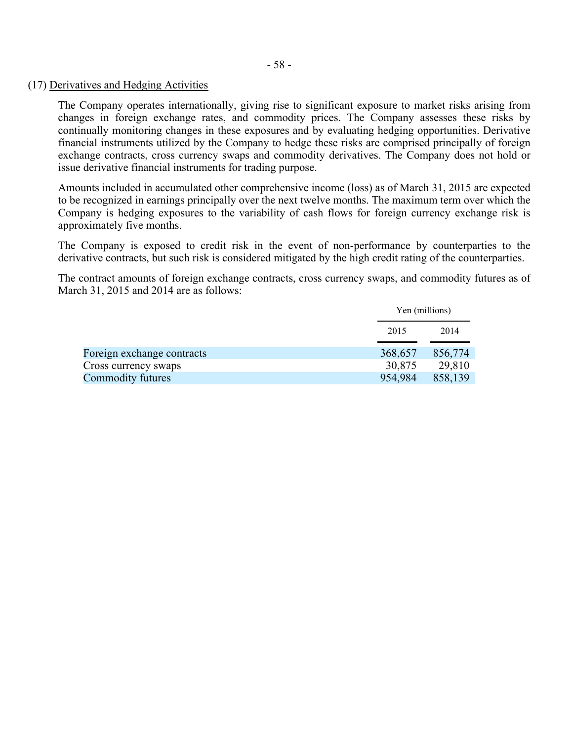## (17) Derivatives and Hedging Activities

The Company operates internationally, giving rise to significant exposure to market risks arising from changes in foreign exchange rates, and commodity prices. The Company assesses these risks by continually monitoring changes in these exposures and by evaluating hedging opportunities. Derivative financial instruments utilized by the Company to hedge these risks are comprised principally of foreign exchange contracts, cross currency swaps and commodity derivatives. The Company does not hold or issue derivative financial instruments for trading purpose.

Amounts included in accumulated other comprehensive income (loss) as of March 31, 2015 are expected to be recognized in earnings principally over the next twelve months. The maximum term over which the Company is hedging exposures to the variability of cash flows for foreign currency exchange risk is approximately five months.

The Company is exposed to credit risk in the event of non-performance by counterparties to the derivative contracts, but such risk is considered mitigated by the high credit rating of the counterparties.

The contract amounts of foreign exchange contracts, cross currency swaps, and commodity futures as of March 31, 2015 and 2014 are as follows:

| | Yen (millions) | |
|---|---|---|
| | 2015 | 2014 |
| Foreign exchange contracts | 368,657 | 856,774 |
| Cross currency swaps | 30,875 | 29,810 |
| Commodity futures | 954,984 | 858,139 |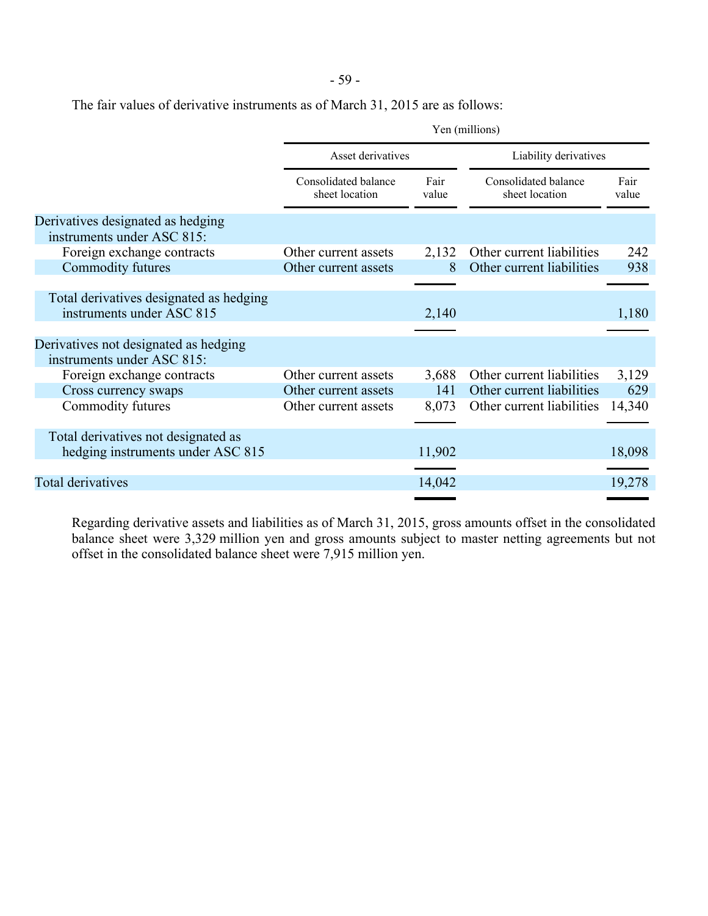The fair values of derivative instruments as of March 31, 2015 are as follows:

| | Yen (millions) | | | |
|---|---|---|---|---|
| | Asset derivatives | | Liability derivatives | |
| | Consolidated balance sheet location | Fair value | Consolidated balance sheet location | Fair value |
| Derivatives designated as hedging instruments under ASC 815: | | | | |
| Foreign exchange contracts | Other current assets | 2,132 | Other current liabilities | 242 |
| Commodity futures | Other current assets | 8 | Other current liabilities | 938 |
| Total derivatives designated as hedging instruments under ASC 815 | | 2,140 | | 1,180 |
| Derivatives not designated as hedging instruments under ASC 815: | | | | |
| Foreign exchange contracts | Other current assets | 3,688 | Other current liabilities | 3,129 |
| Cross currency swaps | Other current assets | 141 | Other current liabilities | 629 |
| Commodity futures | Other current assets | 8,073 | Other current liabilities | 14,340 |
| Total derivatives not designated as hedging instruments under ASC 815 | | 11,902 | | 18,098 |
| Total derivatives | | 14,042 | | 19,278 |

Regarding derivative assets and liabilities as of March 31, 2015, gross amounts offset in the consolidated balance sheet were 3,329 million yen and gross amounts subject to master netting agreements but not offset in the consolidated balance sheet were 7,915 million yen.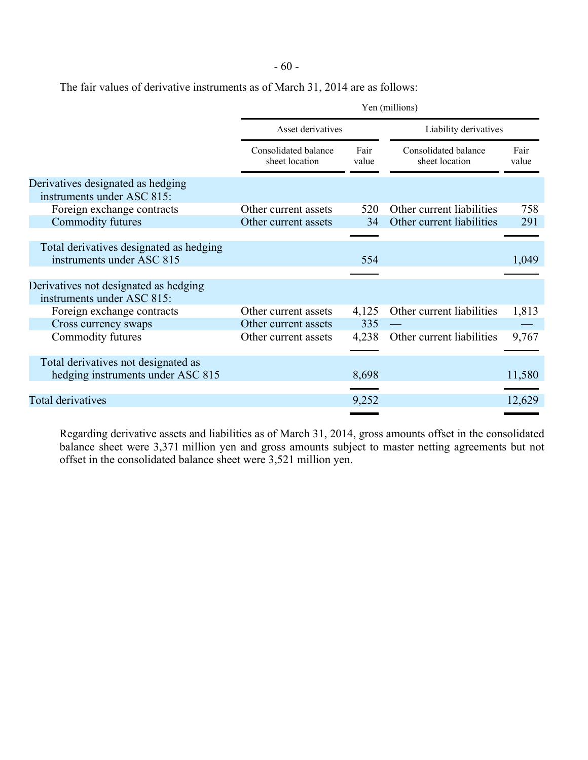The fair values of derivative instruments as of March 31, 2014 are as follows:

| | Yen (millions) | | | |
|---|---|---|---|---|
| | Asset derivatives | | Liability derivatives | |
| | Consolidated balance sheet location | Fair value | Consolidated balance sheet location | Fair value |
| Derivatives designated as hedging instruments under ASC 815: | | | | |
| Foreign exchange contracts | Other current assets | 520 | Other current liabilities | 758 |
| Commodity futures | Other current assets | 34 | Other current liabilities | 291 |
| Total derivatives designated as hedging instruments under ASC 815 | | 554 | | 1,049 |
| Derivatives not designated as hedging instruments under ASC 815: | | | | |
| Foreign exchange contracts | Other current assets | 4,125 | Other current liabilities | 1,813 |
| Cross currency swaps | Other current assets | 335 | — | — |
| Commodity futures | Other current assets | 4,238 | Other current liabilities | 9,767 |
| Total derivatives not designated as hedging instruments under ASC 815 | | 8,698 | | 11,580 |
| Total derivatives | | 9,252 | | 12,629 |

Regarding derivative assets and liabilities as of March 31, 2014, gross amounts offset in the consolidated balance sheet were 3,371 million yen and gross amounts subject to master netting agreements but not offset in the consolidated balance sheet were 3,521 million yen.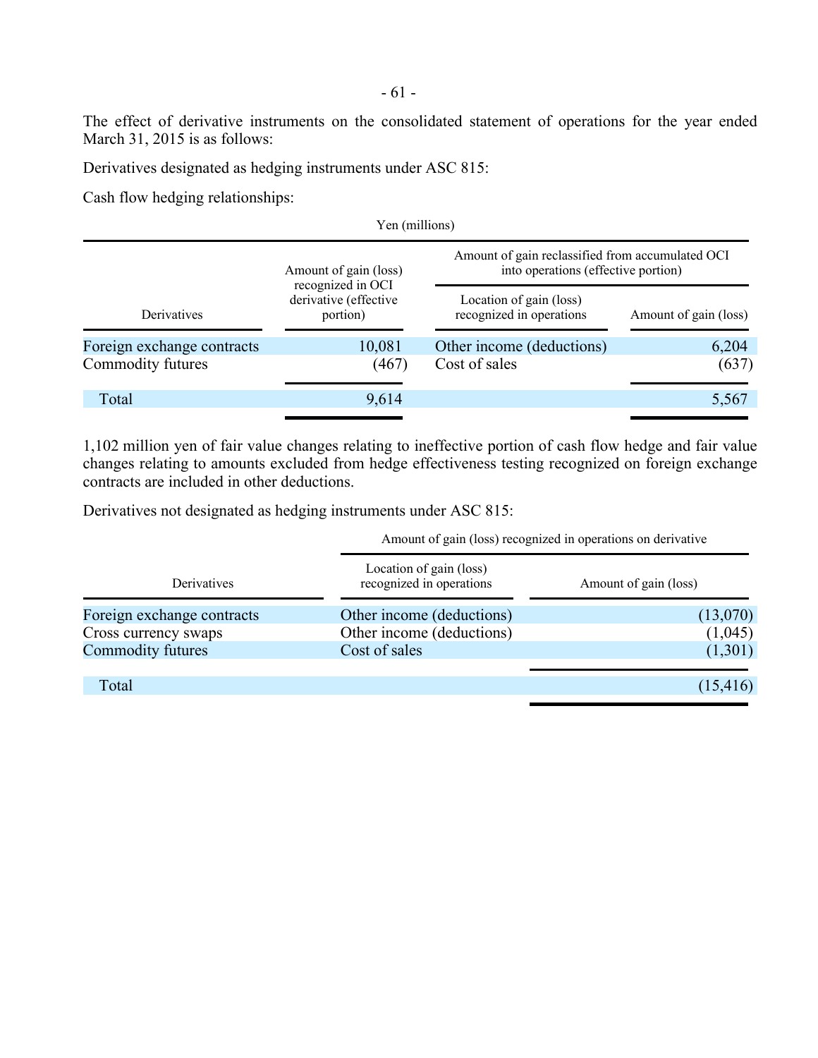The effect of derivative instruments on the consolidated statement of operations for the year ended March 31, 2015 is as follows:

Derivatives designated as hedging instruments under ASC 815:

Cash flow hedging relationships:

Yen (millions)

| Derivatives | Amount of gain (loss) recognized in OCI derivative (effective portion) | Amount of gain reclassified from accumulated OCI into operations (effective portion) | |
|---|---|---|---|
| | | Location of gain (loss) recognized in operations | Amount of gain (loss) |
| Foreign exchange contracts | 10,081 | Other income (deductions) | 6,204 |
| Commodity futures | (467) | Cost of sales | (637) |
| Total | 9,614 | | 5,567 |

1,102 million yen of fair value changes relating to ineffective portion of cash flow hedge and fair value changes relating to amounts excluded from hedge effectiveness testing recognized on foreign exchange contracts are included in other deductions.

Derivatives not designated as hedging instruments under ASC 815:

| Derivatives | Amount of gain (loss) recognized in operations on derivative | |
|---|---|---|
| | Location of gain (loss) recognized in operations | Amount of gain (loss) |
| Foreign exchange contracts | Other income (deductions) | (13,070) |
| Cross currency swaps | Other income (deductions) | (1,045) |
| Commodity futures | Cost of sales | (1,301) |
| Total | | (15,416) |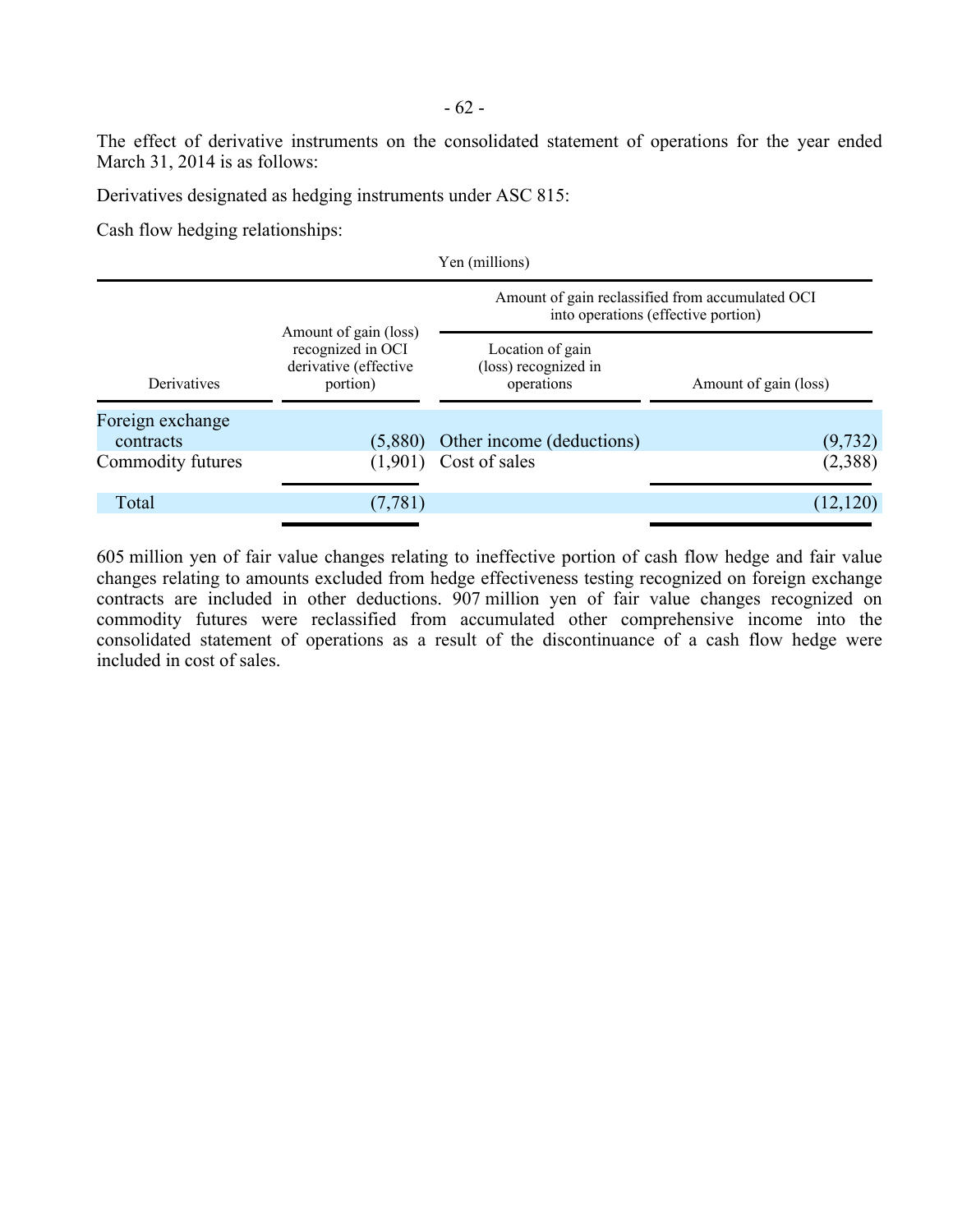The effect of derivative instruments on the consolidated statement of operations for the year ended March 31, 2014 is as follows:

Derivatives designated as hedging instruments under ASC 815:

Cash flow hedging relationships:

Yen (millions)

| Derivatives | Amount of gain (loss) recognized in OCI derivative (effective portion) | Amount of gain reclassified from accumulated OCI into operations (effective portion) | |
|---|---|---|---|
| | | Location of gain (loss) recognized in operations | Amount of gain (loss) |
| Foreign exchange contracts | (5,880) | Other income (deductions) | (9,732) |
| Commodity futures | (1,901) | Cost of sales | (2,388) |
| Total | (7,781) | | (12,120) |

605 million yen of fair value changes relating to ineffective portion of cash flow hedge and fair value changes relating to amounts excluded from hedge effectiveness testing recognized on foreign exchange contracts are included in other deductions. 907 million yen of fair value changes recognized on commodity futures were reclassified from accumulated other comprehensive income into the consolidated statement of operations as a result of the discontinuance of a cash flow hedge were included in cost of sales.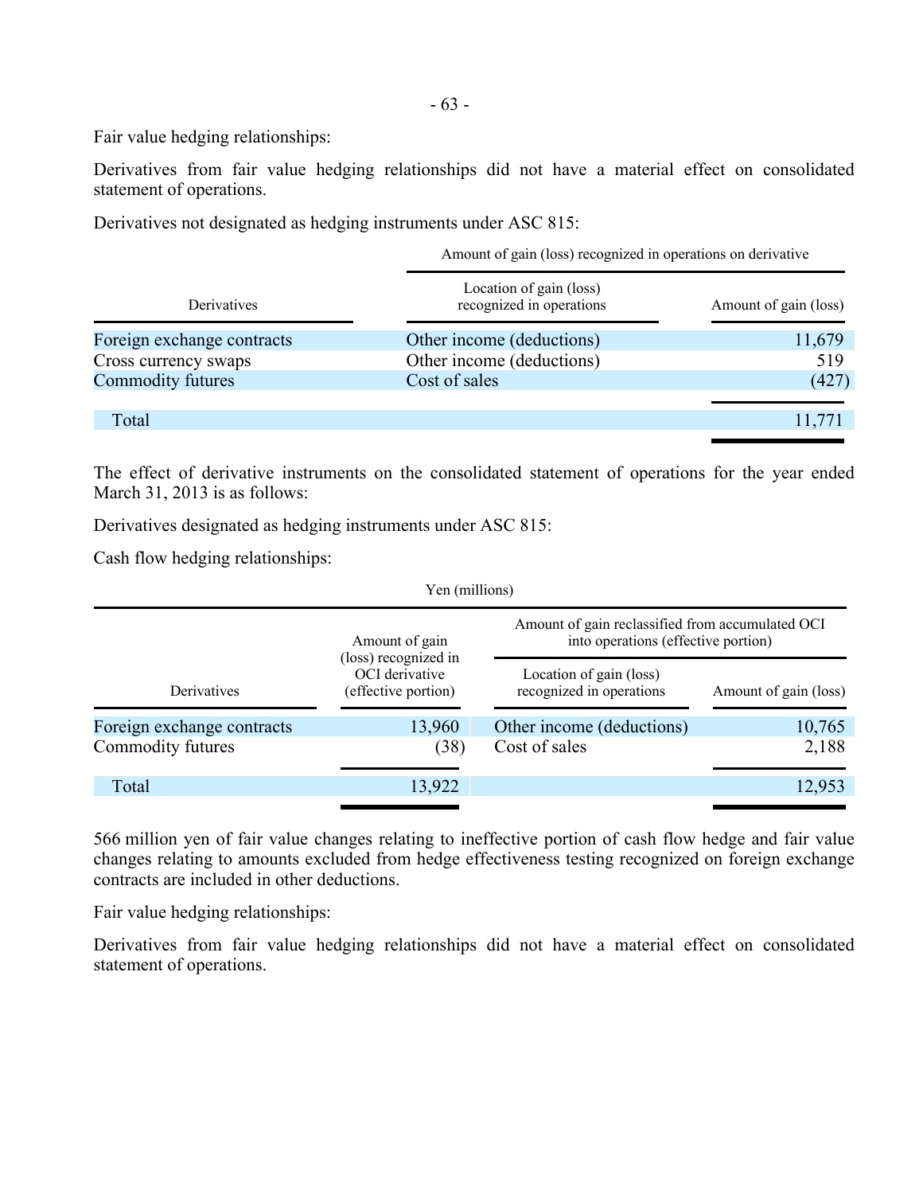Fair value hedging relationships:

Derivatives from fair value hedging relationships did not have a material effect on consolidated statement of operations.

Derivatives not designated as hedging instruments under ASC 815:

| Derivatives | Amount of gain (loss) recognized in operations on derivative | |
|---|---|---|
| | Location of gain (loss) recognized in operations | Amount of gain (loss) |
| Foreign exchange contracts | Other income (deductions) | 11,679 |
| Cross currency swaps | Other income (deductions) | 519 |
| Commodity futures | Cost of sales | (427) |
| Total | | 11,771 |

The effect of derivative instruments on the consolidated statement of operations for the year ended March 31, 2013 is as follows:

Derivatives designated as hedging instruments under ASC 815:

Cash flow hedging relationships:

| | Yen (millions) | | |
|---|---|---|---|
| Derivatives | Amount of gain (loss) recognized in OCI derivative (effective portion) | Amount of gain reclassified from accumulated OCI into operations (effective portion) | |
| | | Location of gain (loss) recognized in operations | Amount of gain (loss) |
| Foreign exchange contracts | 13,960 | Other income (deductions) | 10,765 |
| Commodity futures | (38) | Cost of sales | 2,188 |
| Total | 13,922 | | 12,953 |

566 million yen of fair value changes relating to ineffective portion of cash flow hedge and fair value changes relating to amounts excluded from hedge effectiveness testing recognized on foreign exchange contracts are included in other deductions.

Fair value hedging relationships:

Derivatives from fair value hedging relationships did not have a material effect on consolidated statement of operations.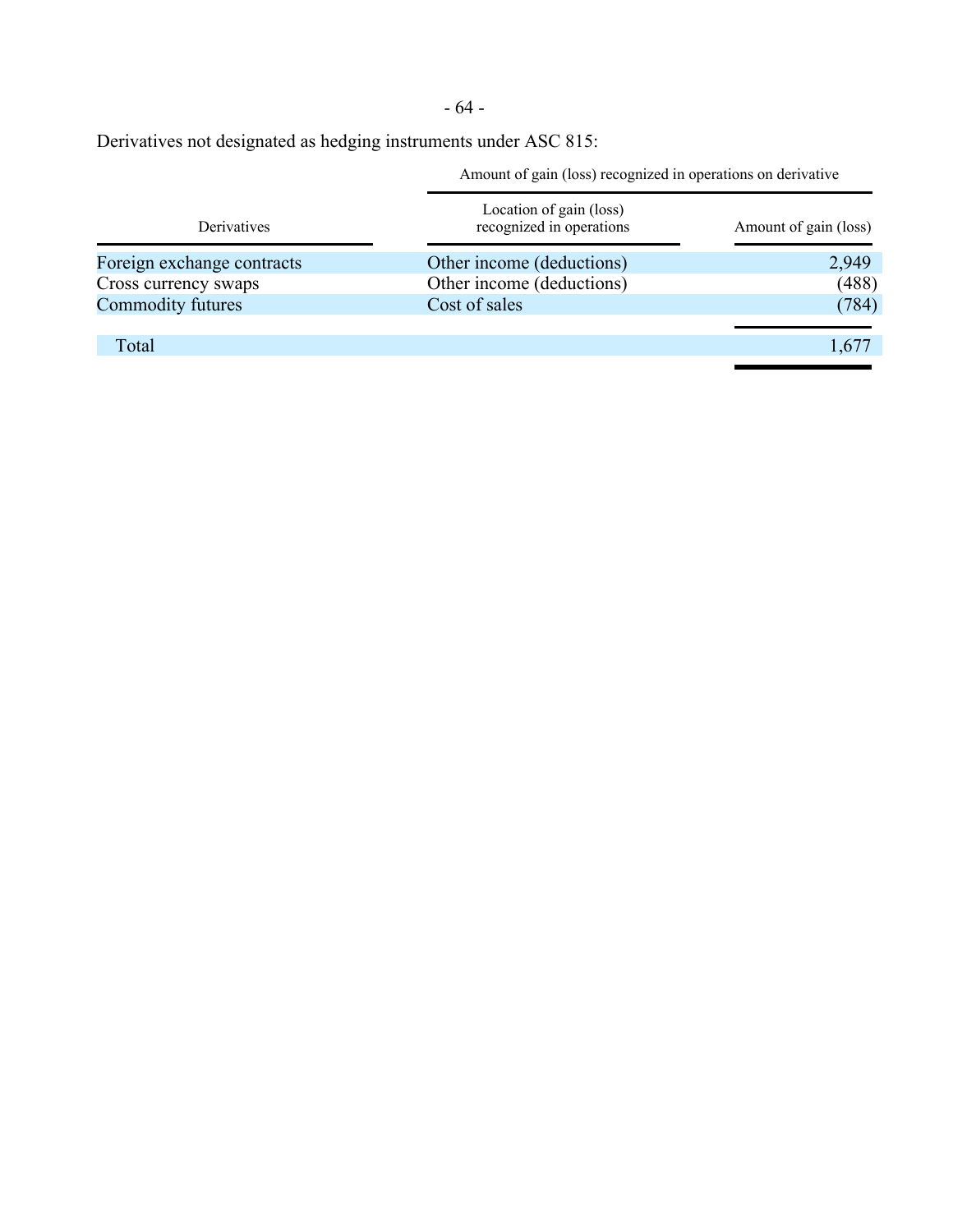Derivatives not designated as hedging instruments under ASC 815:

| Derivatives | Amount of gain (loss) recognized in operations on derivative | |
|---|---|---|
| | Location of gain (loss) recognized in operations | Amount of gain (loss) |
| Foreign exchange contracts | Other income (deductions) | 2,949 |
| Cross currency swaps | Other income (deductions) | (488) |
| Commodity futures | Cost of sales | (784) |
| Total | | 1,677 |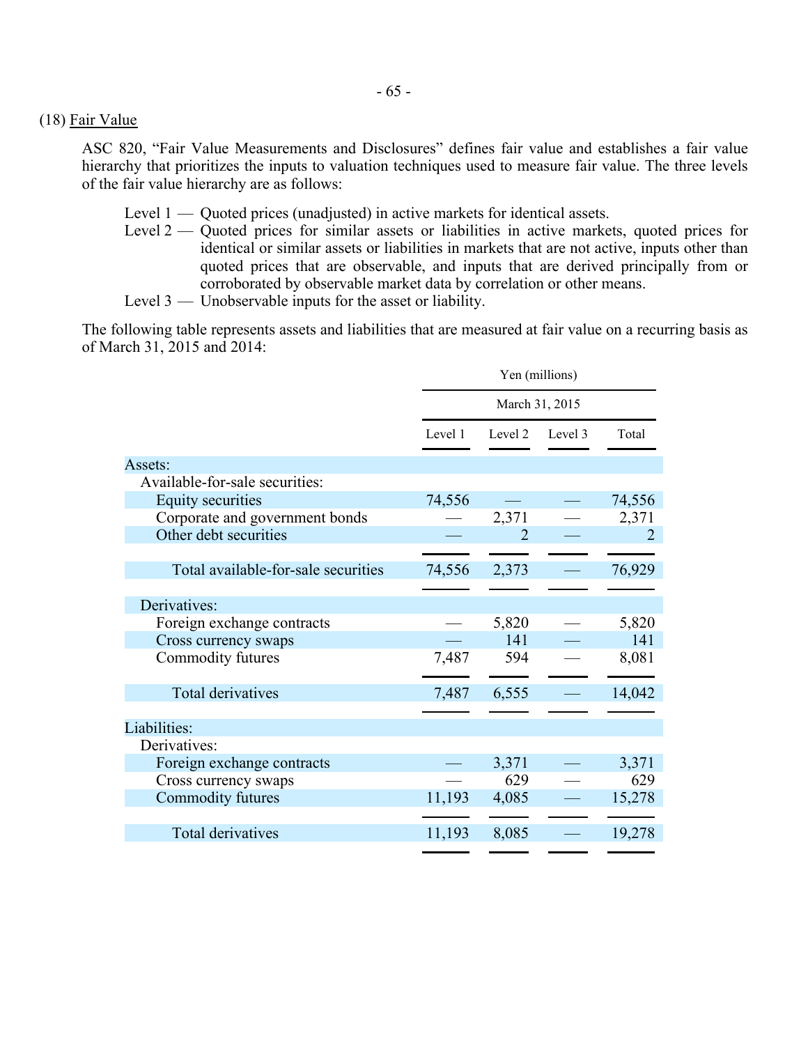(18) Fair Value

ASC 820, "Fair Value Measurements and Disclosures" defines fair value and establishes a fair value hierarchy that prioritizes the inputs to valuation techniques used to measure fair value. The three levels of the fair value hierarchy are as follows:

Level 1 — Quoted prices (unadjusted) in active markets for identical assets.

Level 2 — Quoted prices for similar assets or liabilities in active markets, quoted prices for identical or similar assets or liabilities in markets that are not active, inputs other than quoted prices that are observable, and inputs that are derived principally from or corroborated by observable market data by correlation or other means.

Level 3 — Unobservable inputs for the asset or liability.

The following table represents assets and liabilities that are measured at fair value on a recurring basis as of March 31, 2015 and 2014:

| | Yen (millions) | | | |
|---|---|---|---|---|
| | March 31, 2015 | | | |
| | Level 1 | Level 2 | Level 3 | Total |
| Assets: | | | | |
| Available-for-sale securities: | | | | |
| Equity securities | 74,556 | — | — | 74,556 |
| Corporate and government bonds | — | 2,371 | — | 2,371 |
| Other debt securities | — | 2 | — | 2 |
| Total available-for-sale securities | 74,556 | 2,373 | — | 76,929 |
| Derivatives: | | | | |
| Foreign exchange contracts | — | 5,820 | — | 5,820 |
| Cross currency swaps | — | 141 | — | 141 |
| Commodity futures | 7,487 | 594 | — | 8,081 |
| Total derivatives | 7,487 | 6,555 | — | 14,042 |
| Liabilities: | | | | |
| Derivatives: | | | | |
| Foreign exchange contracts | — | 3,371 | — | 3,371 |
| Cross currency swaps | — | 629 | — | 629 |
| Commodity futures | 11,193 | 4,085 | — | 15,278 |
| Total derivatives | 11,193 | 8,085 | — | 19,278 |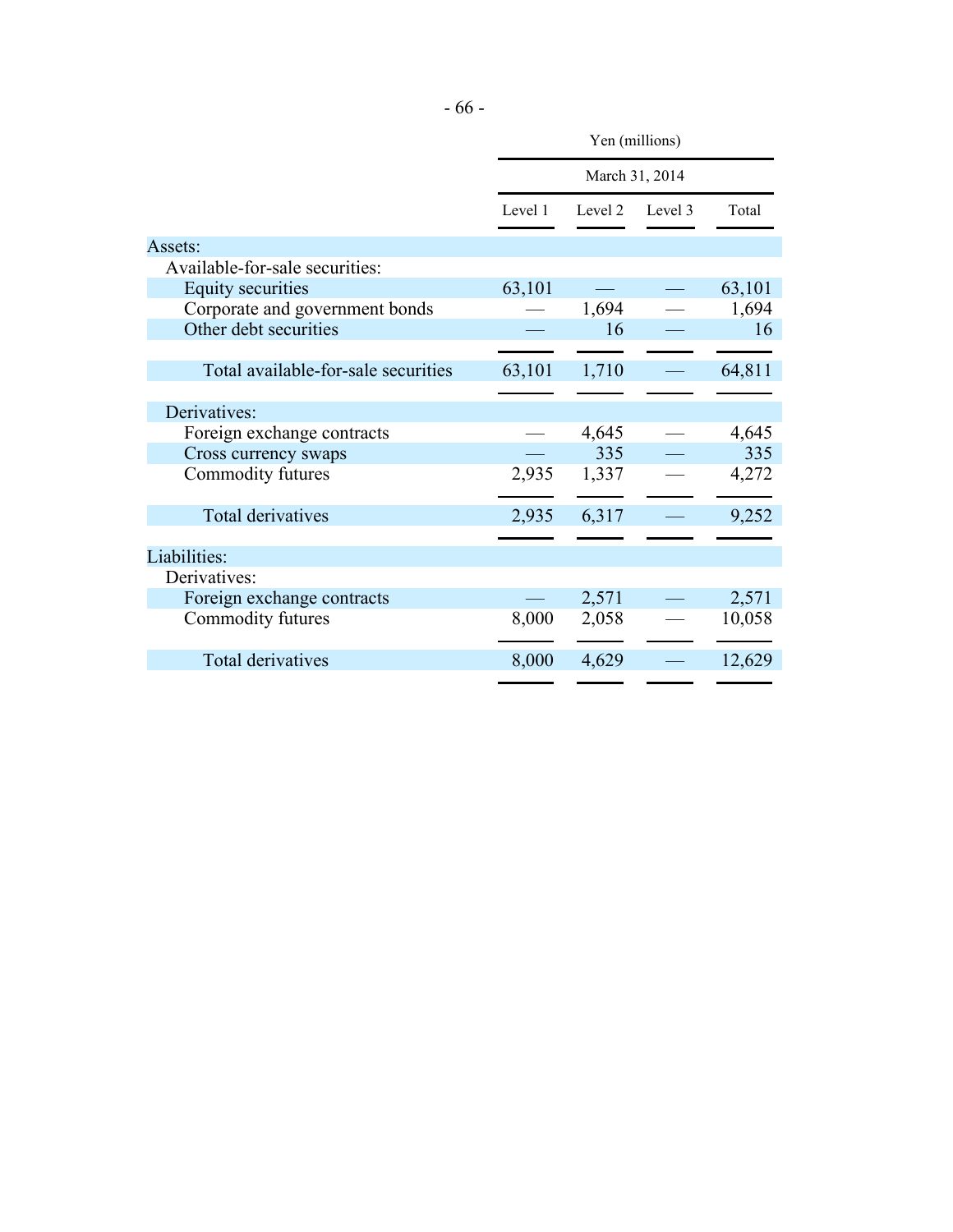| | Yen (millions) | | | |
|---|---|---|---|---|
| | March 31, 2014 | | | |
| | Level 1 | Level 2 | Level 3 | Total |
| **Assets:** | | | | |
| Available-for-sale securities: | | | | |
| Equity securities | 63,101 | — | — | 63,101 |
| Corporate and government bonds | — | 1,694 | — | 1,694 |
| Other debt securities | — | 16 | — | 16 |
| Total available-for-sale securities | 63,101 | 1,710 | — | 64,811 |
| Derivatives: | | | | |
| Foreign exchange contracts | — | 4,645 | — | 4,645 |
| Cross currency swaps | — | 335 | — | 335 |
| Commodity futures | 2,935 | 1,337 | — | 4,272 |
| Total derivatives | 2,935 | 6,317 | — | 9,252 |
| **Liabilities:** | | | | |
| Derivatives: | | | | |
| Foreign exchange contracts | — | 2,571 | — | 2,571 |
| Commodity futures | 8,000 | 2,058 | — | 10,058 |
| Total derivatives | 8,000 | 4,629 | — | 12,629 |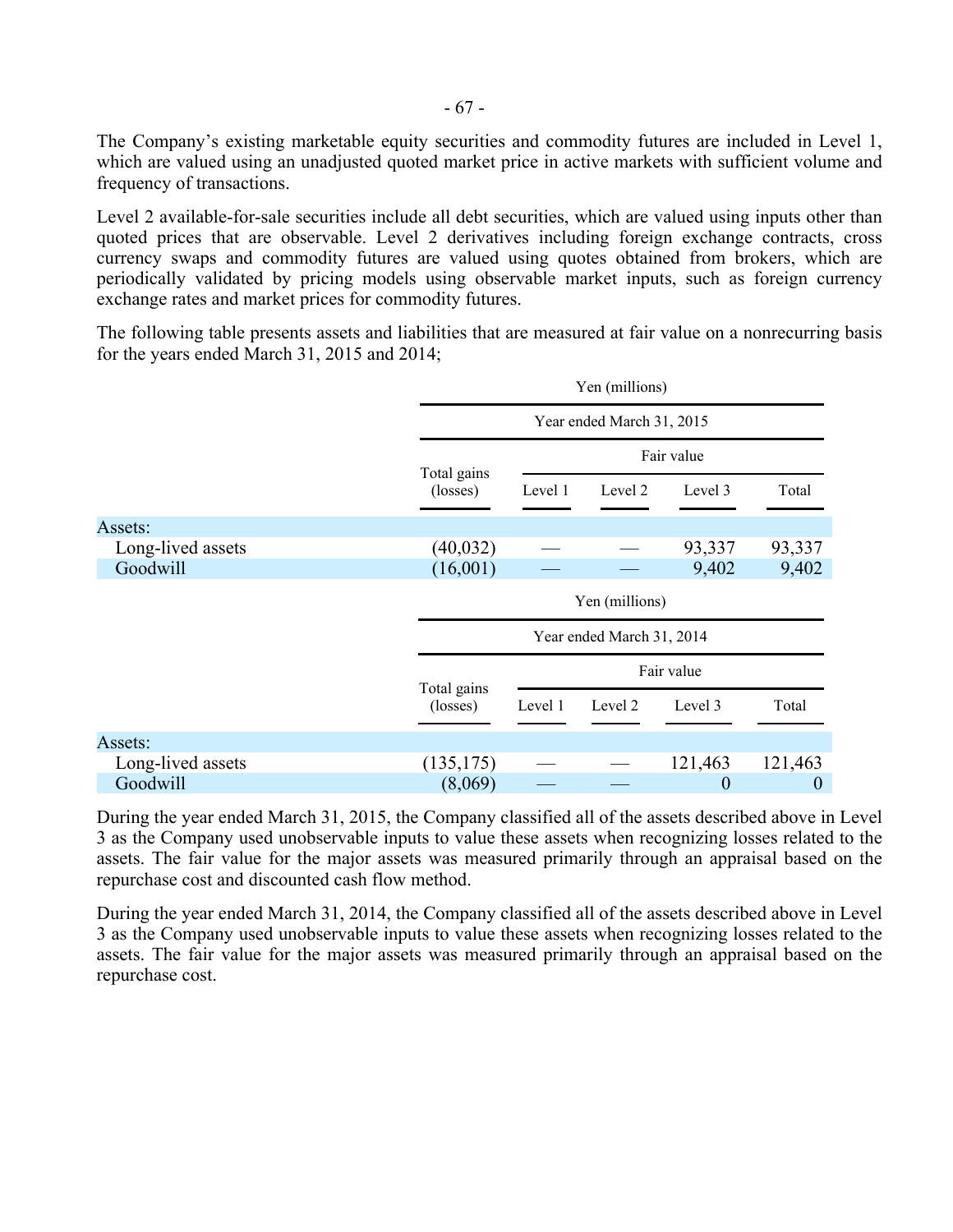The Company's existing marketable equity securities and commodity futures are included in Level 1, which are valued using an unadjusted quoted market price in active markets with sufficient volume and frequency of transactions.

Level 2 available-for-sale securities include all debt securities, which are valued using inputs other than quoted prices that are observable. Level 2 derivatives including foreign exchange contracts, cross currency swaps and commodity futures are valued using quotes obtained from brokers, which are periodically validated by pricing models using observable market inputs, such as foreign currency exchange rates and market prices for commodity futures.

The following table presents assets and liabilities that are measured at fair value on a nonrecurring basis for the years ended March 31, 2015 and 2014;

| | Yen (millions) | | | | |
|---|---|---|---|---|---|
| | Year ended March 31, 2015 | | | | |
| | | Fair value | | | |
| | Total gains (losses) | Level 1 | Level 2 | Level 3 | Total |
| Assets: | | | | | |
| Long-lived assets | (40,032) | — | — | 93,337 | 93,337 |
| Goodwill | (16,001) | — | — | 9,402 | 9,402 |

| | Yen (millions) | | | | |
|---|---|---|---|---|---|
| | Year ended March 31, 2014 | | | | |
| | | Fair value | | | |
| | Total gains (losses) | Level 1 | Level 2 | Level 3 | Total |
| Assets: | | | | | |
| Long-lived assets | (135,175) | — | — | 121,463 | 121,463 |
| Goodwill | (8,069) | — | — | 0 | 0 |

During the year ended March 31, 2015, the Company classified all of the assets described above in Level 3 as the Company used unobservable inputs to value these assets when recognizing losses related to the assets. The fair value for the major assets was measured primarily through an appraisal based on the repurchase cost and discounted cash flow method.

During the year ended March 31, 2014, the Company classified all of the assets described above in Level 3 as the Company used unobservable inputs to value these assets when recognizing losses related to the assets. The fair value for the major assets was measured primarily through an appraisal based on the repurchase cost.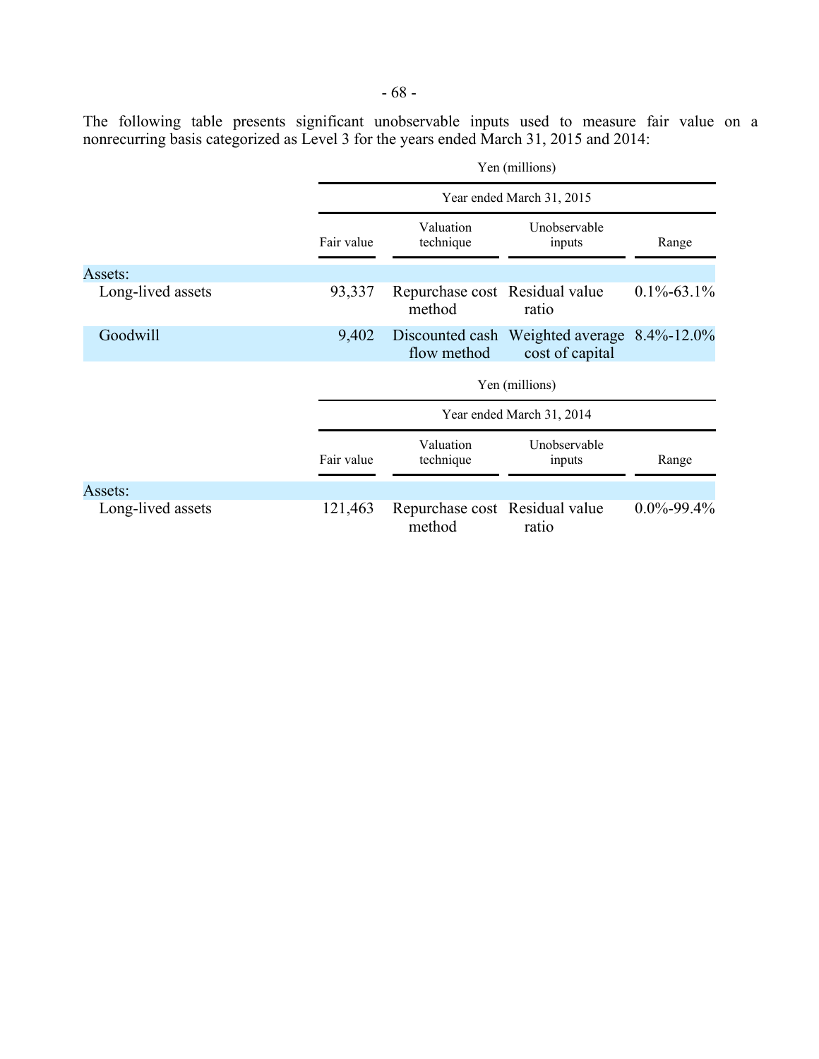The following table presents significant unobservable inputs used to measure fair value on a nonrecurring basis categorized as Level 3 for the years ended March 31, 2015 and 2014:

| | Yen (millions) | | | |
|---|---|---|---|---|
| | Year ended March 31, 2015 | | | |
| | Fair value | Valuation technique | Unobservable inputs | Range |
| Assets: | | | | |
| Long-lived assets | 93,337 | Repurchase cost method | Residual value ratio | 0.1%-63.1% |
| Goodwill | 9,402 | Discounted cash flow method | Weighted average cost of capital | 8.4%-12.0% |

| | Yen (millions) | | | |
|---|---|---|---|---|
| | Year ended March 31, 2014 | | | |
| | Fair value | Valuation technique | Unobservable inputs | Range |
| Assets: | | | | |
| Long-lived assets | 121,463 | Repurchase cost method | Residual value ratio | 0.0%-99.4% |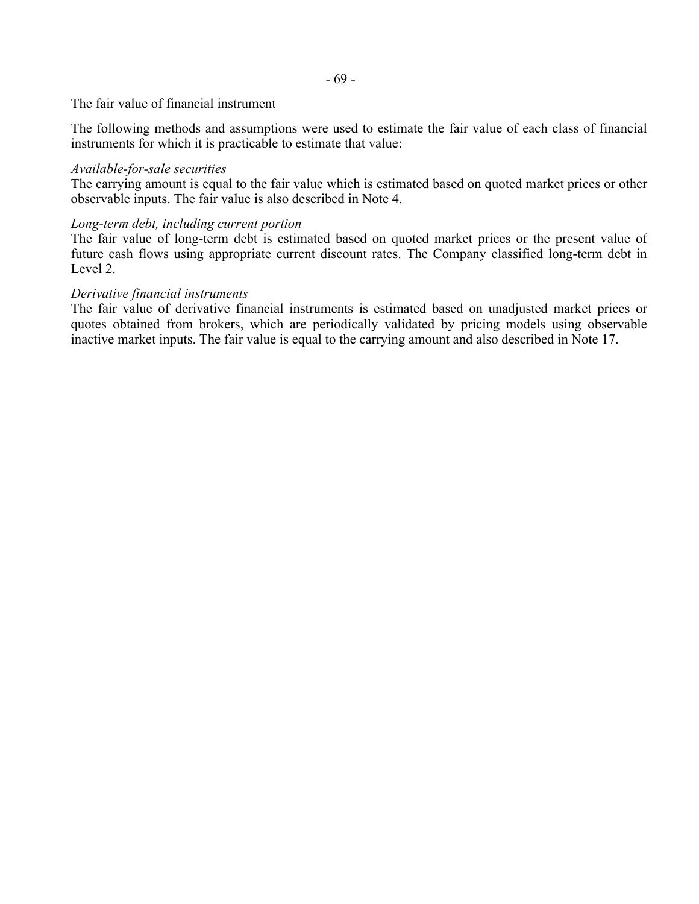The fair value of financial instrument

The following methods and assumptions were used to estimate the fair value of each class of financial instruments for which it is practicable to estimate that value:

*Available-for-sale securities*
The carrying amount is equal to the fair value which is estimated based on quoted market prices or other observable inputs. The fair value is also described in Note 4.

*Long-term debt, including current portion*
The fair value of long-term debt is estimated based on quoted market prices or the present value of future cash flows using appropriate current discount rates. The Company classified long-term debt in Level 2.

*Derivative financial instruments*
The fair value of derivative financial instruments is estimated based on unadjusted market prices or quotes obtained from brokers, which are periodically validated by pricing models using observable inactive market inputs. The fair value is equal to the carrying amount and also described in Note 17.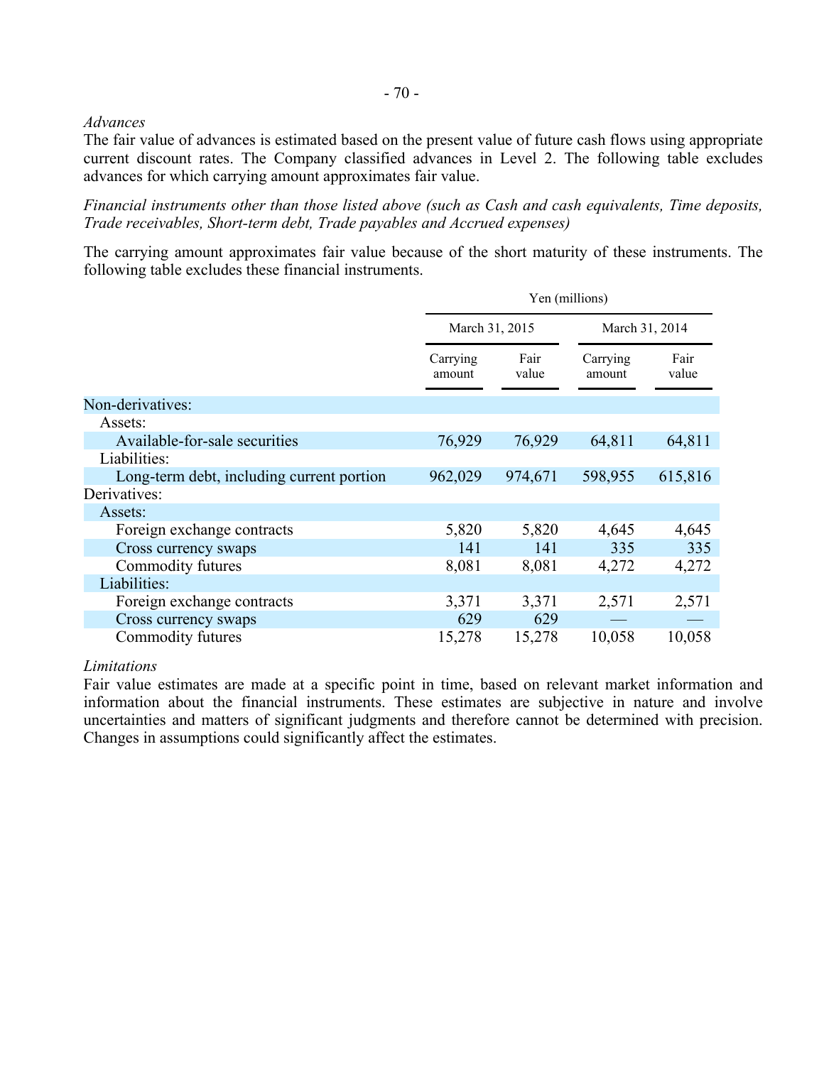*Advances*

The fair value of advances is estimated based on the present value of future cash flows using appropriate current discount rates. The Company classified advances in Level 2. The following table excludes advances for which carrying amount approximates fair value.

*Financial instruments other than those listed above (such as Cash and cash equivalents, Time deposits, Trade receivables, Short-term debt, Trade payables and Accrued expenses)*

The carrying amount approximates fair value because of the short maturity of these instruments. The following table excludes these financial instruments.

| | Yen (millions) | | | |
|---|---|---|---|---|
| | March 31, 2015 | | March 31, 2014 | |
| | Carrying amount | Fair value | Carrying amount | Fair value |
| Non-derivatives: | | | | |
| Assets: | | | | |
| Available-for-sale securities | 76,929 | 76,929 | 64,811 | 64,811 |
| Liabilities: | | | | |
| Long-term debt, including current portion | 962,029 | 974,671 | 598,955 | 615,816 |
| Derivatives: | | | | |
| Assets: | | | | |
| Foreign exchange contracts | 5,820 | 5,820 | 4,645 | 4,645 |
| Cross currency swaps | 141 | 141 | 335 | 335 |
| Commodity futures | 8,081 | 8,081 | 4,272 | 4,272 |
| Liabilities: | | | | |
| Foreign exchange contracts | 3,371 | 3,371 | 2,571 | 2,571 |
| Cross currency swaps | 629 | 629 | — | — |
| Commodity futures | 15,278 | 15,278 | 10,058 | 10,058 |

*Limitations*

Fair value estimates are made at a specific point in time, based on relevant market information and information about the financial instruments. These estimates are subjective in nature and involve uncertainties and matters of significant judgments and therefore cannot be determined with precision. Changes in assumptions could significantly affect the estimates.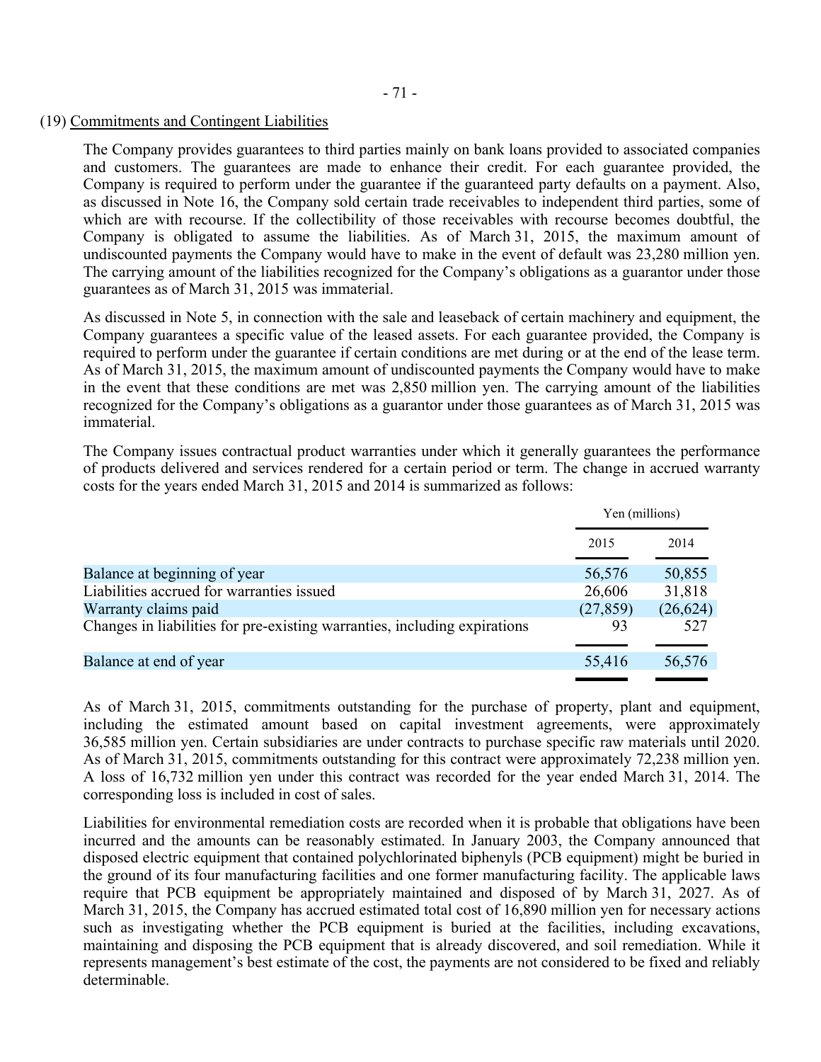## (19) Commitments and Contingent Liabilities

The Company provides guarantees to third parties mainly on bank loans provided to associated companies and customers. The guarantees are made to enhance their credit. For each guarantee provided, the Company is required to perform under the guarantee if the guaranteed party defaults on a payment. Also, as discussed in Note 16, the Company sold certain trade receivables to independent third parties, some of which are with recourse. If the collectibility of those receivables with recourse becomes doubtful, the Company is obligated to assume the liabilities. As of March 31, 2015, the maximum amount of undiscounted payments the Company would have to make in the event of default was 23,280 million yen. The carrying amount of the liabilities recognized for the Company's obligations as a guarantor under those guarantees as of March 31, 2015 was immaterial.

As discussed in Note 5, in connection with the sale and leaseback of certain machinery and equipment, the Company guarantees a specific value of the leased assets. For each guarantee provided, the Company is required to perform under the guarantee if certain conditions are met during or at the end of the lease term. As of March 31, 2015, the maximum amount of undiscounted payments the Company would have to make in the event that these conditions are met was 2,850 million yen. The carrying amount of the liabilities recognized for the Company's obligations as a guarantor under those guarantees as of March 31, 2015 was immaterial.

The Company issues contractual product warranties under which it generally guarantees the performance of products delivered and services rendered for a certain period or term. The change in accrued warranty costs for the years ended March 31, 2015 and 2014 is summarized as follows:

| | Yen (millions) | |
|---|---|---|
| | 2015 | 2014 |
| Balance at beginning of year | 56,576 | 50,855 |
| Liabilities accrued for warranties issued | 26,606 | 31,818 |
| Warranty claims paid | (27,859) | (26,624) |
| Changes in liabilities for pre-existing warranties, including expirations | 93 | 527 |
| Balance at end of year | 55,416 | 56,576 |

As of March 31, 2015, commitments outstanding for the purchase of property, plant and equipment, including the estimated amount based on capital investment agreements, were approximately 36,585 million yen. Certain subsidiaries are under contracts to purchase specific raw materials until 2020. As of March 31, 2015, commitments outstanding for this contract were approximately 72,238 million yen. A loss of 16,732 million yen under this contract was recorded for the year ended March 31, 2014. The corresponding loss is included in cost of sales.

Liabilities for environmental remediation costs are recorded when it is probable that obligations have been incurred and the amounts can be reasonably estimated. In January 2003, the Company announced that disposed electric equipment that contained polychlorinated biphenyls (PCB equipment) might be buried in the ground of its four manufacturing facilities and one former manufacturing facility. The applicable laws require that PCB equipment be appropriately maintained and disposed of by March 31, 2027. As of March 31, 2015, the Company has accrued estimated total cost of 16,890 million yen for necessary actions such as investigating whether the PCB equipment is buried at the facilities, including excavations, maintaining and disposing the PCB equipment that is already discovered, and soil remediation. While it represents management's best estimate of the cost, the payments are not considered to be fixed and reliably determinable.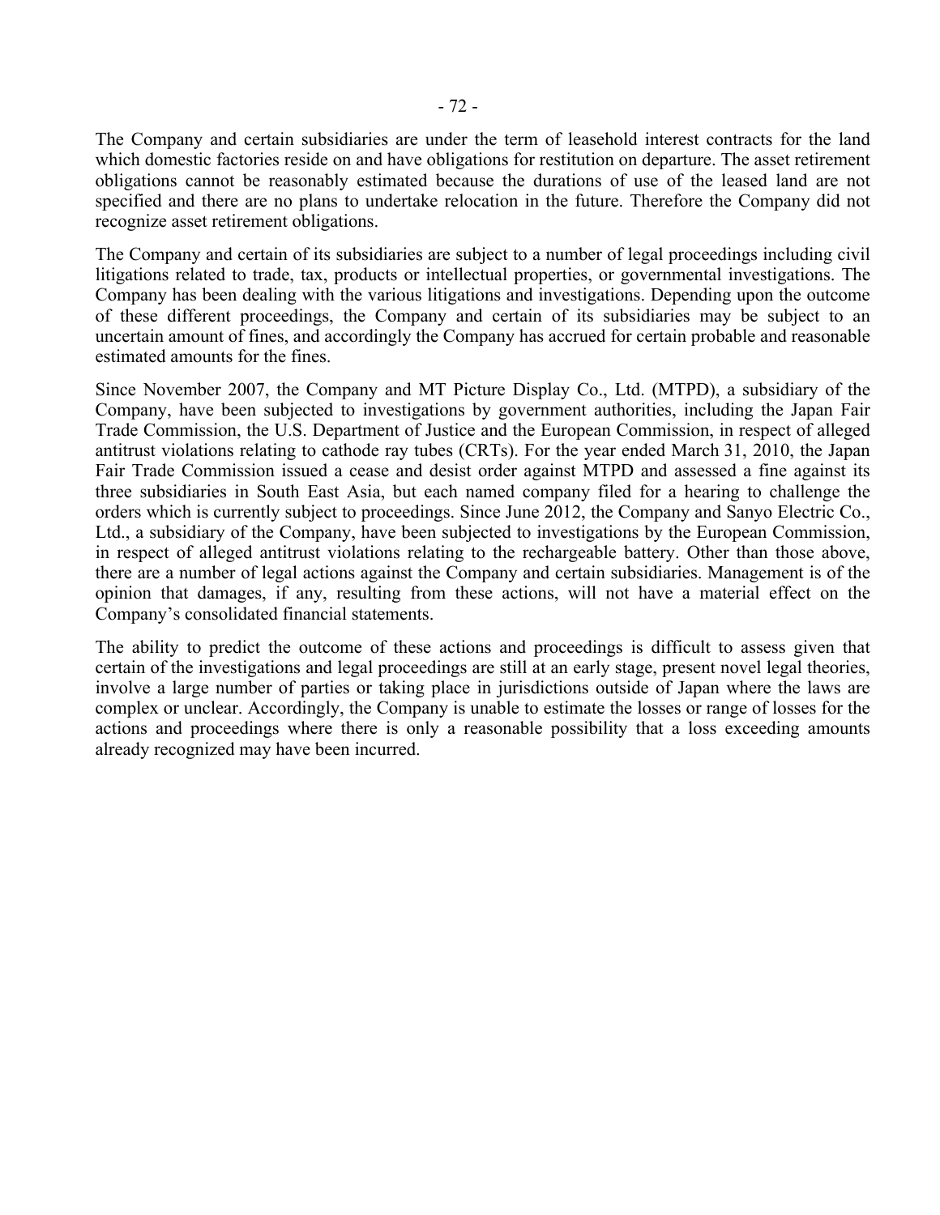The Company and certain subsidiaries are under the term of leasehold interest contracts for the land which domestic factories reside on and have obligations for restitution on departure. The asset retirement obligations cannot be reasonably estimated because the durations of use of the leased land are not specified and there are no plans to undertake relocation in the future. Therefore the Company did not recognize asset retirement obligations.

The Company and certain of its subsidiaries are subject to a number of legal proceedings including civil litigations related to trade, tax, products or intellectual properties, or governmental investigations. The Company has been dealing with the various litigations and investigations. Depending upon the outcome of these different proceedings, the Company and certain of its subsidiaries may be subject to an uncertain amount of fines, and accordingly the Company has accrued for certain probable and reasonable estimated amounts for the fines.

Since November 2007, the Company and MT Picture Display Co., Ltd. (MTPD), a subsidiary of the Company, have been subjected to investigations by government authorities, including the Japan Fair Trade Commission, the U.S. Department of Justice and the European Commission, in respect of alleged antitrust violations relating to cathode ray tubes (CRTs). For the year ended March 31, 2010, the Japan Fair Trade Commission issued a cease and desist order against MTPD and assessed a fine against its three subsidiaries in South East Asia, but each named company filed for a hearing to challenge the orders which is currently subject to proceedings. Since June 2012, the Company and Sanyo Electric Co., Ltd., a subsidiary of the Company, have been subjected to investigations by the European Commission, in respect of alleged antitrust violations relating to the rechargeable battery. Other than those above, there are a number of legal actions against the Company and certain subsidiaries. Management is of the opinion that damages, if any, resulting from these actions, will not have a material effect on the Company's consolidated financial statements.

The ability to predict the outcome of these actions and proceedings is difficult to assess given that certain of the investigations and legal proceedings are still at an early stage, present novel legal theories, involve a large number of parties or taking place in jurisdictions outside of Japan where the laws are complex or unclear. Accordingly, the Company is unable to estimate the losses or range of losses for the actions and proceedings where there is only a reasonable possibility that a loss exceeding amounts already recognized may have been incurred.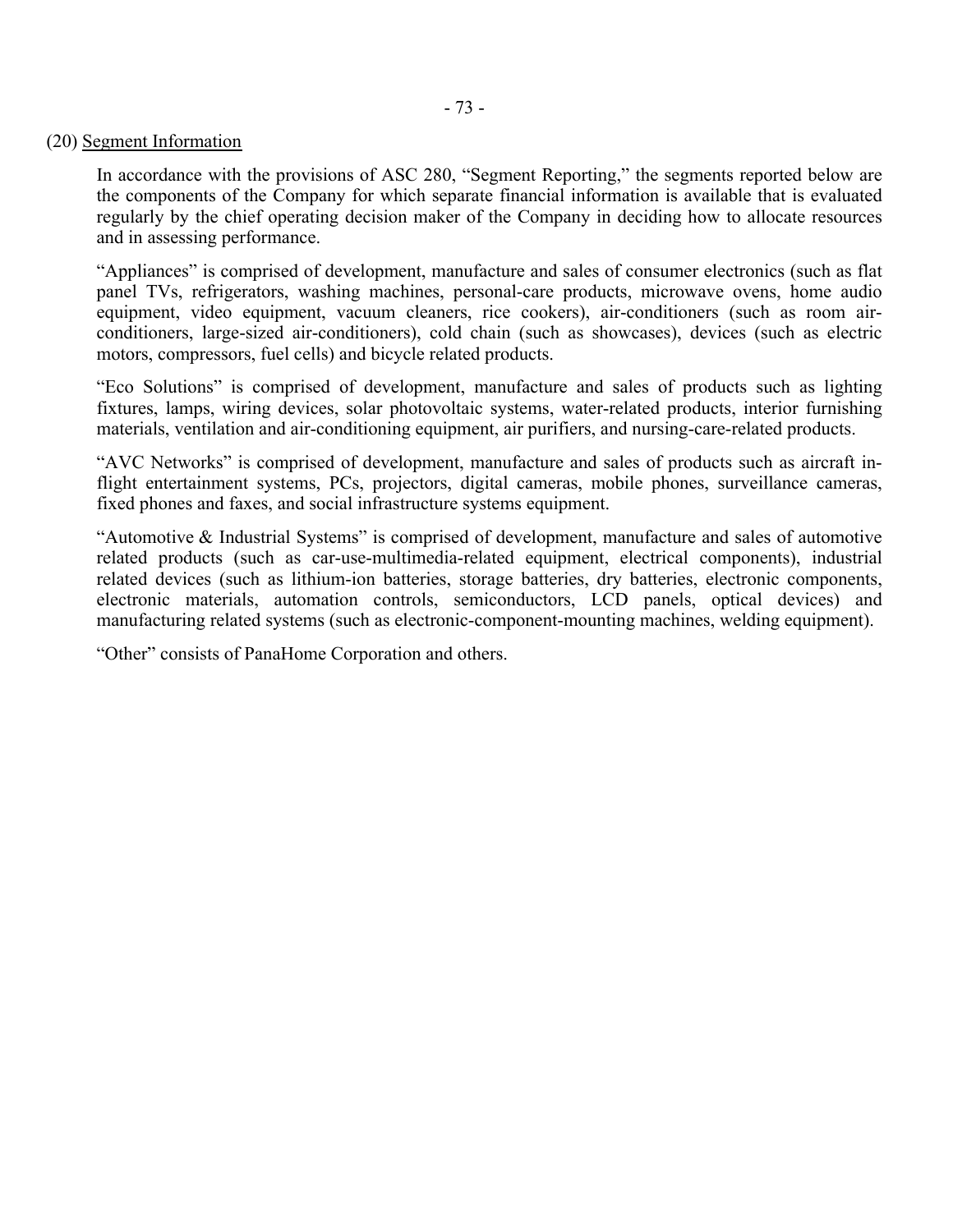(20) Segment Information

In accordance with the provisions of ASC 280, "Segment Reporting," the segments reported below are the components of the Company for which separate financial information is available that is evaluated regularly by the chief operating decision maker of the Company in deciding how to allocate resources and in assessing performance.

"Appliances" is comprised of development, manufacture and sales of consumer electronics (such as flat panel TVs, refrigerators, washing machines, personal-care products, microwave ovens, home audio equipment, video equipment, vacuum cleaners, rice cookers), air-conditioners (such as room air-conditioners, large-sized air-conditioners), cold chain (such as showcases), devices (such as electric motors, compressors, fuel cells) and bicycle related products.

"Eco Solutions" is comprised of development, manufacture and sales of products such as lighting fixtures, lamps, wiring devices, solar photovoltaic systems, water-related products, interior furnishing materials, ventilation and air-conditioning equipment, air purifiers, and nursing-care-related products.

"AVC Networks" is comprised of development, manufacture and sales of products such as aircraft in-flight entertainment systems, PCs, projectors, digital cameras, mobile phones, surveillance cameras, fixed phones and faxes, and social infrastructure systems equipment.

"Automotive & Industrial Systems" is comprised of development, manufacture and sales of automotive related products (such as car-use-multimedia-related equipment, electrical components), industrial related devices (such as lithium-ion batteries, storage batteries, dry batteries, electronic components, electronic materials, automation controls, semiconductors, LCD panels, optical devices) and manufacturing related systems (such as electronic-component-mounting machines, welding equipment).

"Other" consists of PanaHome Corporation and others.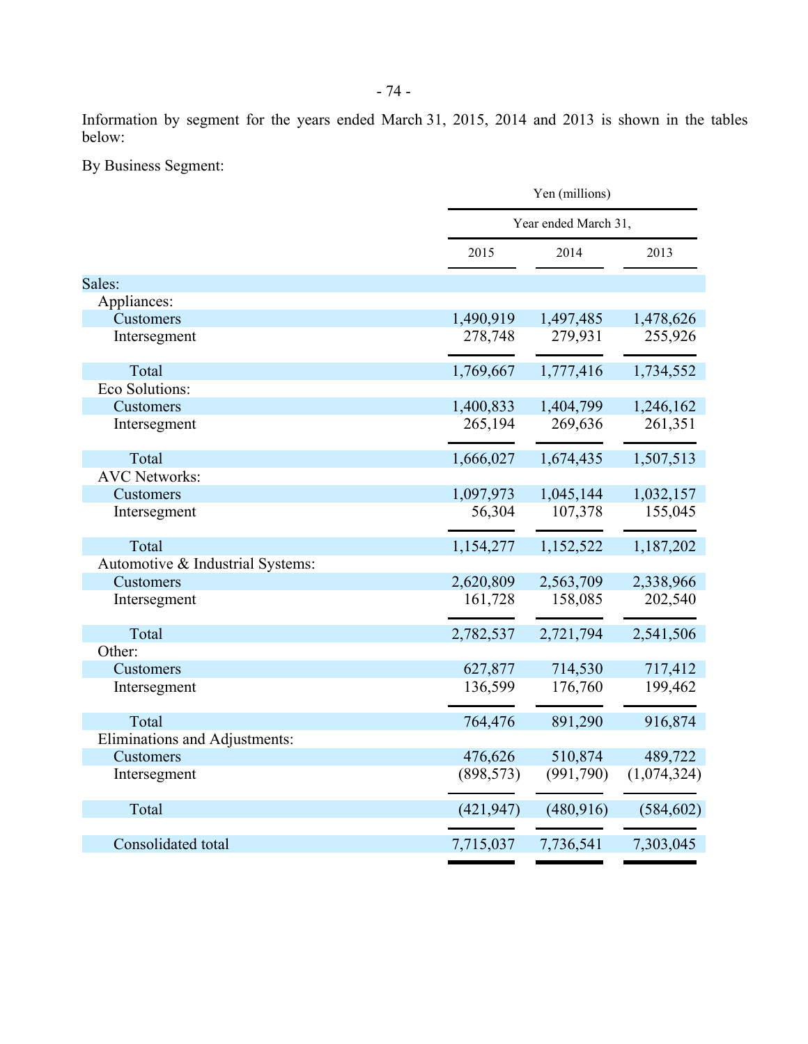Information by segment for the years ended March 31, 2015, 2014 and 2013 is shown in the tables below:

By Business Segment:

| | Yen (millions) | | |
|---|---|---|---|
| | Year ended March 31, | | |
| | 2015 | 2014 | 2013 |
| Sales: | | | |
| Appliances: | | | |
| Customers | 1,490,919 | 1,497,485 | 1,478,626 |
| Intersegment | 278,748 | 279,931 | 255,926 |
| Total | 1,769,667 | 1,777,416 | 1,734,552 |
| Eco Solutions: | | | |
| Customers | 1,400,833 | 1,404,799 | 1,246,162 |
| Intersegment | 265,194 | 269,636 | 261,351 |
| Total | 1,666,027 | 1,674,435 | 1,507,513 |
| AVC Networks: | | | |
| Customers | 1,097,973 | 1,045,144 | 1,032,157 |
| Intersegment | 56,304 | 107,378 | 155,045 |
| Total | 1,154,277 | 1,152,522 | 1,187,202 |
| Automotive & Industrial Systems: | | | |
| Customers | 2,620,809 | 2,563,709 | 2,338,966 |
| Intersegment | 161,728 | 158,085 | 202,540 |
| Total | 2,782,537 | 2,721,794 | 2,541,506 |
| Other: | | | |
| Customers | 627,877 | 714,530 | 717,412 |
| Intersegment | 136,599 | 176,760 | 199,462 |
| Total | 764,476 | 891,290 | 916,874 |
| Eliminations and Adjustments: | | | |
| Customers | 476,626 | 510,874 | 489,722 |
| Intersegment | (898,573) | (991,790) | (1,074,324) |
| Total | (421,947) | (480,916) | (584,602) |
| Consolidated total | 7,715,037 | 7,736,541 | 7,303,045 |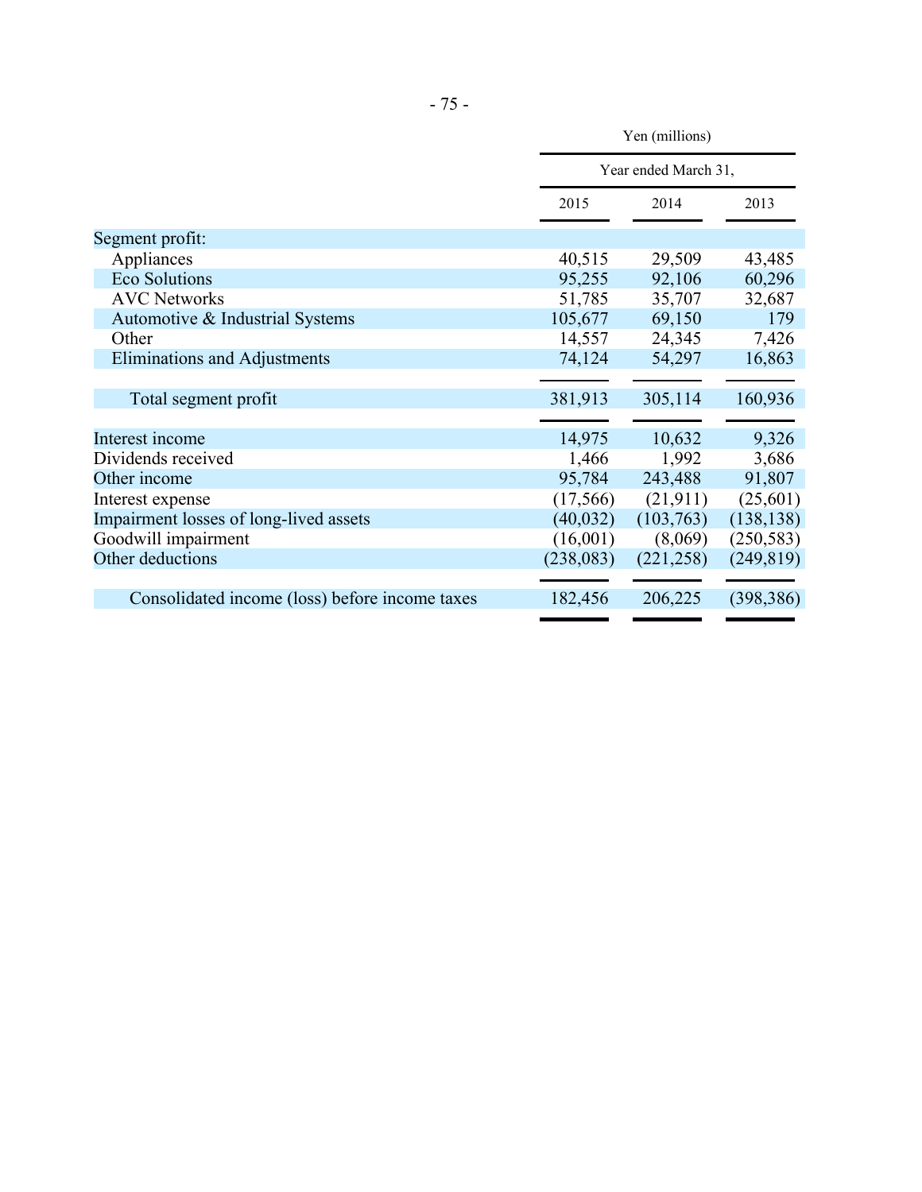| | Yen (millions) | | |
|---|---|---|---|
| | Year ended March 31, | | |
| | 2015 | 2014 | 2013 |
| Segment profit: | | | |
| Appliances | 40,515 | 29,509 | 43,485 |
| Eco Solutions | 95,255 | 92,106 | 60,296 |
| AVC Networks | 51,785 | 35,707 | 32,687 |
| Automotive & Industrial Systems | 105,677 | 69,150 | 179 |
| Other | 14,557 | 24,345 | 7,426 |
| Eliminations and Adjustments | 74,124 | 54,297 | 16,863 |
| Total segment profit | 381,913 | 305,114 | 160,936 |
| Interest income | 14,975 | 10,632 | 9,326 |
| Dividends received | 1,466 | 1,992 | 3,686 |
| Other income | 95,784 | 243,488 | 91,807 |
| Interest expense | (17,566) | (21,911) | (25,601) |
| Impairment losses of long-lived assets | (40,032) | (103,763) | (138,138) |
| Goodwill impairment | (16,001) | (8,069) | (250,583) |
| Other deductions | (238,083) | (221,258) | (249,819) |
| Consolidated income (loss) before income taxes | 182,456 | 206,225 | (398,386) |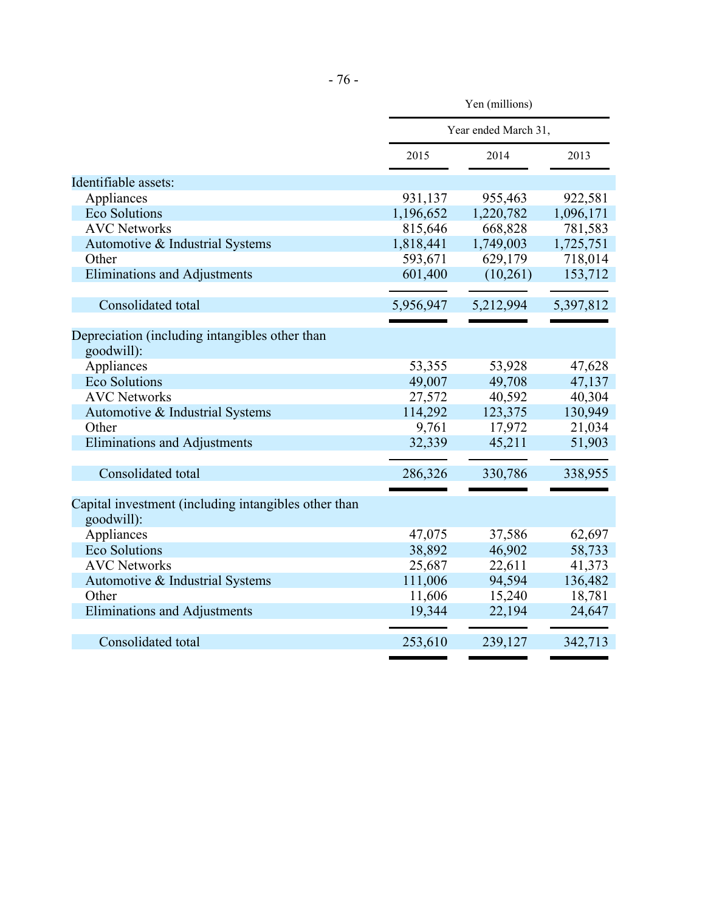| | Yen (millions) | | |
|---|---|---|---|
| | Year ended March 31, | | |
| | 2015 | 2014 | 2013 |
| Identifiable assets: | | | |
| Appliances | 931,137 | 955,463 | 922,581 |
| Eco Solutions | 1,196,652 | 1,220,782 | 1,096,171 |
| AVC Networks | 815,646 | 668,828 | 781,583 |
| Automotive & Industrial Systems | 1,818,441 | 1,749,003 | 1,725,751 |
| Other | 593,671 | 629,179 | 718,014 |
| Eliminations and Adjustments | 601,400 | (10,261) | 153,712 |
| Consolidated total | 5,956,947 | 5,212,994 | 5,397,812 |
| Depreciation (including intangibles other than goodwill): | | | |
| Appliances | 53,355 | 53,928 | 47,628 |
| Eco Solutions | 49,007 | 49,708 | 47,137 |
| AVC Networks | 27,572 | 40,592 | 40,304 |
| Automotive & Industrial Systems | 114,292 | 123,375 | 130,949 |
| Other | 9,761 | 17,972 | 21,034 |
| Eliminations and Adjustments | 32,339 | 45,211 | 51,903 |
| Consolidated total | 286,326 | 330,786 | 338,955 |
| Capital investment (including intangibles other than goodwill): | | | |
| Appliances | 47,075 | 37,586 | 62,697 |
| Eco Solutions | 38,892 | 46,902 | 58,733 |
| AVC Networks | 25,687 | 22,611 | 41,373 |
| Automotive & Industrial Systems | 111,006 | 94,594 | 136,482 |
| Other | 11,606 | 15,240 | 18,781 |
| Eliminations and Adjustments | 19,344 | 22,194 | 24,647 |
| Consolidated total | 253,610 | 239,127 | 342,713 |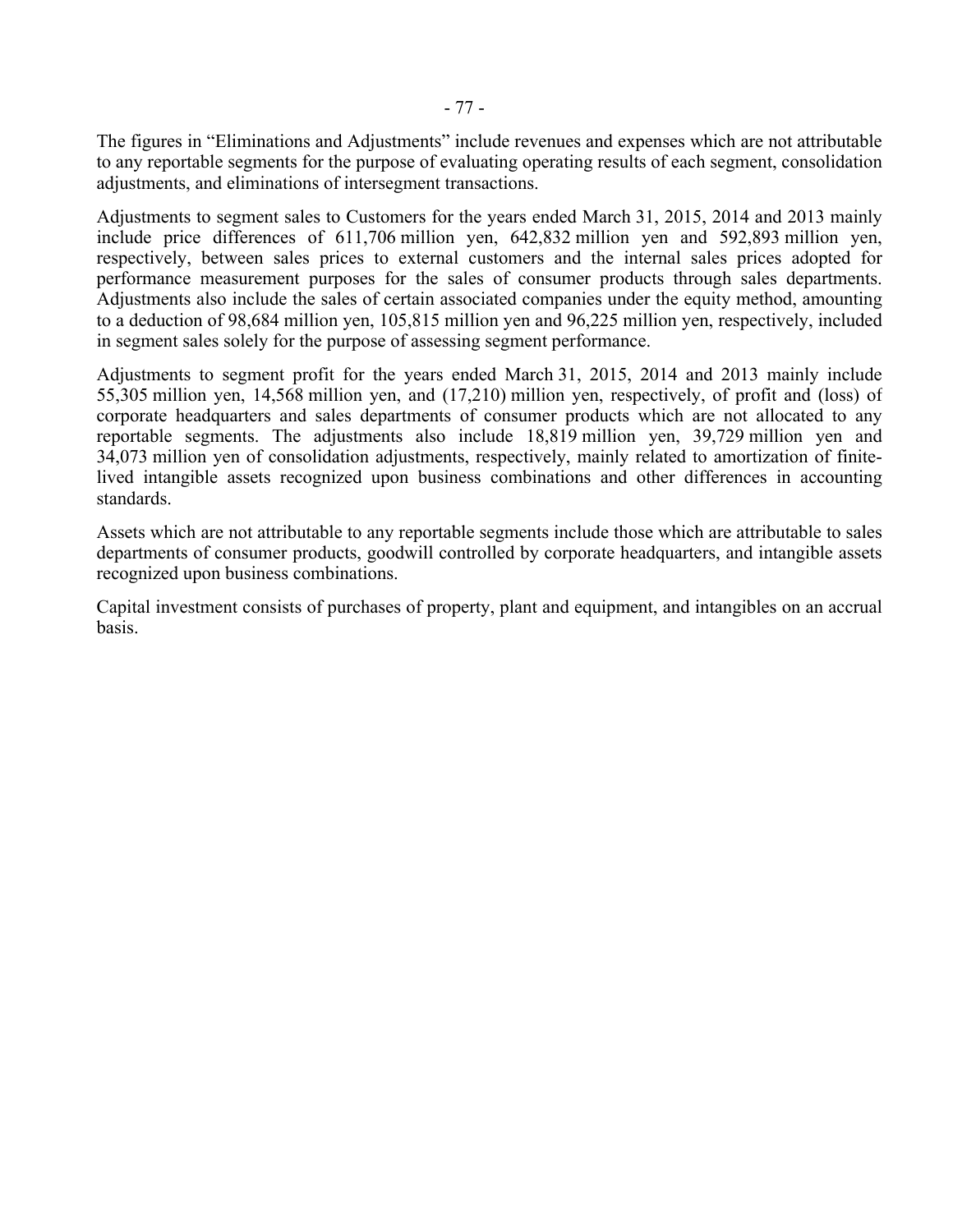The figures in "Eliminations and Adjustments" include revenues and expenses which are not attributable to any reportable segments for the purpose of evaluating operating results of each segment, consolidation adjustments, and eliminations of intersegment transactions.

Adjustments to segment sales to Customers for the years ended March 31, 2015, 2014 and 2013 mainly include price differences of 611,706 million yen, 642,832 million yen and 592,893 million yen, respectively, between sales prices to external customers and the internal sales prices adopted for performance measurement purposes for the sales of consumer products through sales departments. Adjustments also include the sales of certain associated companies under the equity method, amounting to a deduction of 98,684 million yen, 105,815 million yen and 96,225 million yen, respectively, included in segment sales solely for the purpose of assessing segment performance.

Adjustments to segment profit for the years ended March 31, 2015, 2014 and 2013 mainly include 55,305 million yen, 14,568 million yen, and (17,210) million yen, respectively, of profit and (loss) of corporate headquarters and sales departments of consumer products which are not allocated to any reportable segments. The adjustments also include 18,819 million yen, 39,729 million yen and 34,073 million yen of consolidation adjustments, respectively, mainly related to amortization of finite-lived intangible assets recognized upon business combinations and other differences in accounting standards.

Assets which are not attributable to any reportable segments include those which are attributable to sales departments of consumer products, goodwill controlled by corporate headquarters, and intangible assets recognized upon business combinations.

Capital investment consists of purchases of property, plant and equipment, and intangibles on an accrual basis.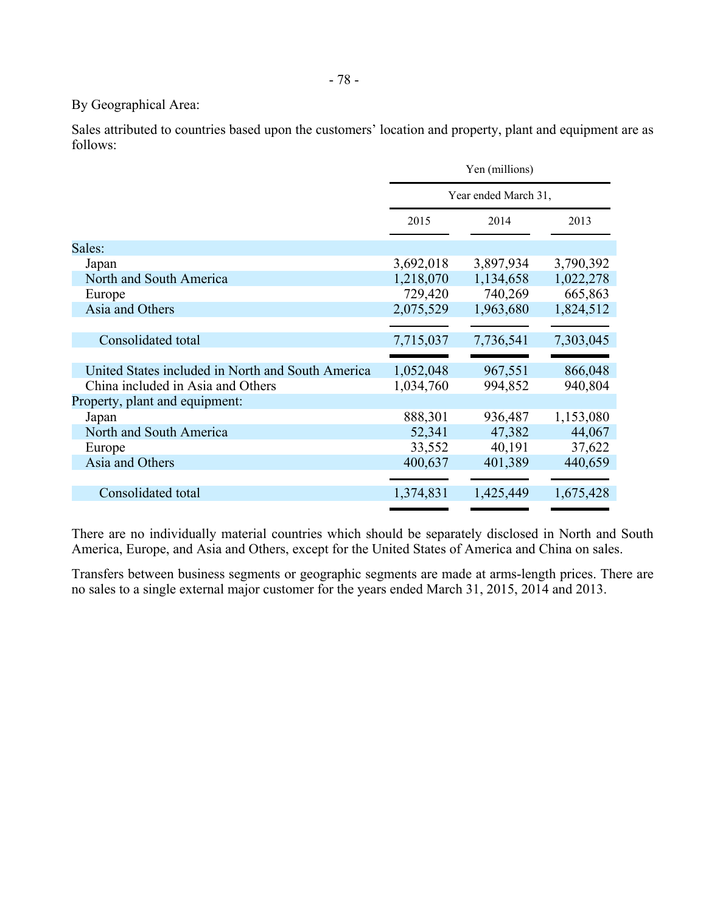By Geographical Area:

Sales attributed to countries based upon the customers' location and property, plant and equipment are as follows:

| | Yen (millions) | | |
|---|---|---|---|
| | Year ended March 31, | | |
| | 2015 | 2014 | 2013 |
| Sales: | | | |
| Japan | 3,692,018 | 3,897,934 | 3,790,392 |
| North and South America | 1,218,070 | 1,134,658 | 1,022,278 |
| Europe | 729,420 | 740,269 | 665,863 |
| Asia and Others | 2,075,529 | 1,963,680 | 1,824,512 |
| Consolidated total | 7,715,037 | 7,736,541 | 7,303,045 |
| United States included in North and South America | 1,052,048 | 967,551 | 866,048 |
| China included in Asia and Others | 1,034,760 | 994,852 | 940,804 |
| Property, plant and equipment: | | | |
| Japan | 888,301 | 936,487 | 1,153,080 |
| North and South America | 52,341 | 47,382 | 44,067 |
| Europe | 33,552 | 40,191 | 37,622 |
| Asia and Others | 400,637 | 401,389 | 440,659 |
| Consolidated total | 1,374,831 | 1,425,449 | 1,675,428 |

There are no individually material countries which should be separately disclosed in North and South America, Europe, and Asia and Others, except for the United States of America and China on sales.

Transfers between business segments or geographic segments are made at arms-length prices. There are no sales to a single external major customer for the years ended March 31, 2015, 2014 and 2013.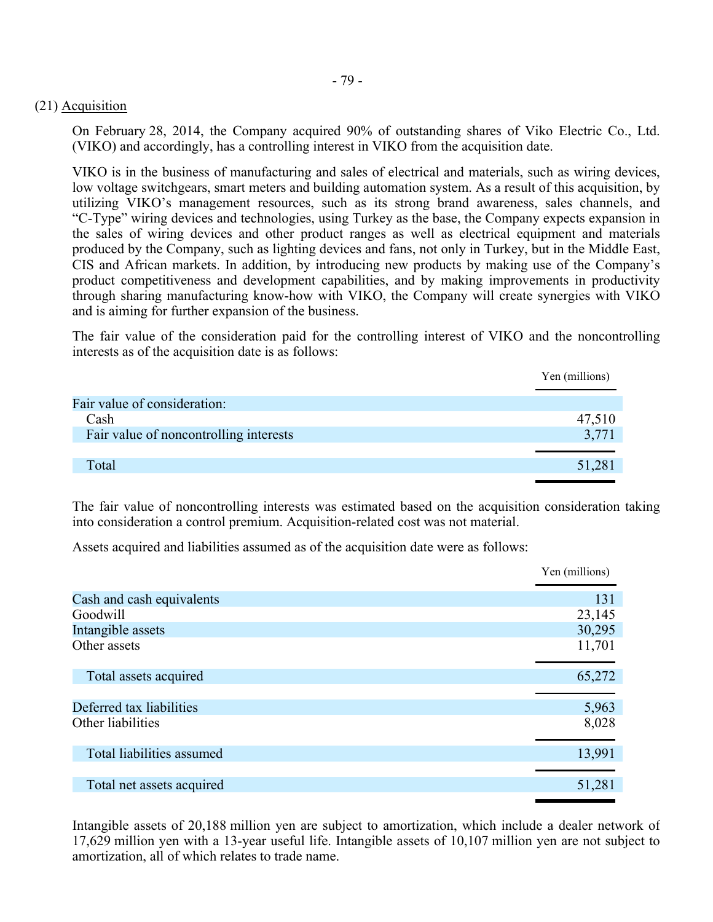(21) Acquisition

On February 28, 2014, the Company acquired 90% of outstanding shares of Viko Electric Co., Ltd. (VIKO) and accordingly, has a controlling interest in VIKO from the acquisition date.

VIKO is in the business of manufacturing and sales of electrical and materials, such as wiring devices, low voltage switchgears, smart meters and building automation system. As a result of this acquisition, by utilizing VIKO's management resources, such as its strong brand awareness, sales channels, and "C-Type" wiring devices and technologies, using Turkey as the base, the Company expects expansion in the sales of wiring devices and other product ranges as well as electrical equipment and materials produced by the Company, such as lighting devices and fans, not only in Turkey, but in the Middle East, CIS and African markets. In addition, by introducing new products by making use of the Company's product competitiveness and development capabilities, and by making improvements in productivity through sharing manufacturing know-how with VIKO, the Company will create synergies with VIKO and is aiming for further expansion of the business.

The fair value of the consideration paid for the controlling interest of VIKO and the noncontrolling interests as of the acquisition date is as follows:

| | Yen (millions) |
|---|---|
| Fair value of consideration: | |
| Cash | 47,510 |
| Fair value of noncontrolling interests | 3,771 |
| Total | 51,281 |

The fair value of noncontrolling interests was estimated based on the acquisition consideration taking into consideration a control premium. Acquisition-related cost was not material.

Assets acquired and liabilities assumed as of the acquisition date were as follows:

| | Yen (millions) |
|---|---|
| Cash and cash equivalents | 131 |
| Goodwill | 23,145 |
| Intangible assets | 30,295 |
| Other assets | 11,701 |
| Total assets acquired | 65,272 |
| Deferred tax liabilities | 5,963 |
| Other liabilities | 8,028 |
| Total liabilities assumed | 13,991 |
| Total net assets acquired | 51,281 |

Intangible assets of 20,188 million yen are subject to amortization, which include a dealer network of 17,629 million yen with a 13-year useful life. Intangible assets of 10,107 million yen are not subject to amortization, all of which relates to trade name.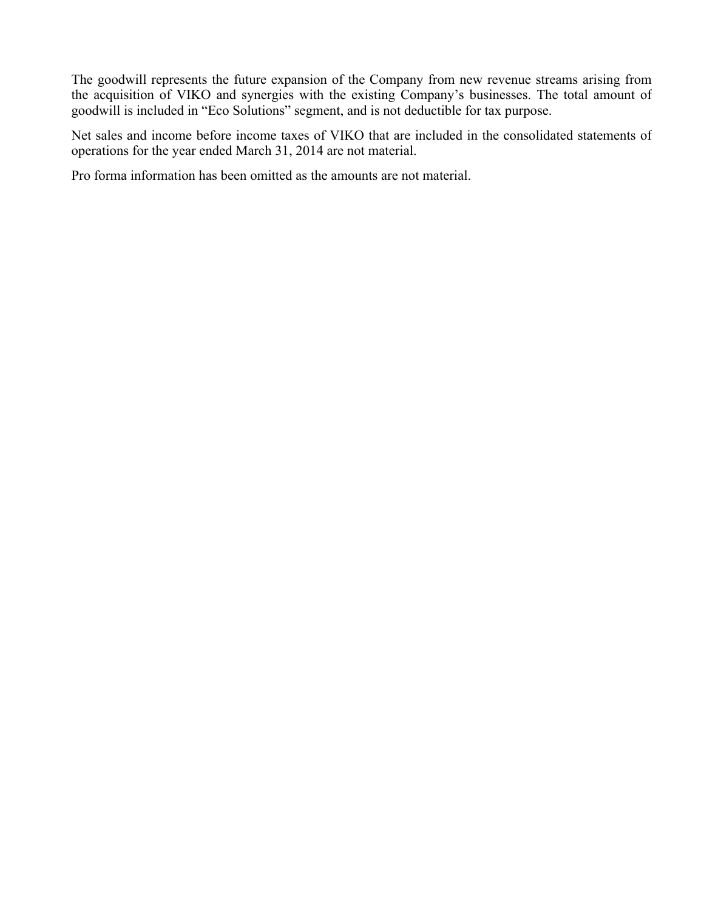The goodwill represents the future expansion of the Company from new revenue streams arising from the acquisition of VIKO and synergies with the existing Company's businesses. The total amount of goodwill is included in "Eco Solutions" segment, and is not deductible for tax purpose.

Net sales and income before income taxes of VIKO that are included in the consolidated statements of operations for the year ended March 31, 2014 are not material.

Pro forma information has been omitted as the amounts are not material.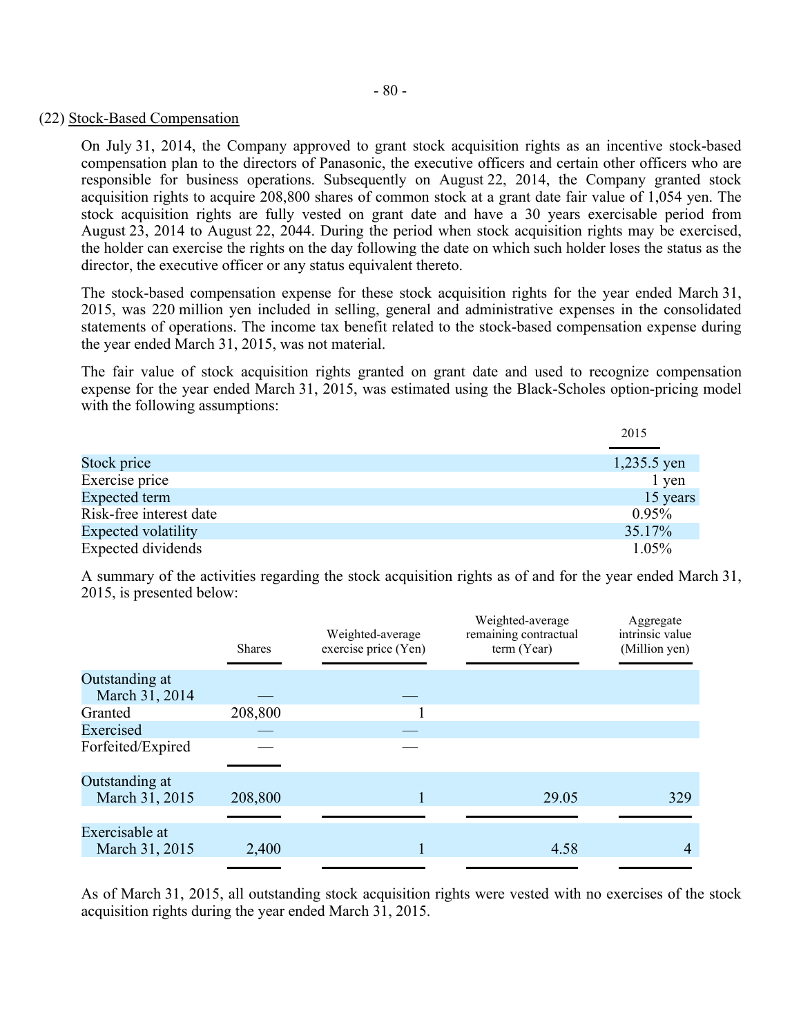## (22) Stock-Based Compensation

On July 31, 2014, the Company approved to grant stock acquisition rights as an incentive stock-based compensation plan to the directors of Panasonic, the executive officers and certain other officers who are responsible for business operations. Subsequently on August 22, 2014, the Company granted stock acquisition rights to acquire 208,800 shares of common stock at a grant date fair value of 1,054 yen. The stock acquisition rights are fully vested on grant date and have a 30 years exercisable period from August 23, 2014 to August 22, 2044. During the period when stock acquisition rights may be exercised, the holder can exercise the rights on the day following the date on which such holder loses the status as the director, the executive officer or any status equivalent thereto.

The stock-based compensation expense for these stock acquisition rights for the year ended March 31, 2015, was 220 million yen included in selling, general and administrative expenses in the consolidated statements of operations. The income tax benefit related to the stock-based compensation expense during the year ended March 31, 2015, was not material.

The fair value of stock acquisition rights granted on grant date and used to recognize compensation expense for the year ended March 31, 2015, was estimated using the Black-Scholes option-pricing model with the following assumptions:

| | 2015 |
|---|---|
| Stock price | 1,235.5 yen |
| Exercise price | 1 yen |
| Expected term | 15 years |
| Risk-free interest date | 0.95% |
| Expected volatility | 35.17% |
| Expected dividends | 1.05% |

A summary of the activities regarding the stock acquisition rights as of and for the year ended March 31, 2015, is presented below:

| | Shares | Weighted-average exercise price (Yen) | Weighted-average remaining contractual term (Year) | Aggregate intrinsic value (Million yen) |
|---|---|---|---|---|
| Outstanding at March 31, 2014 | — | — | | |
| Granted | 208,800 | 1 | | |
| Exercised | — | — | | |
| Forfeited/Expired | — | — | | |
| Outstanding at March 31, 2015 | 208,800 | 1 | 29.05 | 329 |
| Exercisable at March 31, 2015 | 2,400 | 1 | 4.58 | 4 |

As of March 31, 2015, all outstanding stock acquisition rights were vested with no exercises of the stock acquisition rights during the year ended March 31, 2015.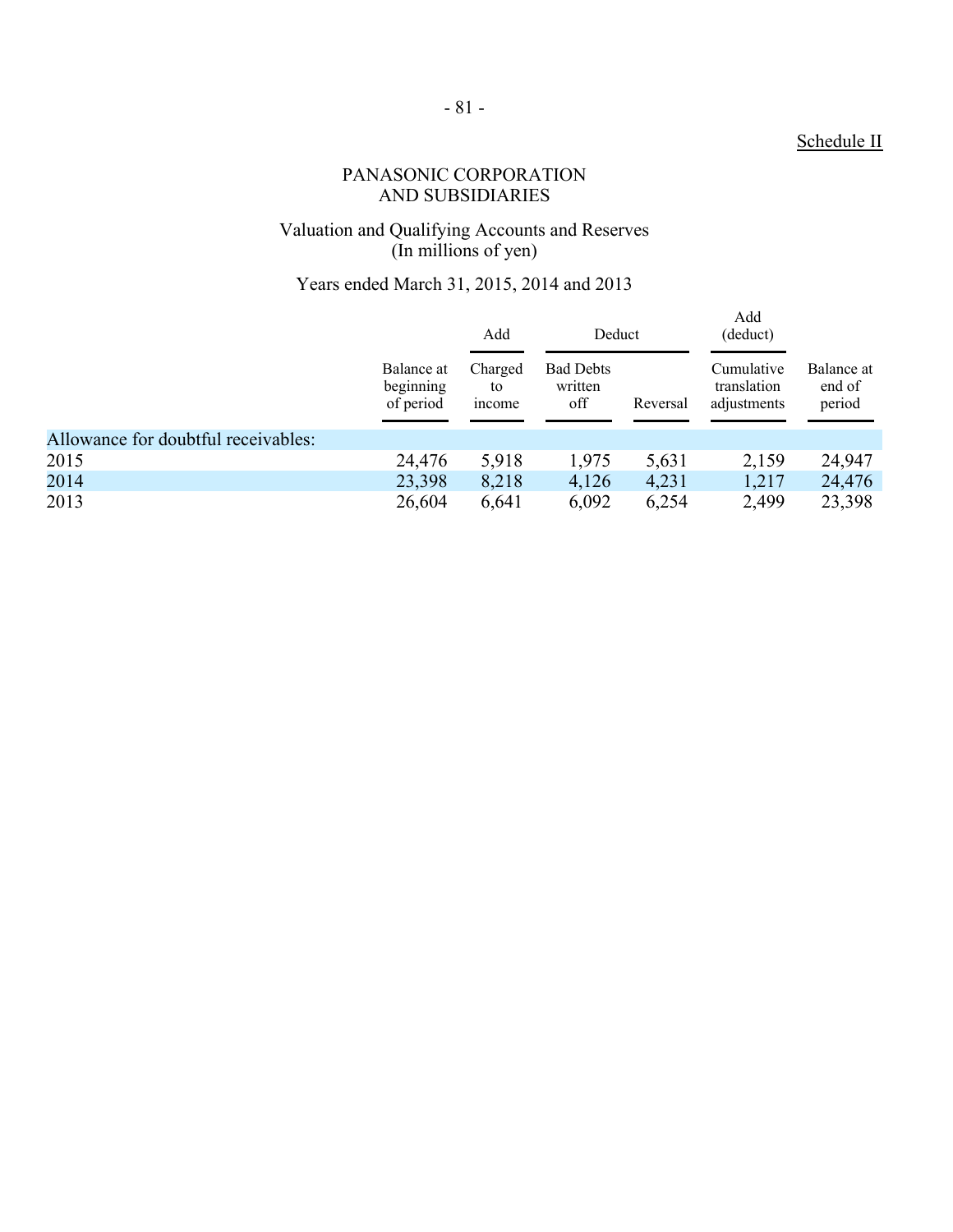Schedule II

# PANASONIC CORPORATION
# AND SUBSIDIARIES

## Valuation and Qualifying Accounts and Reserves
(In millions of yen)

Years ended March 31, 2015, 2014 and 2013

| | | Add | Deduct | | Add (deduct) | |
|---|---|---|---|---|---|---|
| | Balance at beginning of period | Charged to income | Bad Debts written off | Reversal | Cumulative translation adjustments | Balance at end of period |
| Allowance for doubtful receivables: | | | | | | |
| 2015 | 24,476 | 5,918 | 1,975 | 5,631 | 2,159 | 24,947 |
| 2014 | 23,398 | 8,218 | 4,126 | 4,231 | 1,217 | 24,476 |
| 2013 | 26,604 | 6,641 | 6,092 | 6,254 | 2,499 | 23,398 |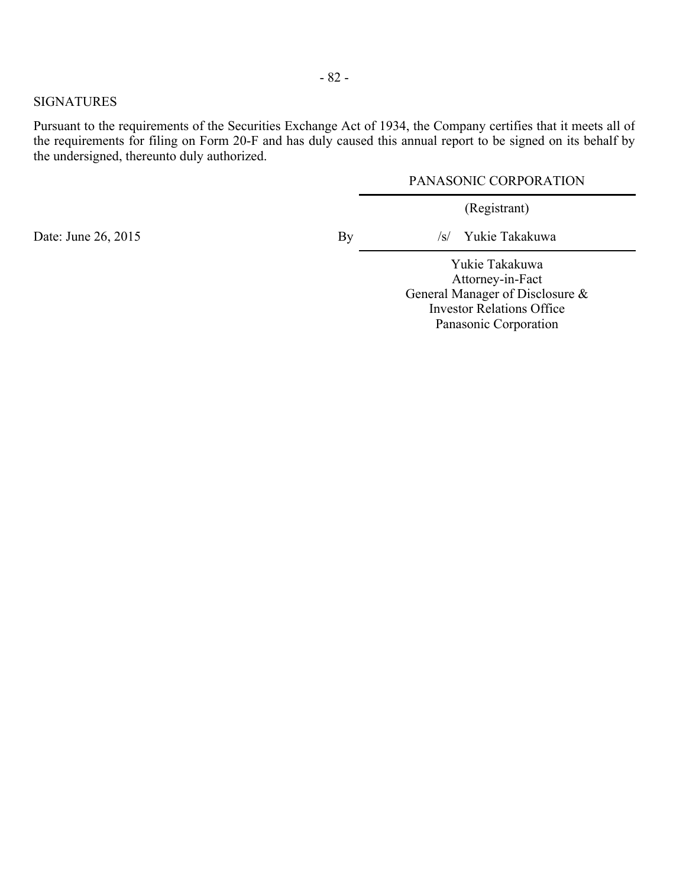## SIGNATURES

Pursuant to the requirements of the Securities Exchange Act of 1934, the Company certifies that it meets all of the requirements for filing on Form 20-F and has duly caused this annual report to be signed on its behalf by the undersigned, thereunto duly authorized.

PANASONIC CORPORATION

(Registrant)

Date: June 26, 2015

By /s/ Yukie Takakuwa

Yukie Takakuwa
Attorney-in-Fact
General Manager of Disclosure &
Investor Relations Office
Panasonic Corporation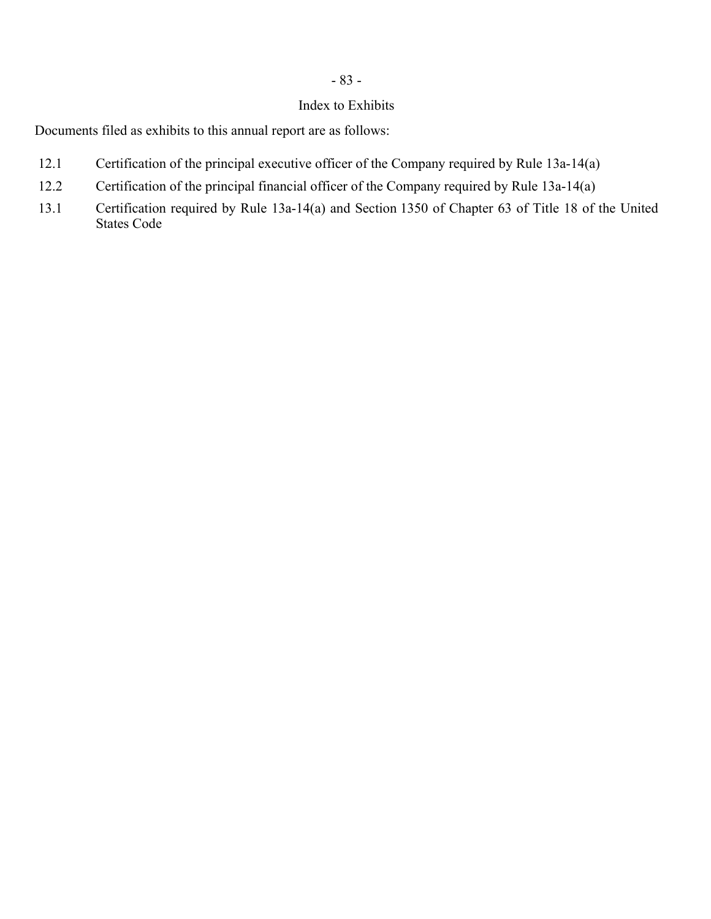## Index to Exhibits

Documents filed as exhibits to this annual report are as follows:

| | |
|---|---|
| 12.1 | Certification of the principal executive officer of the Company required by Rule 13a-14(a) |
| 12.2 | Certification of the principal financial officer of the Company required by Rule 13a-14(a) |
| 13.1 | Certification required by Rule 13a-14(a) and Section 1350 of Chapter 63 of Title 18 of the United States Code |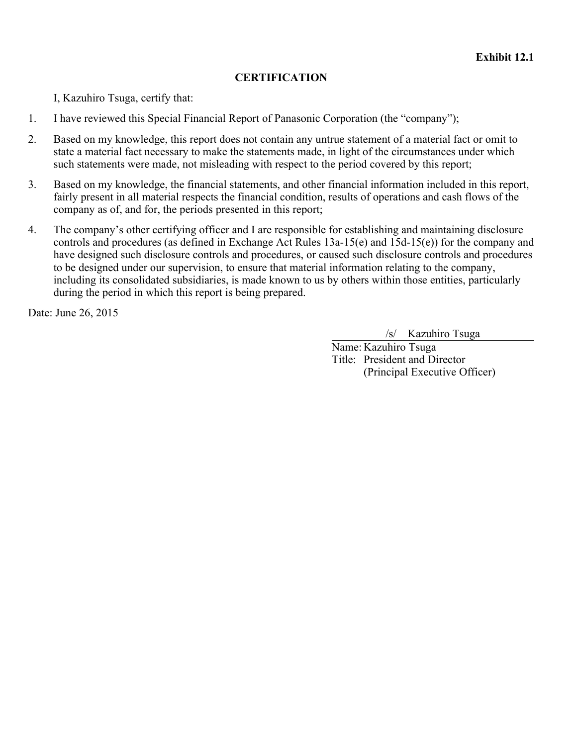**Exhibit 12.1**

# CERTIFICATION

I, Kazuhiro Tsuga, certify that:

1. I have reviewed this Special Financial Report of Panasonic Corporation (the "company");
2. Based on my knowledge, this report does not contain any untrue statement of a material fact or omit to state a material fact necessary to make the statements made, in light of the circumstances under which such statements were made, not misleading with respect to the period covered by this report;
3. Based on my knowledge, the financial statements, and other financial information included in this report, fairly present in all material respects the financial condition, results of operations and cash flows of the company as of, and for, the periods presented in this report;
4. The company's other certifying officer and I are responsible for establishing and maintaining disclosure controls and procedures (as defined in Exchange Act Rules 13a-15(e) and 15d-15(e)) for the company and have designed such disclosure controls and procedures, or caused such disclosure controls and procedures to be designed under our supervision, to ensure that material information relating to the company, including its consolidated subsidiaries, is made known to us by others within those entities, particularly during the period in which this report is being prepared.

Date: June 26, 2015

/s/ Kazuhiro Tsuga

Name: Kazuhiro Tsuga
Title: President and Director
(Principal Executive Officer)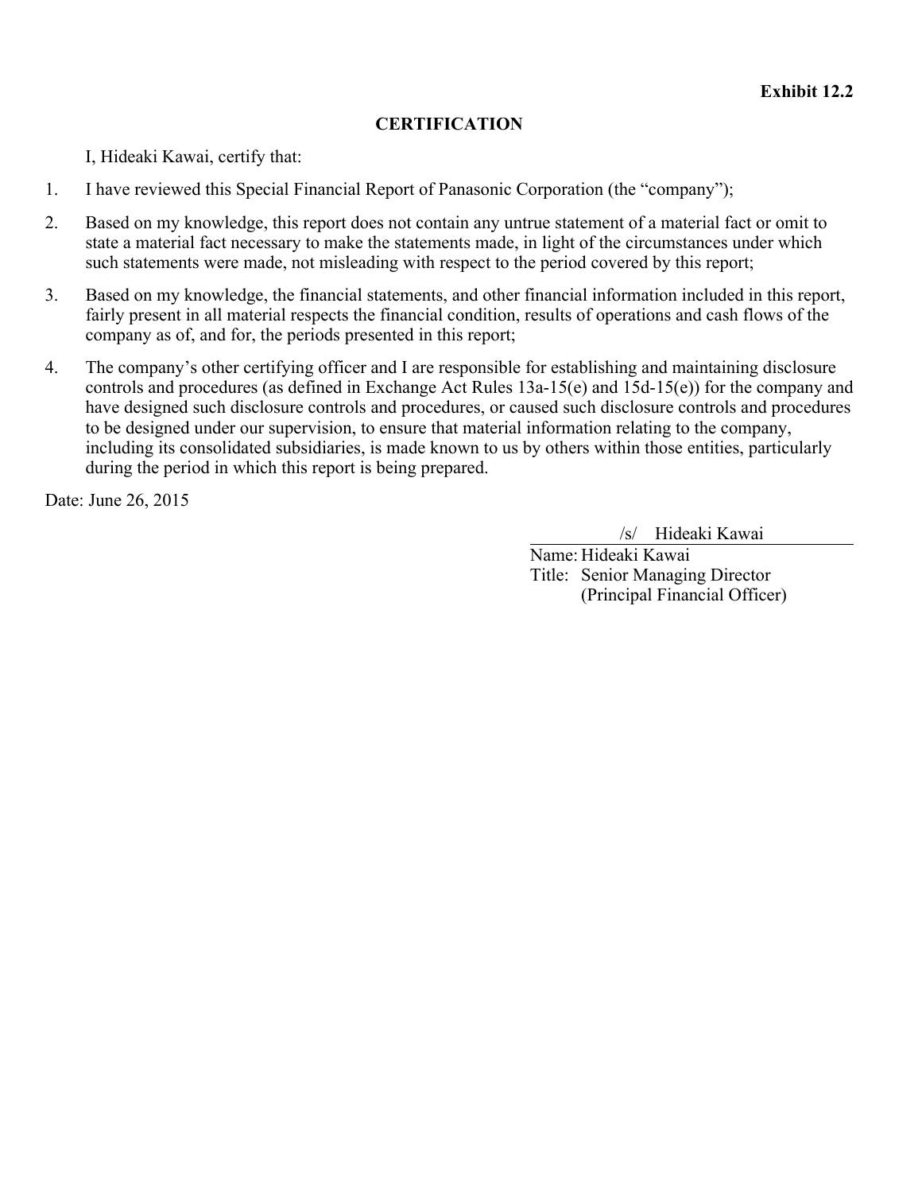**Exhibit 12.2**

# CERTIFICATION

I, Hideaki Kawai, certify that:

1. I have reviewed this Special Financial Report of Panasonic Corporation (the "company");
2. Based on my knowledge, this report does not contain any untrue statement of a material fact or omit to state a material fact necessary to make the statements made, in light of the circumstances under which such statements were made, not misleading with respect to the period covered by this report;
3. Based on my knowledge, the financial statements, and other financial information included in this report, fairly present in all material respects the financial condition, results of operations and cash flows of the company as of, and for, the periods presented in this report;
4. The company's other certifying officer and I are responsible for establishing and maintaining disclosure controls and procedures (as defined in Exchange Act Rules 13a-15(e) and 15d-15(e)) for the company and have designed such disclosure controls and procedures, or caused such disclosure controls and procedures to be designed under our supervision, to ensure that material information relating to the company, including its consolidated subsidiaries, is made known to us by others within those entities, particularly during the period in which this report is being prepared.

Date: June 26, 2015

/s/ Hideaki Kawai

Name: Hideaki Kawai
Title: Senior Managing Director
(Principal Financial Officer)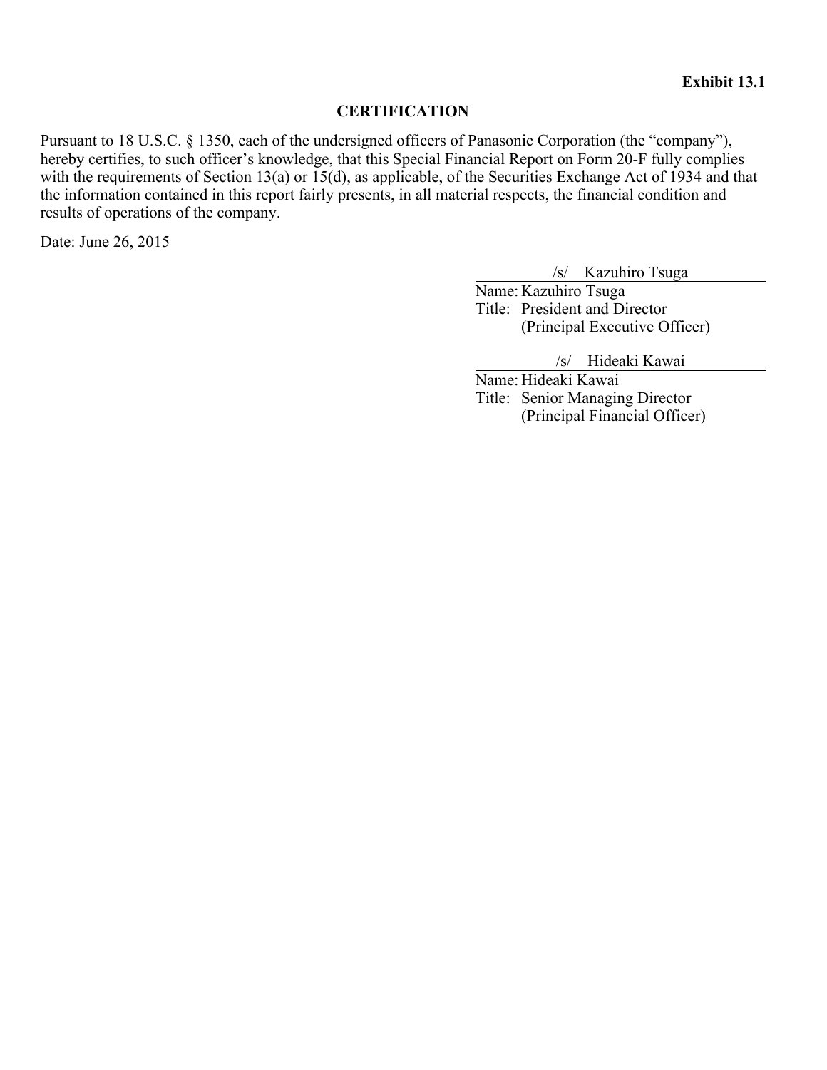**Exhibit 13.1**

## CERTIFICATION

Pursuant to 18 U.S.C. § 1350, each of the undersigned officers of Panasonic Corporation (the "company"), hereby certifies, to such officer's knowledge, that this Special Financial Report on Form 20-F fully complies with the requirements of Section 13(a) or 15(d), as applicable, of the Securities Exchange Act of 1934 and that the information contained in this report fairly presents, in all material respects, the financial condition and results of operations of the company.

Date: June 26, 2015

/s/ Kazuhiro Tsuga

Name: Kazuhiro Tsuga
Title: President and Director
(Principal Executive Officer)

/s/ Hideaki Kawai

Name: Hideaki Kawai
Title: Senior Managing Director
(Principal Financial Officer)